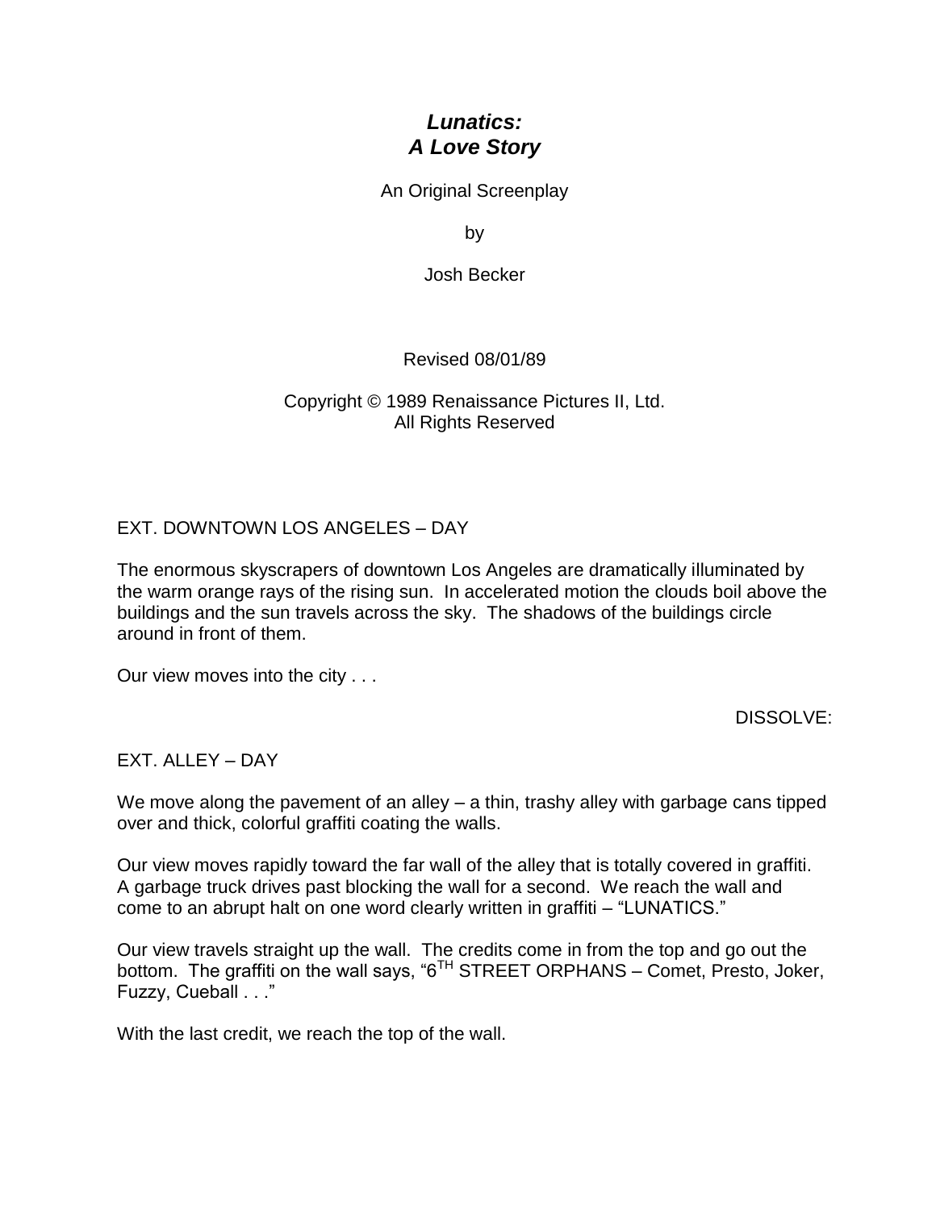# ***Lunatics:***
# ***A Love Story***

An Original Screenplay

by

Josh Becker

Revised 08/01/89

Copyright © 1989 Renaissance Pictures II, Ltd.
All Rights Reserved

EXT. DOWNTOWN LOS ANGELES – DAY

The enormous skyscrapers of downtown Los Angeles are dramatically illuminated by the warm orange rays of the rising sun. In accelerated motion the clouds boil above the buildings and the sun travels across the sky. The shadows of the buildings circle around in front of them.

Our view moves into the city . . .

DISSOLVE:

EXT. ALLEY – DAY

We move along the pavement of an alley – a thin, trashy alley with garbage cans tipped over and thick, colorful graffiti coating the walls.

Our view moves rapidly toward the far wall of the alley that is totally covered in graffiti. A garbage truck drives past blocking the wall for a second. We reach the wall and come to an abrupt halt on one word clearly written in graffiti – "LUNATICS."

Our view travels straight up the wall. The credits come in from the top and go out the bottom. The graffiti on the wall says, "6TH STREET ORPHANS – Comet, Presto, Joker, Fuzzy, Cueball . . ."

With the last credit, we reach the top of the wall.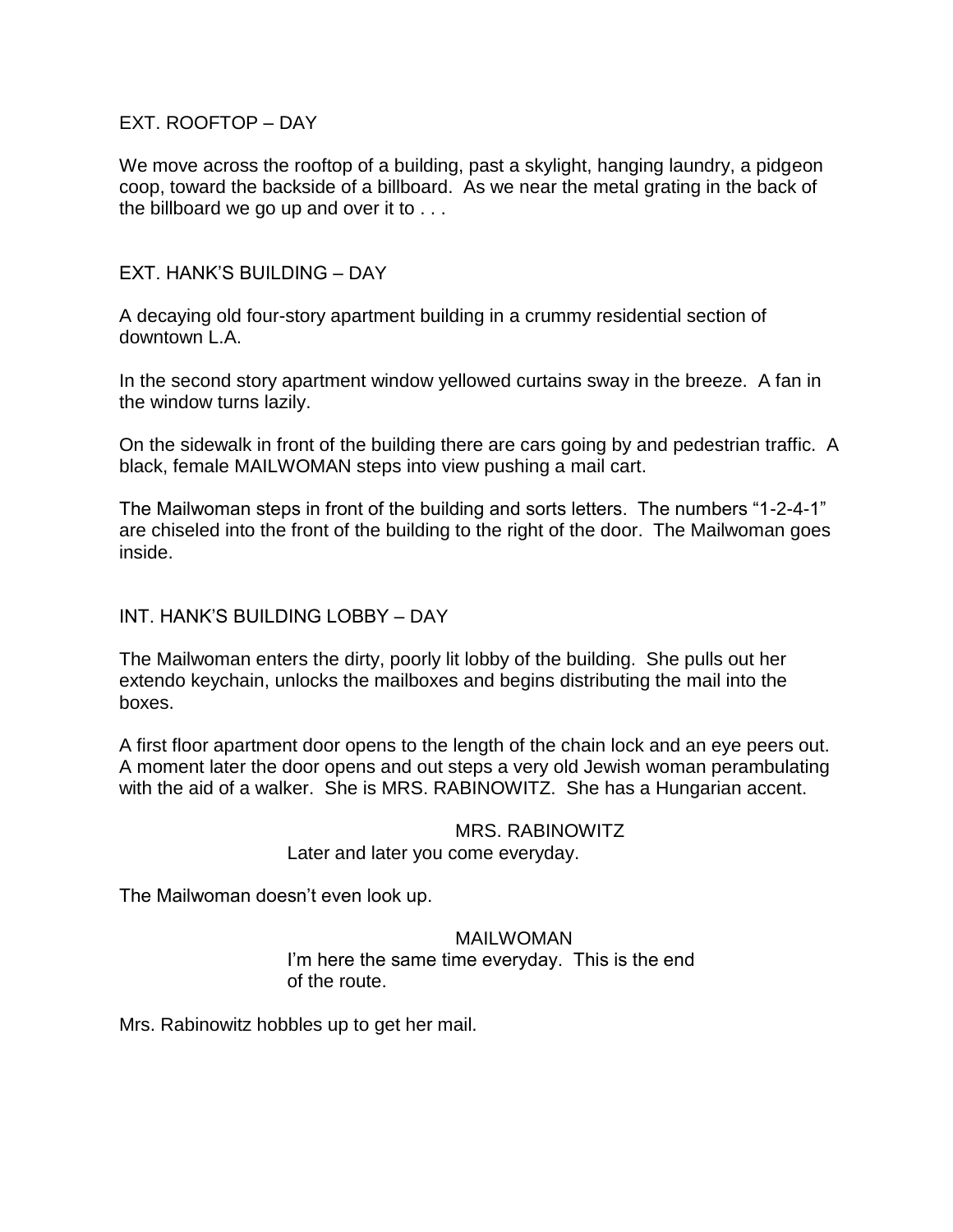EXT. ROOFTOP – DAY

We move across the rooftop of a building, past a skylight, hanging laundry, a pidgeon coop, toward the backside of a billboard. As we near the metal grating in the back of the billboard we go up and over it to . . .

EXT. HANK'S BUILDING – DAY

A decaying old four-story apartment building in a crummy residential section of downtown L.A.

In the second story apartment window yellowed curtains sway in the breeze. A fan in the window turns lazily.

On the sidewalk in front of the building there are cars going by and pedestrian traffic. A black, female MAILWOMAN steps into view pushing a mail cart.

The Mailwoman steps in front of the building and sorts letters. The numbers "1-2-4-1" are chiseled into the front of the building to the right of the door. The Mailwoman goes inside.

INT. HANK'S BUILDING LOBBY – DAY

The Mailwoman enters the dirty, poorly lit lobby of the building. She pulls out her extendo keychain, unlocks the mailboxes and begins distributing the mail into the boxes.

A first floor apartment door opens to the length of the chain lock and an eye peers out. A moment later the door opens and out steps a very old Jewish woman perambulating with the aid of a walker. She is MRS. RABINOWITZ. She has a Hungarian accent.

MRS. RABINOWITZ
Later and later you come everyday.

The Mailwoman doesn't even look up.

MAILWOMAN
I'm here the same time everyday. This is the end of the route.

Mrs. Rabinowitz hobbles up to get her mail.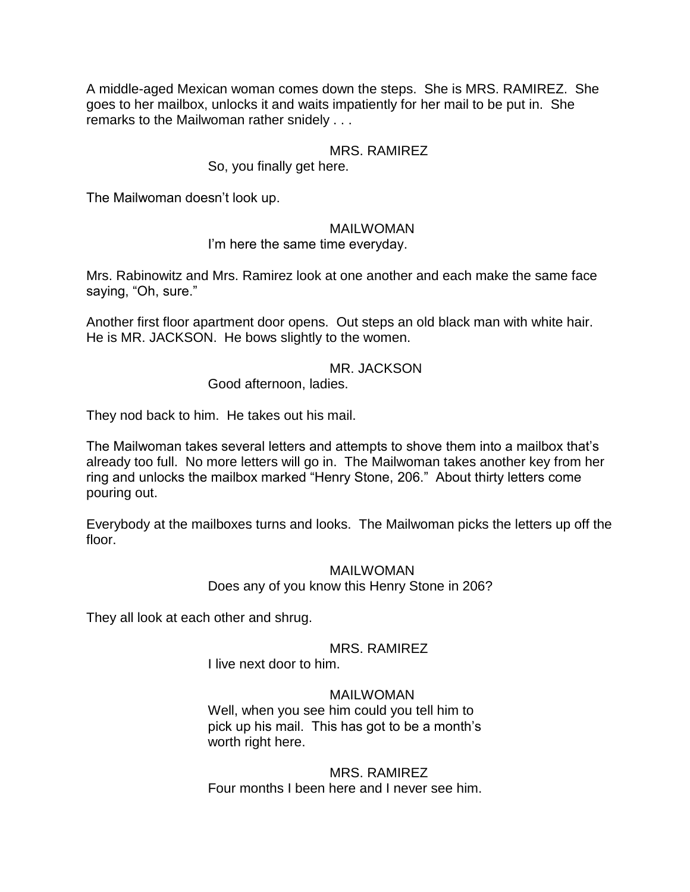A middle-aged Mexican woman comes down the steps. She is MRS. RAMIREZ. She goes to her mailbox, unlocks it and waits impatiently for her mail to be put in. She remarks to the Mailwoman rather snidely . . .

MRS. RAMIREZ

So, you finally get here.

The Mailwoman doesn't look up.

MAILWOMAN

I'm here the same time everyday.

Mrs. Rabinowitz and Mrs. Ramirez look at one another and each make the same face saying, "Oh, sure."

Another first floor apartment door opens. Out steps an old black man with white hair. He is MR. JACKSON. He bows slightly to the women.

MR. JACKSON

Good afternoon, ladies.

They nod back to him. He takes out his mail.

The Mailwoman takes several letters and attempts to shove them into a mailbox that's already too full. No more letters will go in. The Mailwoman takes another key from her ring and unlocks the mailbox marked "Henry Stone, 206." About thirty letters come pouring out.

Everybody at the mailboxes turns and looks. The Mailwoman picks the letters up off the floor.

MAILWOMAN

Does any of you know this Henry Stone in 206?

They all look at each other and shrug.

MRS. RAMIREZ

I live next door to him.

MAILWOMAN

Well, when you see him could you tell him to pick up his mail. This has got to be a month's worth right here.

MRS. RAMIREZ

Four months I been here and I never see him.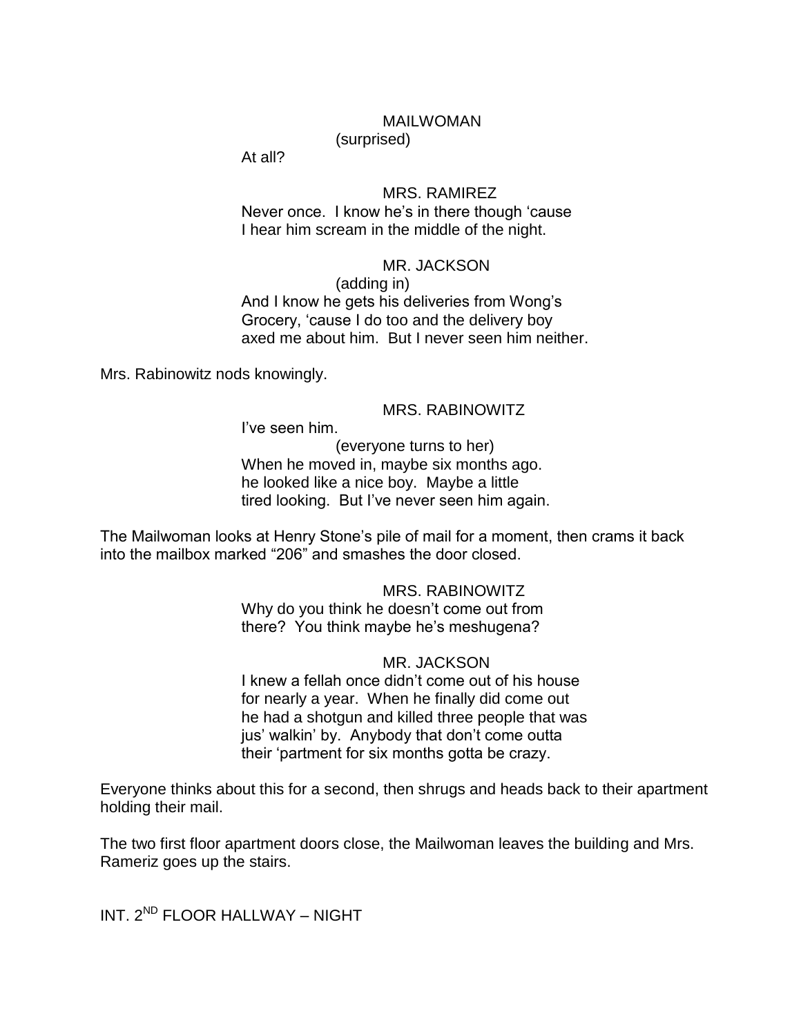MAILWOMAN
(surprised)
At all?

MRS. RAMIREZ
Never once. I know he's in there though 'cause I hear him scream in the middle of the night.

MR. JACKSON
(adding in)
And I know he gets his deliveries from Wong's Grocery, 'cause I do too and the delivery boy axed me about him. But I never seen him neither.

Mrs. Rabinowitz nods knowingly.

MRS. RABINOWITZ
I've seen him.
(everyone turns to her)
When he moved in, maybe six months ago. he looked like a nice boy. Maybe a little tired looking. But I've never seen him again.

The Mailwoman looks at Henry Stone's pile of mail for a moment, then crams it back into the mailbox marked "206" and smashes the door closed.

MRS. RABINOWITZ
Why do you think he doesn't come out from there? You think maybe he's meshugena?

MR. JACKSON
I knew a fellah once didn't come out of his house for nearly a year. When he finally did come out he had a shotgun and killed three people that was jus' walkin' by. Anybody that don't come outta their 'partment for six months gotta be crazy.

Everyone thinks about this for a second, then shrugs and heads back to their apartment holding their mail.

The two first floor apartment doors close, the Mailwoman leaves the building and Mrs. Rameriz goes up the stairs.

INT. 2ND FLOOR HALLWAY – NIGHT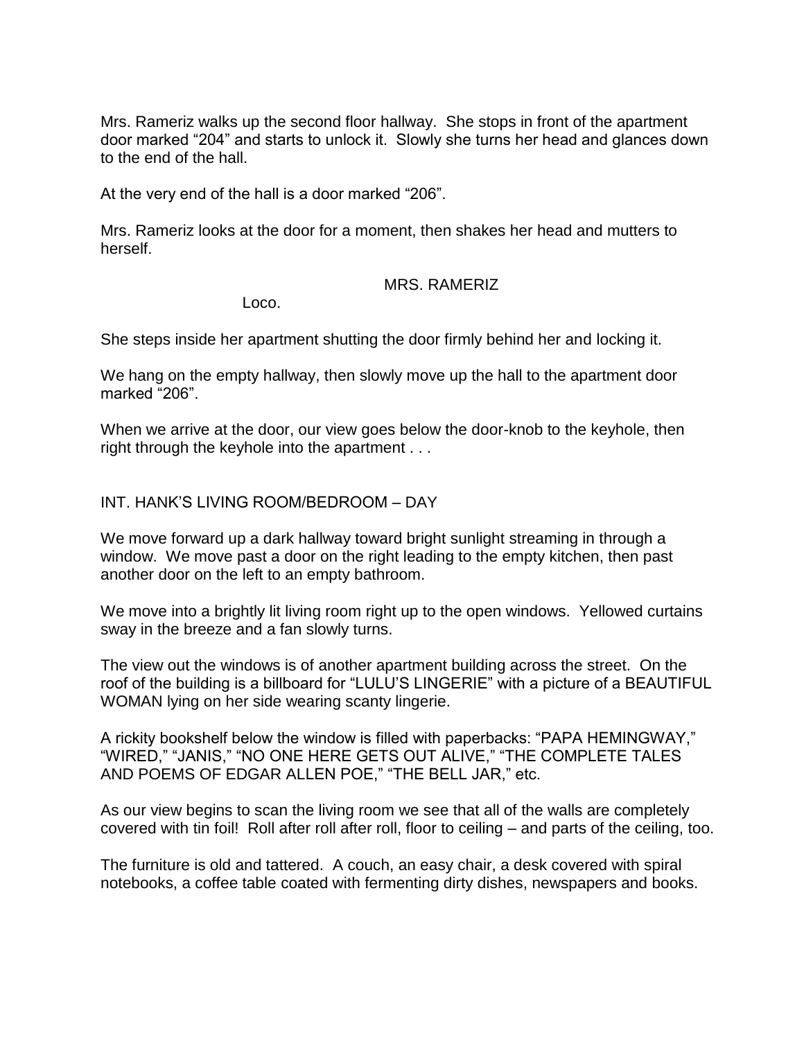Mrs. Rameriz walks up the second floor hallway. She stops in front of the apartment door marked “204” and starts to unlock it. Slowly she turns her head and glances down to the end of the hall.

At the very end of the hall is a door marked “206”.

Mrs. Rameriz looks at the door for a moment, then shakes her head and mutters to herself.

MRS. RAMERIZ

Loco.

She steps inside her apartment shutting the door firmly behind her and locking it.

We hang on the empty hallway, then slowly move up the hall to the apartment door marked “206”.

When we arrive at the door, our view goes below the door-knob to the keyhole, then right through the keyhole into the apartment . . .

INT. HANK’S LIVING ROOM/BEDROOM – DAY

We move forward up a dark hallway toward bright sunlight streaming in through a window. We move past a door on the right leading to the empty kitchen, then past another door on the left to an empty bathroom.

We move into a brightly lit living room right up to the open windows. Yellowed curtains sway in the breeze and a fan slowly turns.

The view out the windows is of another apartment building across the street. On the roof of the building is a billboard for “LULU’S LINGERIE” with a picture of a BEAUTIFUL WOMAN lying on her side wearing scanty lingerie.

A rickity bookshelf below the window is filled with paperbacks: “PAPA HEMINGWAY,” “WIRED,” “JANIS,” “NO ONE HERE GETS OUT ALIVE,” “THE COMPLETE TALES AND POEMS OF EDGAR ALLEN POE,” “THE BELL JAR,” etc.

As our view begins to scan the living room we see that all of the walls are completely covered with tin foil! Roll after roll after roll, floor to ceiling – and parts of the ceiling, too.

The furniture is old and tattered. A couch, an easy chair, a desk covered with spiral notebooks, a coffee table coated with fermenting dirty dishes, newspapers and books.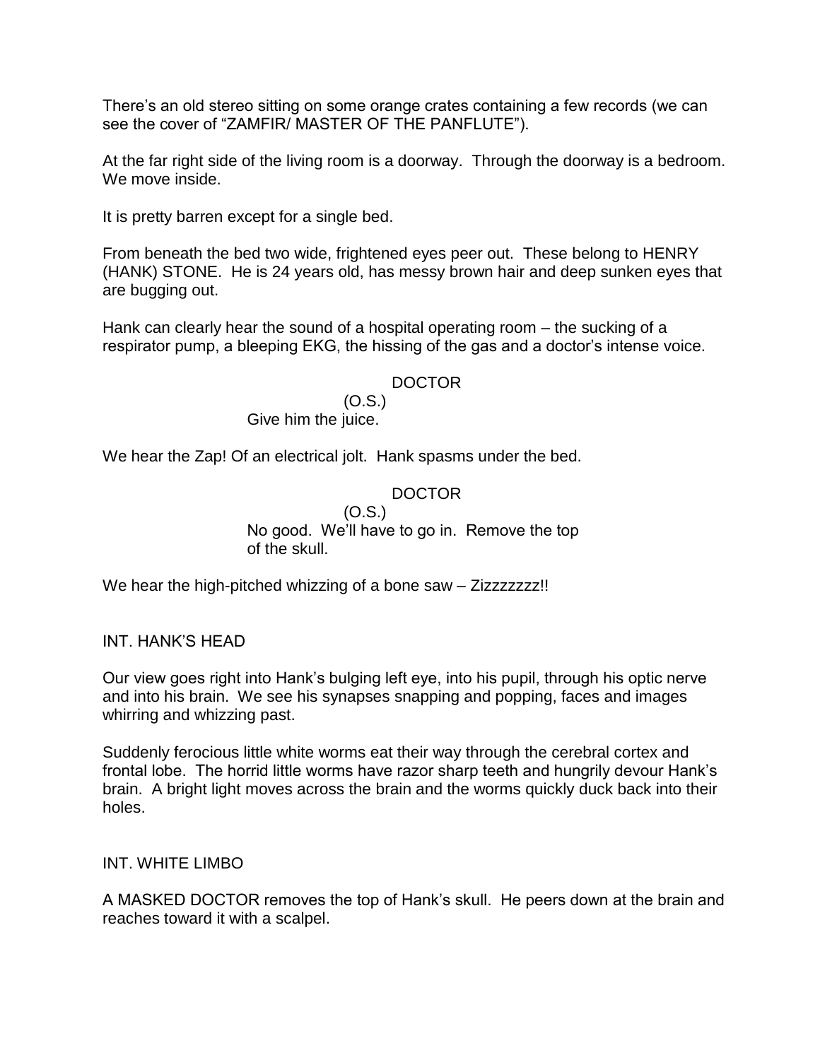There's an old stereo sitting on some orange crates containing a few records (we can see the cover of "ZAMFIR/ MASTER OF THE PANFLUTE").

At the far right side of the living room is a doorway. Through the doorway is a bedroom. We move inside.

It is pretty barren except for a single bed.

From beneath the bed two wide, frightened eyes peer out. These belong to HENRY (HANK) STONE. He is 24 years old, has messy brown hair and deep sunken eyes that are bugging out.

Hank can clearly hear the sound of a hospital operating room – the sucking of a respirator pump, a bleeping EKG, the hissing of the gas and a doctor's intense voice.

DOCTOR
(O.S.)
Give him the juice.

We hear the Zap! Of an electrical jolt. Hank spasms under the bed.

DOCTOR
(O.S.)
No good. We'll have to go in. Remove the top of the skull.

We hear the high-pitched whizzing of a bone saw – Zizzzzzzz!!

INT. HANK'S HEAD

Our view goes right into Hank's bulging left eye, into his pupil, through his optic nerve and into his brain. We see his synapses snapping and popping, faces and images whirring and whizzing past.

Suddenly ferocious little white worms eat their way through the cerebral cortex and frontal lobe. The horrid little worms have razor sharp teeth and hungrily devour Hank's brain. A bright light moves across the brain and the worms quickly duck back into their holes.

INT. WHITE LIMBO

A MASKED DOCTOR removes the top of Hank's skull. He peers down at the brain and reaches toward it with a scalpel.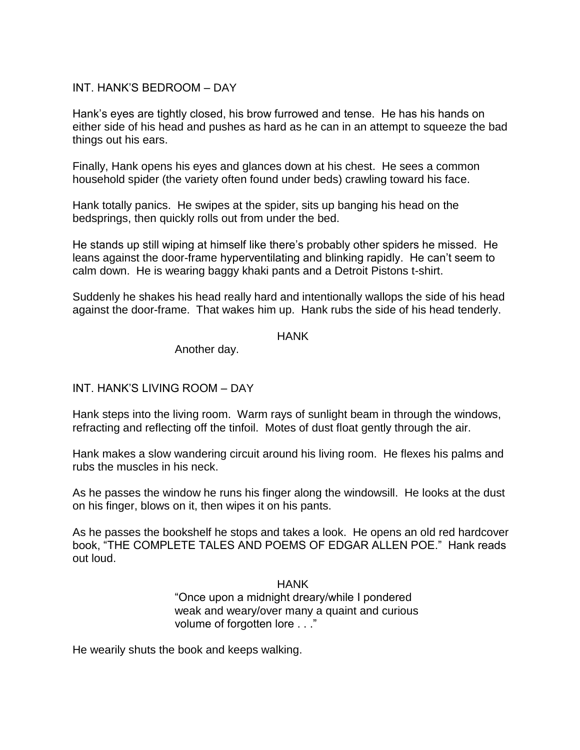INT. HANK'S BEDROOM – DAY

Hank's eyes are tightly closed, his brow furrowed and tense. He has his hands on either side of his head and pushes as hard as he can in an attempt to squeeze the bad things out his ears.

Finally, Hank opens his eyes and glances down at his chest. He sees a common household spider (the variety often found under beds) crawling toward his face.

Hank totally panics. He swipes at the spider, sits up banging his head on the bedsprings, then quickly rolls out from under the bed.

He stands up still wiping at himself like there's probably other spiders he missed. He leans against the door-frame hyperventilating and blinking rapidly. He can't seem to calm down. He is wearing baggy khaki pants and a Detroit Pistons t-shirt.

Suddenly he shakes his head really hard and intentionally wallops the side of his head against the door-frame. That wakes him up. Hank rubs the side of his head tenderly.

HANK

Another day.

INT. HANK'S LIVING ROOM – DAY

Hank steps into the living room. Warm rays of sunlight beam in through the windows, refracting and reflecting off the tinfoil. Motes of dust float gently through the air.

Hank makes a slow wandering circuit around his living room. He flexes his palms and rubs the muscles in his neck.

As he passes the window he runs his finger along the windowsill. He looks at the dust on his finger, blows on it, then wipes it on his pants.

As he passes the bookshelf he stops and takes a look. He opens an old red hardcover book, "THE COMPLETE TALES AND POEMS OF EDGAR ALLEN POE." Hank reads out loud.

HANK

"Once upon a midnight dreary/while I pondered weak and weary/over many a quaint and curious volume of forgotten lore . . ."

He wearily shuts the book and keeps walking.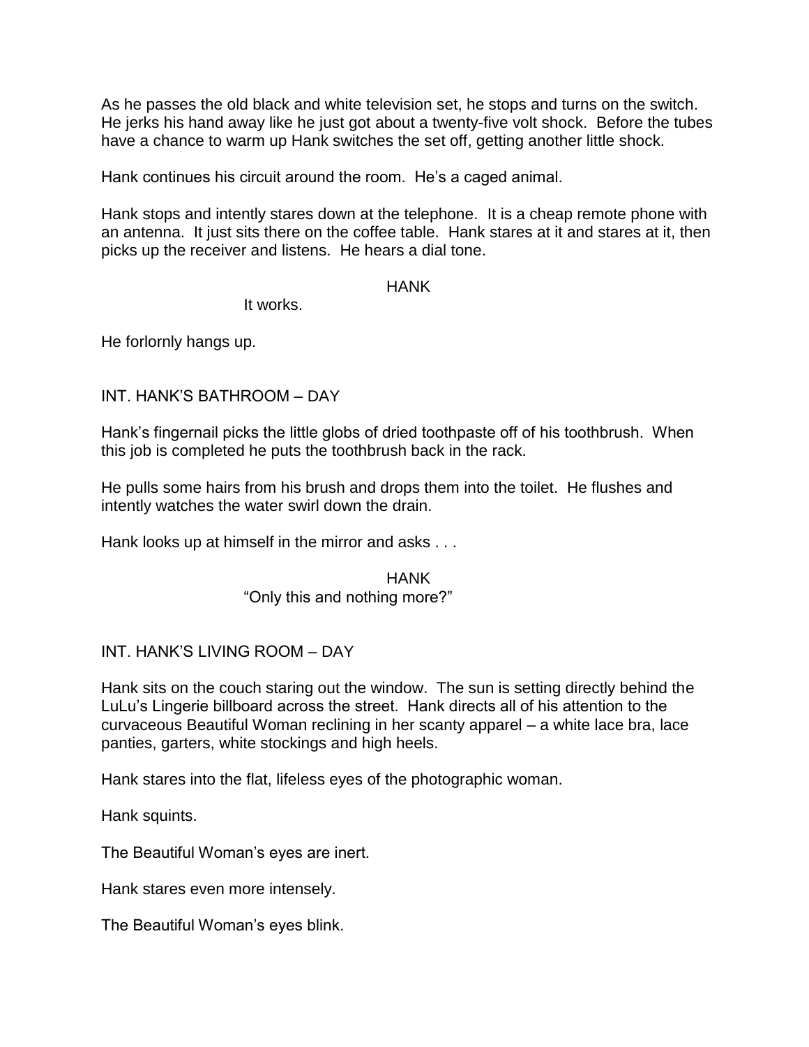As he passes the old black and white television set, he stops and turns on the switch. He jerks his hand away like he just got about a twenty-five volt shock. Before the tubes have a chance to warm up Hank switches the set off, getting another little shock.

Hank continues his circuit around the room. He's a caged animal.

Hank stops and intently stares down at the telephone. It is a cheap remote phone with an antenna. It just sits there on the coffee table. Hank stares at it and stares at it, then picks up the receiver and listens. He hears a dial tone.

HANK

It works.

He forlornly hangs up.

INT. HANK'S BATHROOM – DAY

Hank's fingernail picks the little globs of dried toothpaste off of his toothbrush. When this job is completed he puts the toothbrush back in the rack.

He pulls some hairs from his brush and drops them into the toilet. He flushes and intently watches the water swirl down the drain.

Hank looks up at himself in the mirror and asks . . .

HANK

"Only this and nothing more?"

INT. HANK'S LIVING ROOM – DAY

Hank sits on the couch staring out the window. The sun is setting directly behind the LuLu's Lingerie billboard across the street. Hank directs all of his attention to the curvaceous Beautiful Woman reclining in her scanty apparel – a white lace bra, lace panties, garters, white stockings and high heels.

Hank stares into the flat, lifeless eyes of the photographic woman.

Hank squints.

The Beautiful Woman's eyes are inert.

Hank stares even more intensely.

The Beautiful Woman's eyes blink.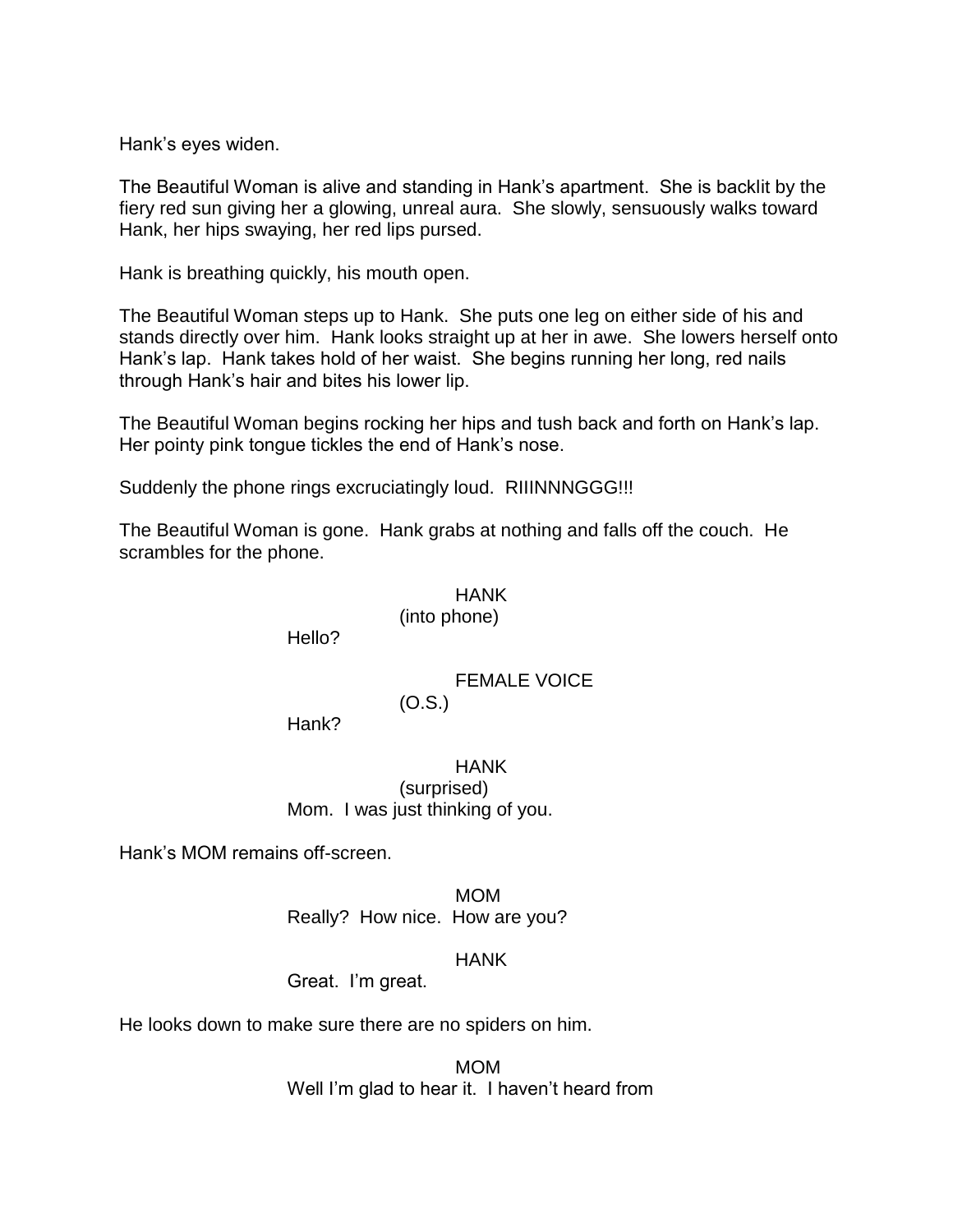Hank's eyes widen.

The Beautiful Woman is alive and standing in Hank's apartment. She is backlit by the fiery red sun giving her a glowing, unreal aura. She slowly, sensuously walks toward Hank, her hips swaying, her red lips pursed.

Hank is breathing quickly, his mouth open.

The Beautiful Woman steps up to Hank. She puts one leg on either side of his and stands directly over him. Hank looks straight up at her in awe. She lowers herself onto Hank's lap. Hank takes hold of her waist. She begins running her long, red nails through Hank's hair and bites his lower lip.

The Beautiful Woman begins rocking her hips and tush back and forth on Hank's lap. Her pointy pink tongue tickles the end of Hank's nose.

Suddenly the phone rings excruciatingly loud. RIIINNNGGG!!!

The Beautiful Woman is gone. Hank grabs at nothing and falls off the couch. He scrambles for the phone.

HANK
(into phone)
Hello?

FEMALE VOICE
(O.S.)
Hank?

HANK
(surprised)
Mom. I was just thinking of you.

Hank's MOM remains off-screen.

MOM
Really? How nice. How are you?

HANK
Great. I'm great.

He looks down to make sure there are no spiders on him.

MOM
Well I'm glad to hear it. I haven't heard from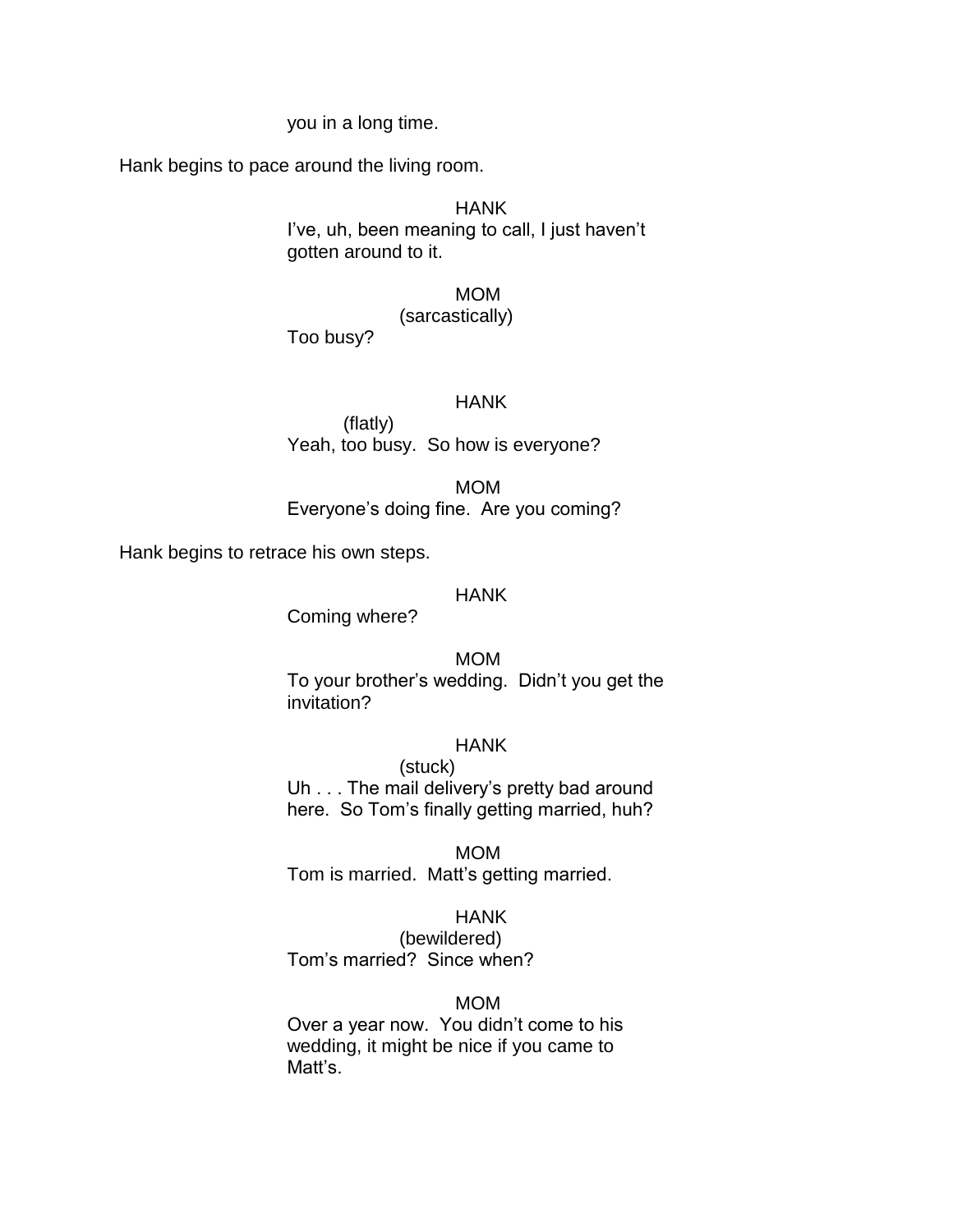you in a long time.

Hank begins to pace around the living room.

HANK

I've, uh, been meaning to call, I just haven't gotten around to it.

MOM

(sarcastically)

Too busy?

HANK

(flatly)

Yeah, too busy. So how is everyone?

MOM

Everyone's doing fine. Are you coming?

Hank begins to retrace his own steps.

HANK

Coming where?

MOM

To your brother's wedding. Didn't you get the invitation?

HANK

(stuck)

Uh . . . The mail delivery's pretty bad around here. So Tom's finally getting married, huh?

MOM

Tom is married. Matt's getting married.

HANK

(bewildered)

Tom's married? Since when?

MOM

Over a year now. You didn't come to his wedding, it might be nice if you came to Matt's.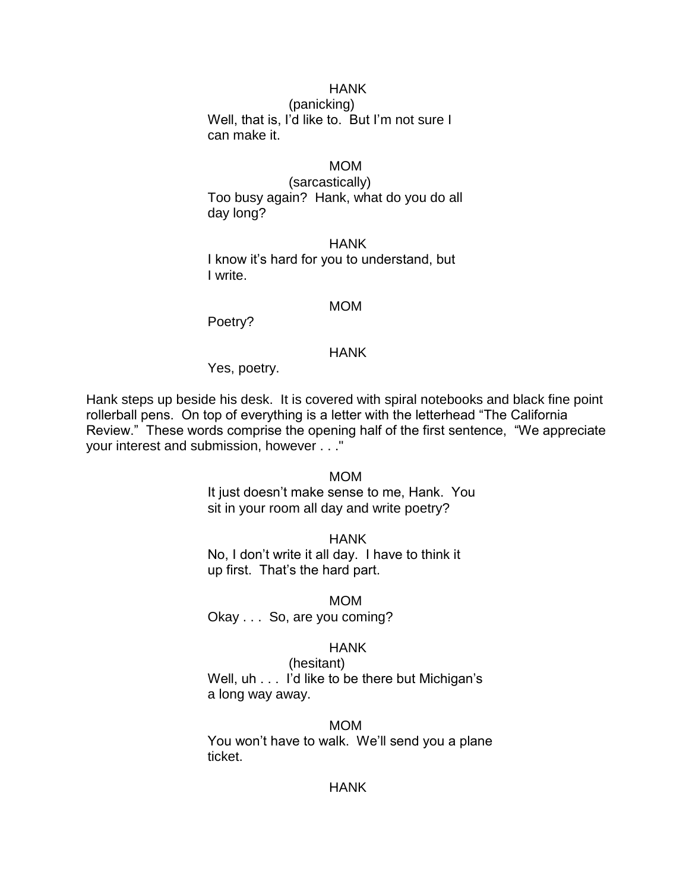HANK

(panicking)

Well, that is, I'd like to. But I'm not sure I can make it.

MOM

(sarcastically)

Too busy again? Hank, what do you do all day long?

HANK

I know it's hard for you to understand, but I write.

MOM

Poetry?

HANK

Yes, poetry.

Hank steps up beside his desk. It is covered with spiral notebooks and black fine point rollerball pens. On top of everything is a letter with the letterhead "The California Review." These words comprise the opening half of the first sentence, "We appreciate your interest and submission, however . . ."

MOM

It just doesn't make sense to me, Hank. You sit in your room all day and write poetry?

HANK

No, I don't write it all day. I have to think it up first. That's the hard part.

MOM

Okay . . . So, are you coming?

HANK

(hesitant)

Well, uh . . . I'd like to be there but Michigan's a long way away.

MOM

You won't have to walk. We'll send you a plane ticket.

HANK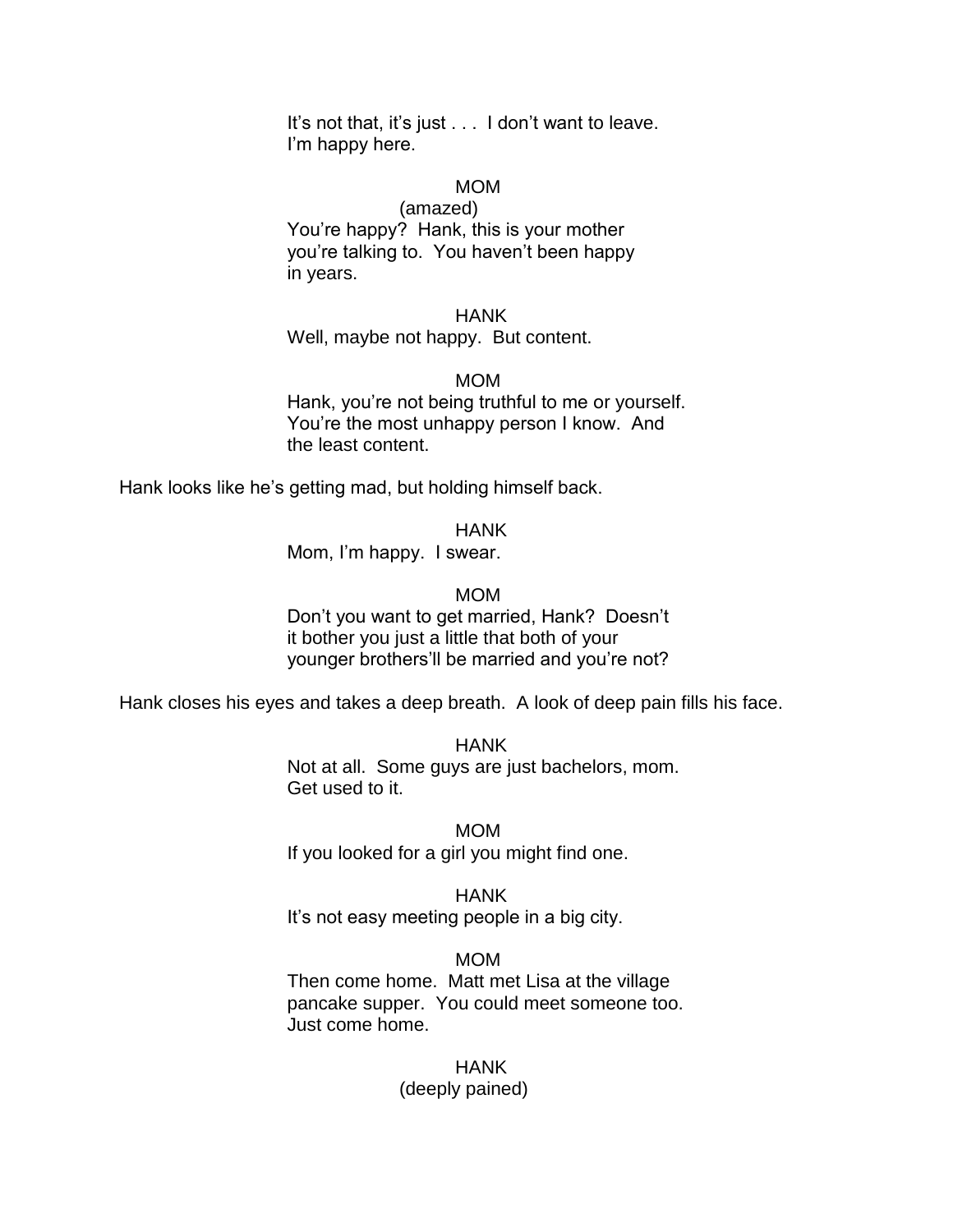It's not that, it's just . . . I don't want to leave.
I'm happy here.

MOM
(amazed)
You're happy? Hank, this is your mother you're talking to. You haven't been happy in years.

HANK
Well, maybe not happy. But content.

MOM
Hank, you're not being truthful to me or yourself. You're the most unhappy person I know. And the least content.

Hank looks like he's getting mad, but holding himself back.

HANK
Mom, I'm happy. I swear.

MOM
Don't you want to get married, Hank? Doesn't it bother you just a little that both of your younger brothers'll be married and you're not?

Hank closes his eyes and takes a deep breath. A look of deep pain fills his face.

HANK
Not at all. Some guys are just bachelors, mom. Get used to it.

MOM
If you looked for a girl you might find one.

HANK
It's not easy meeting people in a big city.

MOM
Then come home. Matt met Lisa at the village pancake supper. You could meet someone too. Just come home.

HANK
(deeply pained)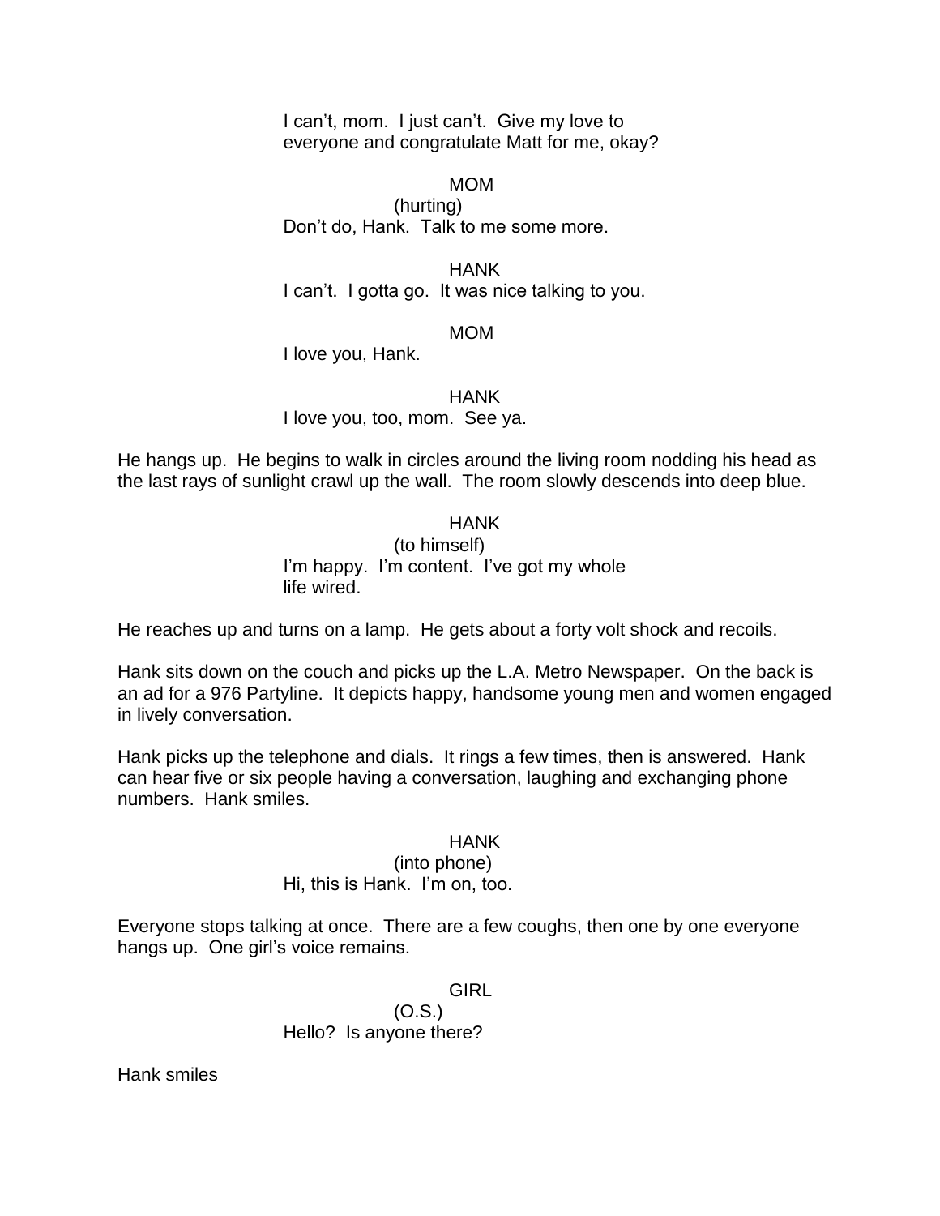I can't, mom. I just can't. Give my love to everyone and congratulate Matt for me, okay?

MOM
(hurting)
Don't do, Hank. Talk to me some more.

HANK
I can't. I gotta go. It was nice talking to you.

MOM
I love you, Hank.

HANK
I love you, too, mom. See ya.

He hangs up. He begins to walk in circles around the living room nodding his head as the last rays of sunlight crawl up the wall. The room slowly descends into deep blue.

HANK
(to himself)
I'm happy. I'm content. I've got my whole life wired.

He reaches up and turns on a lamp. He gets about a forty volt shock and recoils.

Hank sits down on the couch and picks up the L.A. Metro Newspaper. On the back is an ad for a 976 Partyline. It depicts happy, handsome young men and women engaged in lively conversation.

Hank picks up the telephone and dials. It rings a few times, then is answered. Hank can hear five or six people having a conversation, laughing and exchanging phone numbers. Hank smiles.

HANK
(into phone)
Hi, this is Hank. I'm on, too.

Everyone stops talking at once. There are a few coughs, then one by one everyone hangs up. One girl's voice remains.

GIRL
(O.S.)
Hello? Is anyone there?

Hank smiles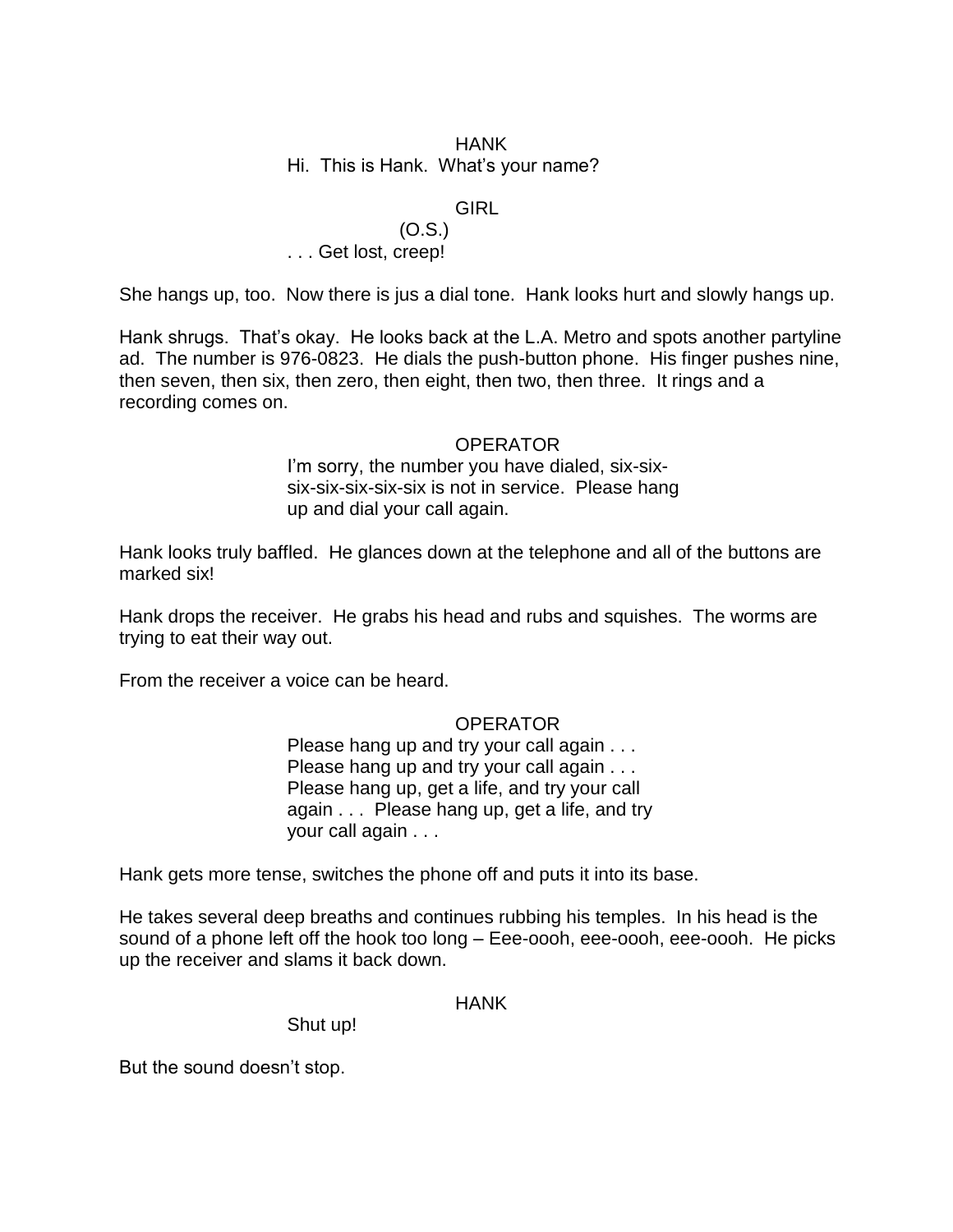HANK

Hi. This is Hank. What's your name?

GIRL

(O.S.)

. . . Get lost, creep!

She hangs up, too. Now there is jus a dial tone. Hank looks hurt and slowly hangs up.

Hank shrugs. That's okay. He looks back at the L.A. Metro and spots another partyline ad. The number is 976-0823. He dials the push-button phone. His finger pushes nine, then seven, then six, then zero, then eight, then two, then three. It rings and a recording comes on.

OPERATOR

I'm sorry, the number you have dialed, six-six-six-six-six-six-six is not in service. Please hang up and dial your call again.

Hank looks truly baffled. He glances down at the telephone and all of the buttons are marked six!

Hank drops the receiver. He grabs his head and rubs and squishes. The worms are trying to eat their way out.

From the receiver a voice can be heard.

OPERATOR

Please hang up and try your call again . . . Please hang up and try your call again . . . Please hang up, get a life, and try your call again . . . Please hang up, get a life, and try your call again . . .

Hank gets more tense, switches the phone off and puts it into its base.

He takes several deep breaths and continues rubbing his temples. In his head is the sound of a phone left off the hook too long – Eee-oooh, eee-oooh, eee-oooh. He picks up the receiver and slams it back down.

HANK

Shut up!

But the sound doesn't stop.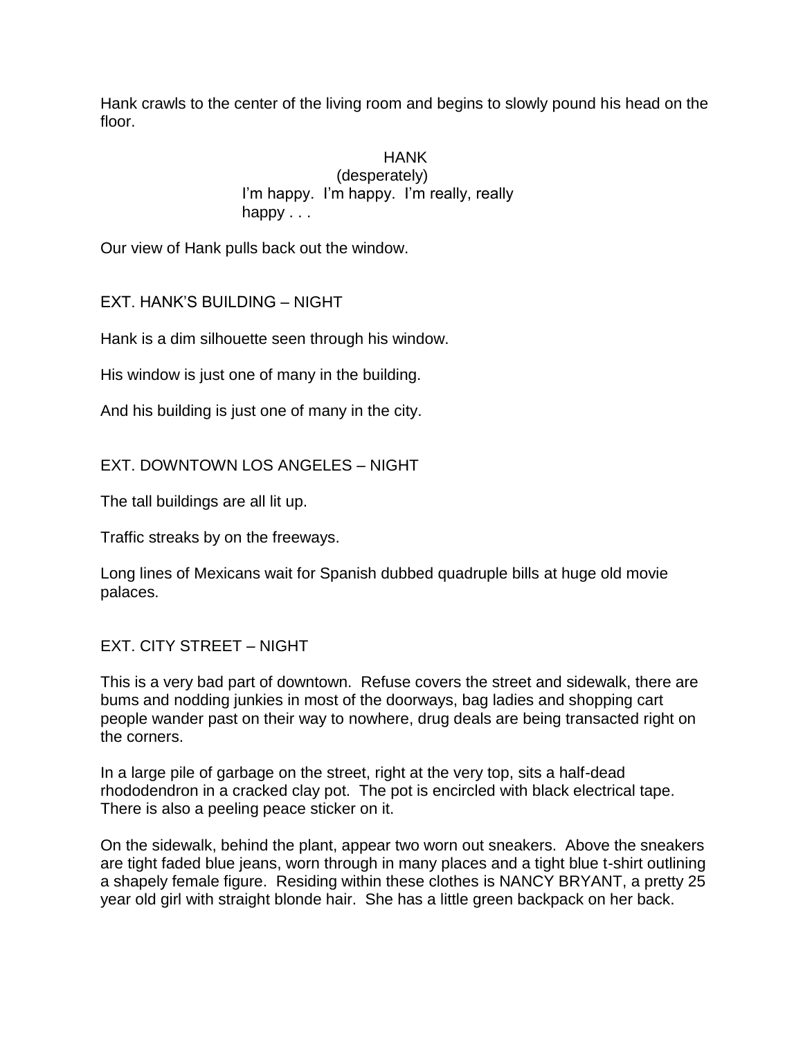Hank crawls to the center of the living room and begins to slowly pound his head on the floor.

HANK
(desperately)
I'm happy. I'm happy. I'm really, really happy . . .

Our view of Hank pulls back out the window.

EXT. HANK'S BUILDING – NIGHT

Hank is a dim silhouette seen through his window.

His window is just one of many in the building.

And his building is just one of many in the city.

EXT. DOWNTOWN LOS ANGELES – NIGHT

The tall buildings are all lit up.

Traffic streaks by on the freeways.

Long lines of Mexicans wait for Spanish dubbed quadruple bills at huge old movie palaces.

EXT. CITY STREET – NIGHT

This is a very bad part of downtown. Refuse covers the street and sidewalk, there are bums and nodding junkies in most of the doorways, bag ladies and shopping cart people wander past on their way to nowhere, drug deals are being transacted right on the corners.

In a large pile of garbage on the street, right at the very top, sits a half-dead rhododendron in a cracked clay pot. The pot is encircled with black electrical tape. There is also a peeling peace sticker on it.

On the sidewalk, behind the plant, appear two worn out sneakers. Above the sneakers are tight faded blue jeans, worn through in many places and a tight blue t-shirt outlining a shapely female figure. Residing within these clothes is NANCY BRYANT, a pretty 25 year old girl with straight blonde hair. She has a little green backpack on her back.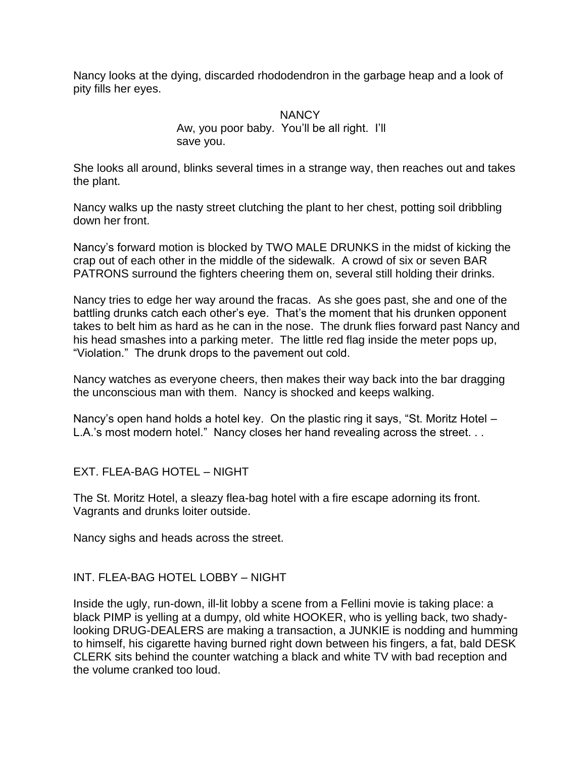Nancy looks at the dying, discarded rhododendron in the garbage heap and a look of pity fills her eyes.

NANCY
Aw, you poor baby. You'll be all right. I'll save you.

She looks all around, blinks several times in a strange way, then reaches out and takes the plant.

Nancy walks up the nasty street clutching the plant to her chest, potting soil dribbling down her front.

Nancy's forward motion is blocked by TWO MALE DRUNKS in the midst of kicking the crap out of each other in the middle of the sidewalk. A crowd of six or seven BAR PATRONS surround the fighters cheering them on, several still holding their drinks.

Nancy tries to edge her way around the fracas. As she goes past, she and one of the battling drunks catch each other's eye. That's the moment that his drunken opponent takes to belt him as hard as he can in the nose. The drunk flies forward past Nancy and his head smashes into a parking meter. The little red flag inside the meter pops up, "Violation." The drunk drops to the pavement out cold.

Nancy watches as everyone cheers, then makes their way back into the bar dragging the unconscious man with them. Nancy is shocked and keeps walking.

Nancy's open hand holds a hotel key. On the plastic ring it says, "St. Moritz Hotel – L.A.'s most modern hotel." Nancy closes her hand revealing across the street. . .

EXT. FLEA-BAG HOTEL – NIGHT

The St. Moritz Hotel, a sleazy flea-bag hotel with a fire escape adorning its front. Vagrants and drunks loiter outside.

Nancy sighs and heads across the street.

INT. FLEA-BAG HOTEL LOBBY – NIGHT

Inside the ugly, run-down, ill-lit lobby a scene from a Fellini movie is taking place: a black PIMP is yelling at a dumpy, old white HOOKER, who is yelling back, two shady-looking DRUG-DEALERS are making a transaction, a JUNKIE is nodding and humming to himself, his cigarette having burned right down between his fingers, a fat, bald DESK CLERK sits behind the counter watching a black and white TV with bad reception and the volume cranked too loud.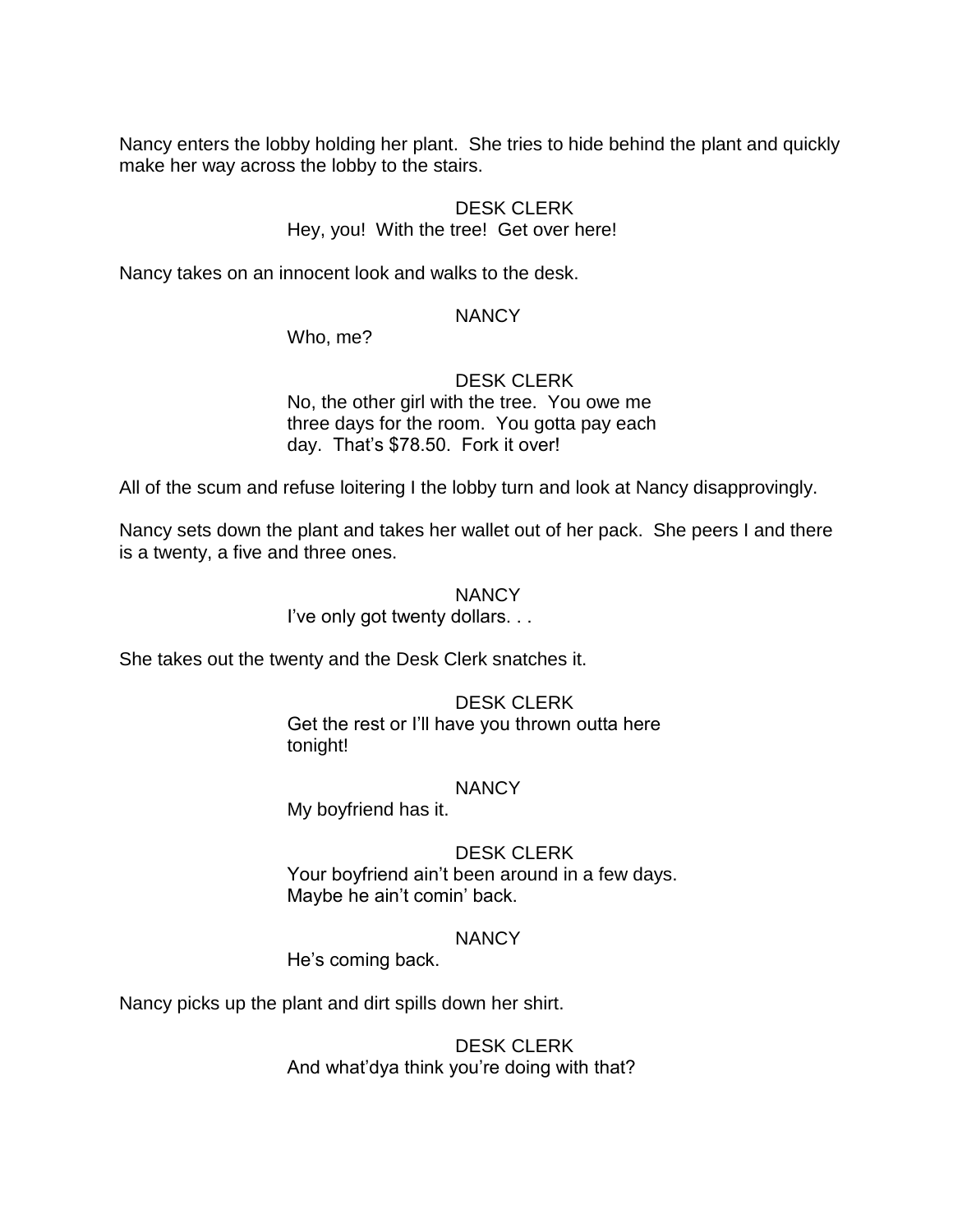Nancy enters the lobby holding her plant. She tries to hide behind the plant and quickly make her way across the lobby to the stairs.

DESK CLERK
Hey, you! With the tree! Get over here!

Nancy takes on an innocent look and walks to the desk.

NANCY
Who, me?

DESK CLERK
No, the other girl with the tree. You owe me three days for the room. You gotta pay each day. That's $78.50. Fork it over!

All of the scum and refuse loitering I the lobby turn and look at Nancy disapprovingly.

Nancy sets down the plant and takes her wallet out of her pack. She peers I and there is a twenty, a five and three ones.

NANCY
I've only got twenty dollars. . .

She takes out the twenty and the Desk Clerk snatches it.

DESK CLERK
Get the rest or I'll have you thrown outta here tonight!

NANCY
My boyfriend has it.

DESK CLERK
Your boyfriend ain't been around in a few days. Maybe he ain't comin' back.

NANCY
He's coming back.

Nancy picks up the plant and dirt spills down her shirt.

DESK CLERK
And what'dya think you're doing with that?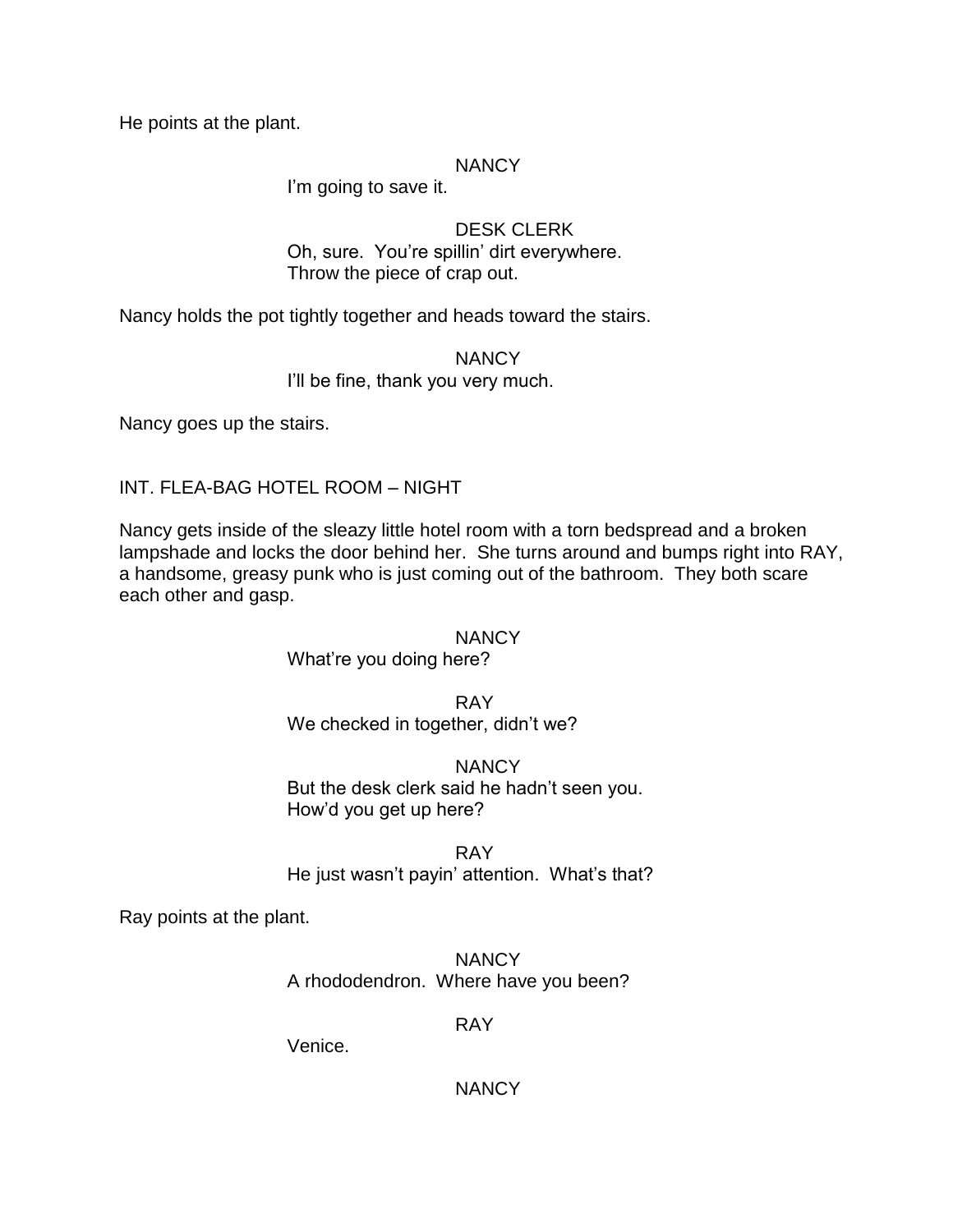He points at the plant.

NANCY
I'm going to save it.

DESK CLERK
Oh, sure. You're spillin' dirt everywhere.
Throw the piece of crap out.

Nancy holds the pot tightly together and heads toward the stairs.

NANCY
I'll be fine, thank you very much.

Nancy goes up the stairs.

INT. FLEA-BAG HOTEL ROOM – NIGHT

Nancy gets inside of the sleazy little hotel room with a torn bedspread and a broken lampshade and locks the door behind her. She turns around and bumps right into RAY, a handsome, greasy punk who is just coming out of the bathroom. They both scare each other and gasp.

NANCY
What're you doing here?

RAY
We checked in together, didn't we?

NANCY
But the desk clerk said he hadn't seen you.
How'd you get up here?

RAY
He just wasn't payin' attention. What's that?

Ray points at the plant.

NANCY
A rhododendron. Where have you been?

RAY
Venice.

NANCY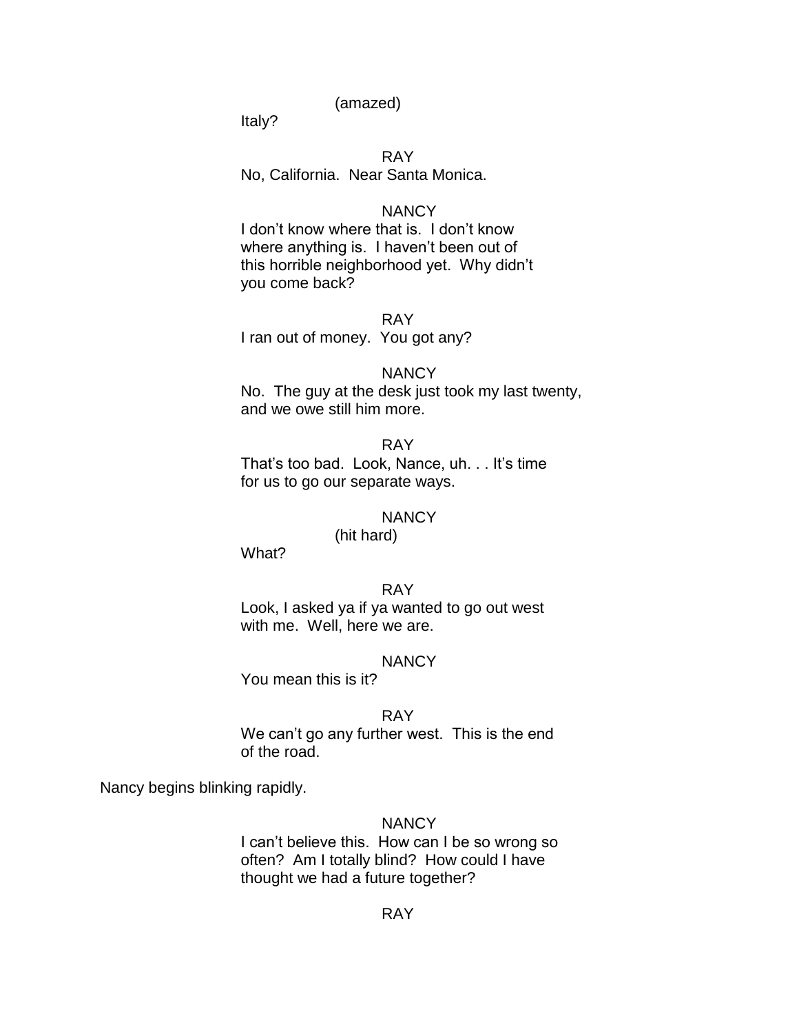(amazed)

Italy?

RAY

No, California.  Near Santa Monica.

NANCY

I don't know where that is.  I don't know where anything is.  I haven't been out of this horrible neighborhood yet.  Why didn't you come back?

RAY

I ran out of money.  You got any?

NANCY

No.  The guy at the desk just took my last twenty, and we owe still him more.

RAY

That's too bad.  Look, Nance, uh. . . It's time for us to go our separate ways.

NANCY

(hit hard)

What?

RAY

Look, I asked ya if ya wanted to go out west with me.  Well, here we are.

NANCY

You mean this is it?

RAY

We can't go any further west.  This is the end of the road.

Nancy begins blinking rapidly.

NANCY

I can't believe this.  How can I be so wrong so often?  Am I totally blind?  How could I have thought we had a future together?

RAY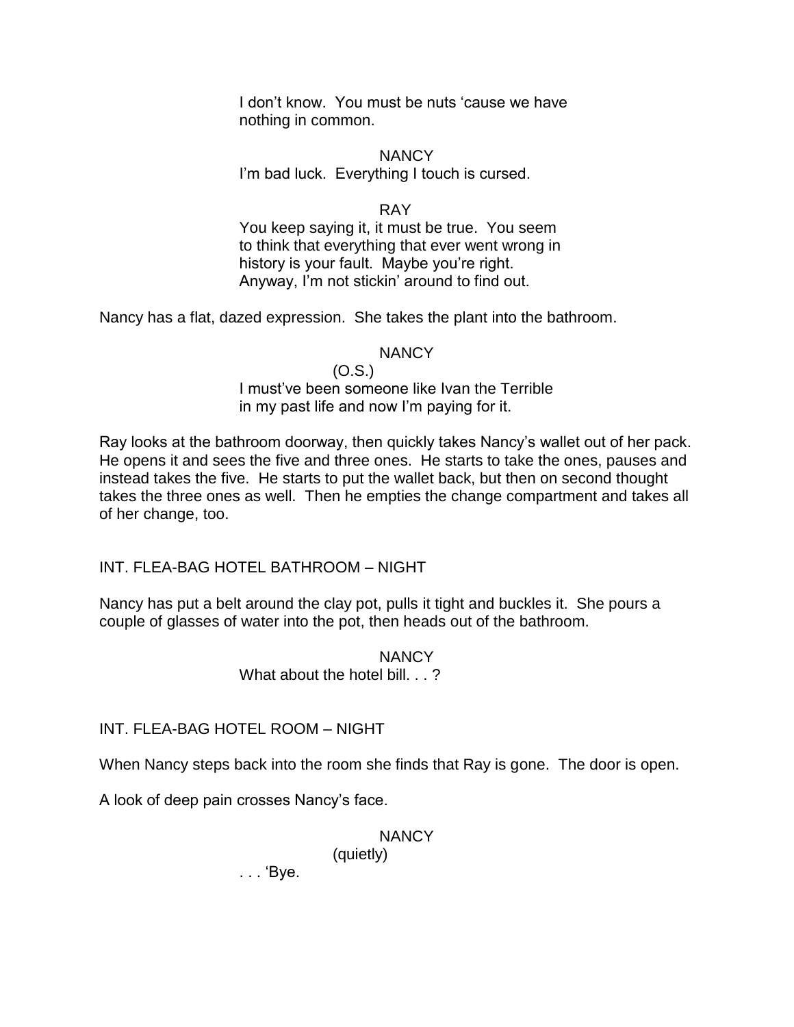I don't know. You must be nuts 'cause we have nothing in common.

NANCY

I'm bad luck. Everything I touch is cursed.

RAY

You keep saying it, it must be true. You seem to think that everything that ever went wrong in history is your fault. Maybe you're right. Anyway, I'm not stickin' around to find out.

Nancy has a flat, dazed expression. She takes the plant into the bathroom.

NANCY

(O.S.)

I must've been someone like Ivan the Terrible in my past life and now I'm paying for it.

Ray looks at the bathroom doorway, then quickly takes Nancy's wallet out of her pack. He opens it and sees the five and three ones. He starts to take the ones, pauses and instead takes the five. He starts to put the wallet back, but then on second thought takes the three ones as well. Then he empties the change compartment and takes all of her change, too.

INT. FLEA-BAG HOTEL BATHROOM – NIGHT

Nancy has put a belt around the clay pot, pulls it tight and buckles it. She pours a couple of glasses of water into the pot, then heads out of the bathroom.

NANCY

What about the hotel bill. . . ?

INT. FLEA-BAG HOTEL ROOM – NIGHT

When Nancy steps back into the room she finds that Ray is gone. The door is open.

A look of deep pain crosses Nancy's face.

NANCY

(quietly)

. . . 'Bye.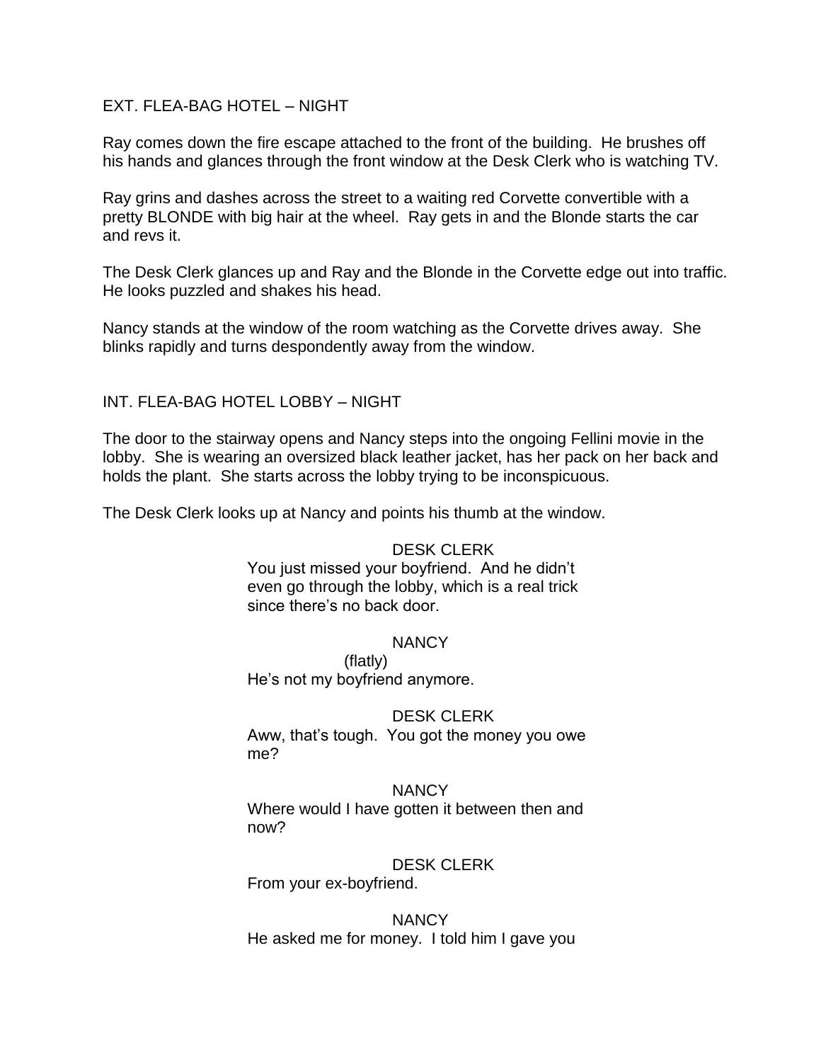EXT. FLEA-BAG HOTEL – NIGHT

Ray comes down the fire escape attached to the front of the building. He brushes off his hands and glances through the front window at the Desk Clerk who is watching TV.

Ray grins and dashes across the street to a waiting red Corvette convertible with a pretty BLONDE with big hair at the wheel. Ray gets in and the Blonde starts the car and revs it.

The Desk Clerk glances up and Ray and the Blonde in the Corvette edge out into traffic. He looks puzzled and shakes his head.

Nancy stands at the window of the room watching as the Corvette drives away. She blinks rapidly and turns despondently away from the window.

INT. FLEA-BAG HOTEL LOBBY – NIGHT

The door to the stairway opens and Nancy steps into the ongoing Fellini movie in the lobby. She is wearing an oversized black leather jacket, has her pack on her back and holds the plant. She starts across the lobby trying to be inconspicuous.

The Desk Clerk looks up at Nancy and points his thumb at the window.

DESK CLERK
You just missed your boyfriend. And he didn't even go through the lobby, which is a real trick since there's no back door.

NANCY
(flatly)
He's not my boyfriend anymore.

DESK CLERK
Aww, that's tough. You got the money you owe me?

NANCY
Where would I have gotten it between then and now?

DESK CLERK
From your ex-boyfriend.

NANCY
He asked me for money. I told him I gave you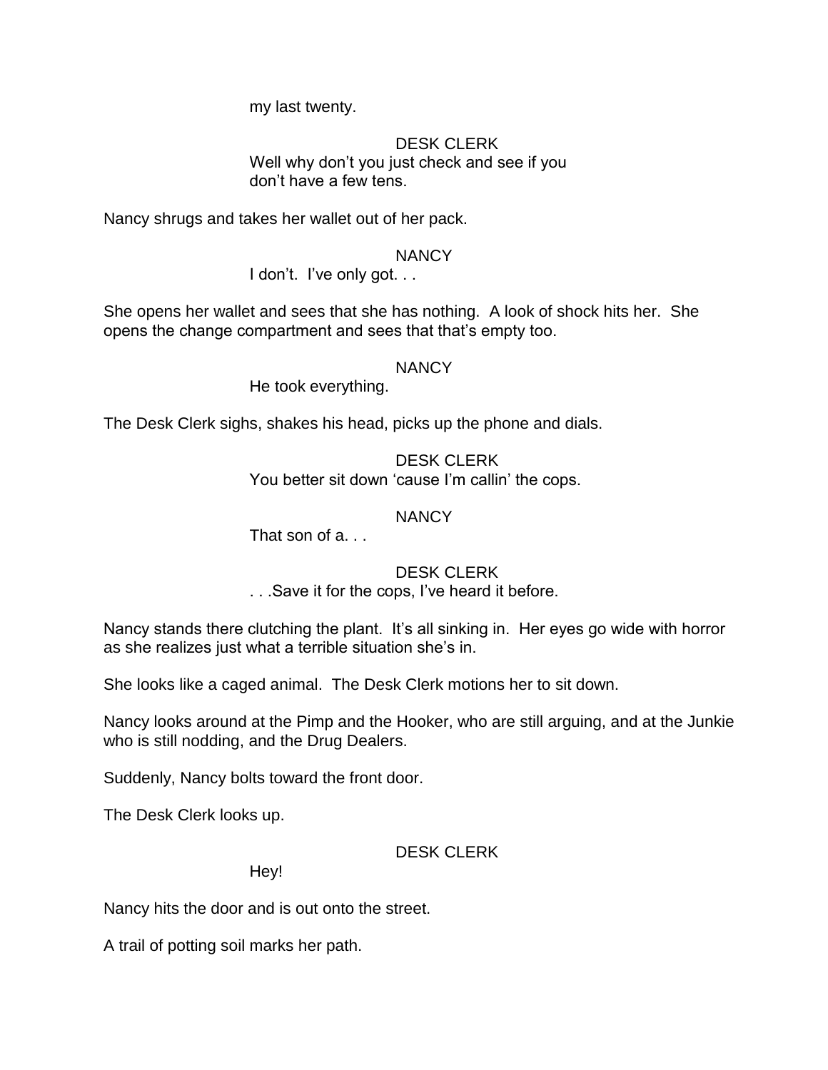my last twenty.

DESK CLERK
Well why don't you just check and see if you don't have a few tens.

Nancy shrugs and takes her wallet out of her pack.

NANCY
I don't.  I've only got. . .

She opens her wallet and sees that she has nothing.  A look of shock hits her.  She opens the change compartment and sees that that's empty too.

NANCY
He took everything.

The Desk Clerk sighs, shakes his head, picks up the phone and dials.

DESK CLERK
You better sit down 'cause I'm callin' the cops.

NANCY
That son of a. . .

DESK CLERK
. . .Save it for the cops, I've heard it before.

Nancy stands there clutching the plant.  It's all sinking in.  Her eyes go wide with horror as she realizes just what a terrible situation she's in.

She looks like a caged animal.  The Desk Clerk motions her to sit down.

Nancy looks around at the Pimp and the Hooker, who are still arguing, and at the Junkie who is still nodding, and the Drug Dealers.

Suddenly, Nancy bolts toward the front door.

The Desk Clerk looks up.

DESK CLERK
Hey!

Nancy hits the door and is out onto the street.

A trail of potting soil marks her path.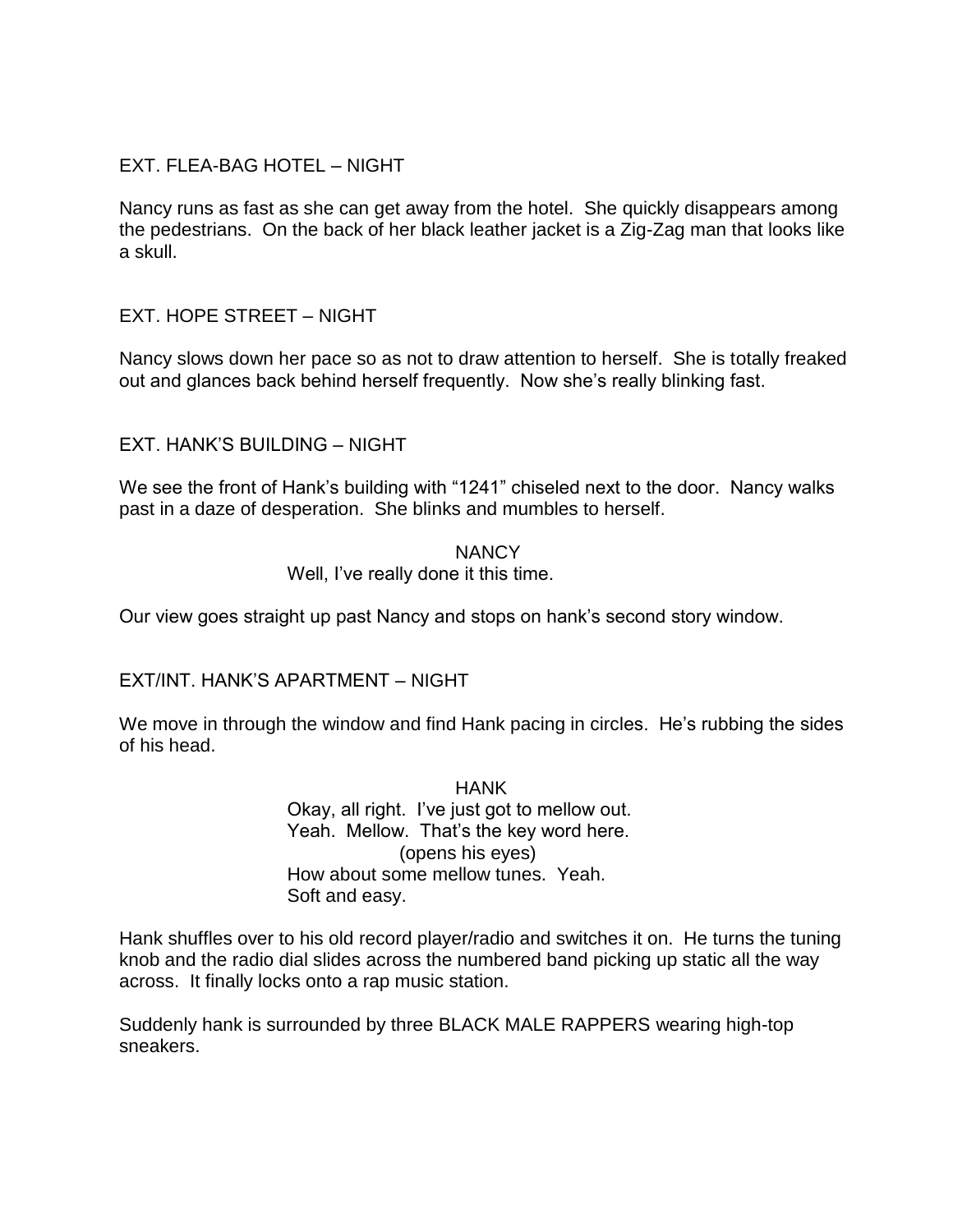EXT. FLEA-BAG HOTEL – NIGHT

Nancy runs as fast as she can get away from the hotel. She quickly disappears among the pedestrians. On the back of her black leather jacket is a Zig-Zag man that looks like a skull.

EXT. HOPE STREET – NIGHT

Nancy slows down her pace so as not to draw attention to herself. She is totally freaked out and glances back behind herself frequently. Now she's really blinking fast.

EXT. HANK'S BUILDING – NIGHT

We see the front of Hank's building with "1241" chiseled next to the door. Nancy walks past in a daze of desperation. She blinks and mumbles to herself.

NANCY
Well, I've really done it this time.

Our view goes straight up past Nancy and stops on hank's second story window.

EXT/INT. HANK'S APARTMENT – NIGHT

We move in through the window and find Hank pacing in circles. He's rubbing the sides of his head.

HANK
Okay, all right. I've just got to mellow out.
Yeah. Mellow. That's the key word here.
(opens his eyes)
How about some mellow tunes. Yeah.
Soft and easy.

Hank shuffles over to his old record player/radio and switches it on. He turns the tuning knob and the radio dial slides across the numbered band picking up static all the way across. It finally locks onto a rap music station.

Suddenly hank is surrounded by three BLACK MALE RAPPERS wearing high-top sneakers.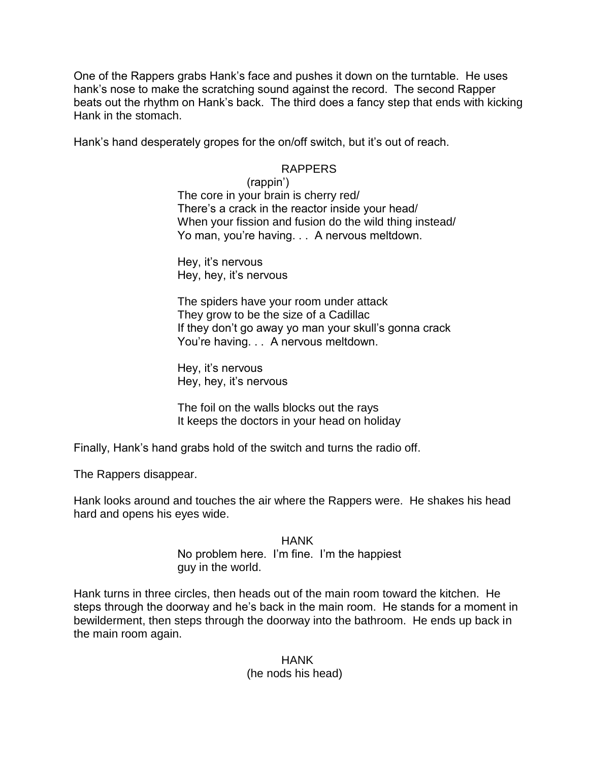One of the Rappers grabs Hank's face and pushes it down on the turntable. He uses hank's nose to make the scratching sound against the record. The second Rapper beats out the rhythm on Hank's back. The third does a fancy step that ends with kicking Hank in the stomach.

Hank's hand desperately gropes for the on/off switch, but it's out of reach.

RAPPERS
(rappin')
The core in your brain is cherry red/
There's a crack in the reactor inside your head/
When your fission and fusion do the wild thing instead/
Yo man, you're having. . . A nervous meltdown.

Hey, it's nervous
Hey, hey, it's nervous

The spiders have your room under attack
They grow to be the size of a Cadillac
If they don't go away yo man your skull's gonna crack
You're having. . . A nervous meltdown.

Hey, it's nervous
Hey, hey, it's nervous

The foil on the walls blocks out the rays
It keeps the doctors in your head on holiday

Finally, Hank's hand grabs hold of the switch and turns the radio off.

The Rappers disappear.

Hank looks around and touches the air where the Rappers were. He shakes his head hard and opens his eyes wide.

HANK
No problem here. I'm fine. I'm the happiest guy in the world.

Hank turns in three circles, then heads out of the main room toward the kitchen. He steps through the doorway and he's back in the main room. He stands for a moment in bewilderment, then steps through the doorway into the bathroom. He ends up back in the main room again.

HANK
(he nods his head)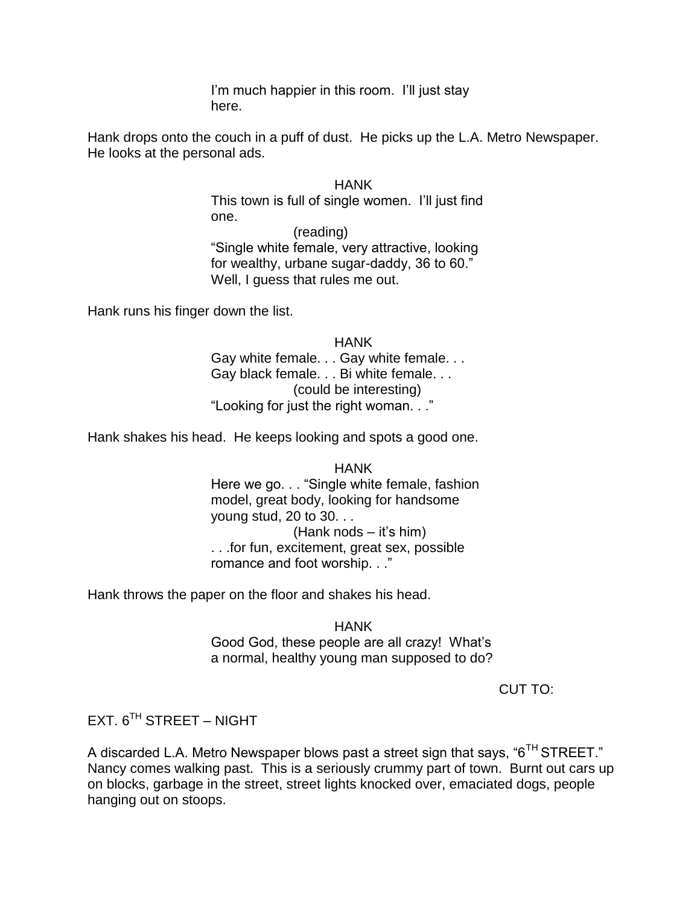I'm much happier in this room. I'll just stay here.

Hank drops onto the couch in a puff of dust. He picks up the L.A. Metro Newspaper. He looks at the personal ads.

HANK

This town is full of single women. I'll just find one.

(reading)

"Single white female, very attractive, looking for wealthy, urbane sugar-daddy, 36 to 60." Well, I guess that rules me out.

Hank runs his finger down the list.

HANK

Gay white female. . . Gay white female. . . Gay black female. . . Bi white female. . .

(could be interesting)

"Looking for just the right woman. . ."

Hank shakes his head. He keeps looking and spots a good one.

HANK

Here we go. . . "Single white female, fashion model, great body, looking for handsome young stud, 20 to 30. . .

(Hank nods – it's him)

. . .for fun, excitement, great sex, possible romance and foot worship. . ."

Hank throws the paper on the floor and shakes his head.

HANK

Good God, these people are all crazy! What's a normal, healthy young man supposed to do?

CUT TO:

EXT. 6TH STREET – NIGHT

A discarded L.A. Metro Newspaper blows past a street sign that says, "6TH STREET." Nancy comes walking past. This is a seriously crummy part of town. Burnt out cars up on blocks, garbage in the street, street lights knocked over, emaciated dogs, people hanging out on stoops.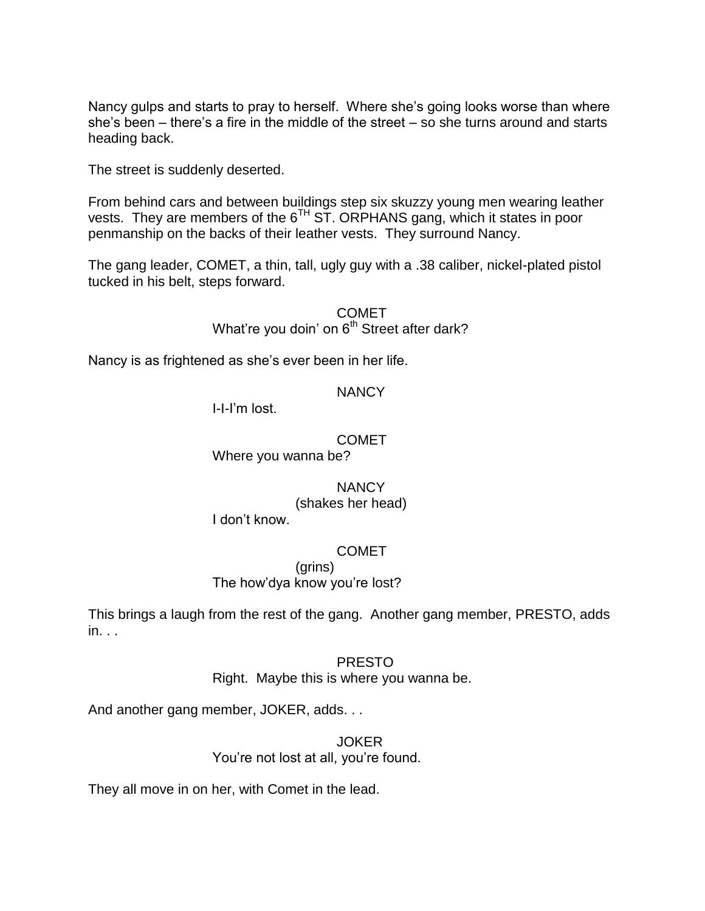Nancy gulps and starts to pray to herself. Where she's going looks worse than where she's been – there's a fire in the middle of the street – so she turns around and starts heading back.

The street is suddenly deserted.

From behind cars and between buildings step six skuzzy young men wearing leather vests. They are members of the 6TH ST. ORPHANS gang, which it states in poor penmanship on the backs of their leather vests. They surround Nancy.

The gang leader, COMET, a thin, tall, ugly guy with a .38 caliber, nickel-plated pistol tucked in his belt, steps forward.

COMET
What're you doin' on 6th Street after dark?

Nancy is as frightened as she's ever been in her life.

NANCY
I-I-I'm lost.

COMET
Where you wanna be?

NANCY
(shakes her head)
I don't know.

COMET
(grins)
The how'dya know you're lost?

This brings a laugh from the rest of the gang. Another gang member, PRESTO, adds in. . .

PRESTO
Right. Maybe this is where you wanna be.

And another gang member, JOKER, adds. . .

JOKER
You're not lost at all, you're found.

They all move in on her, with Comet in the lead.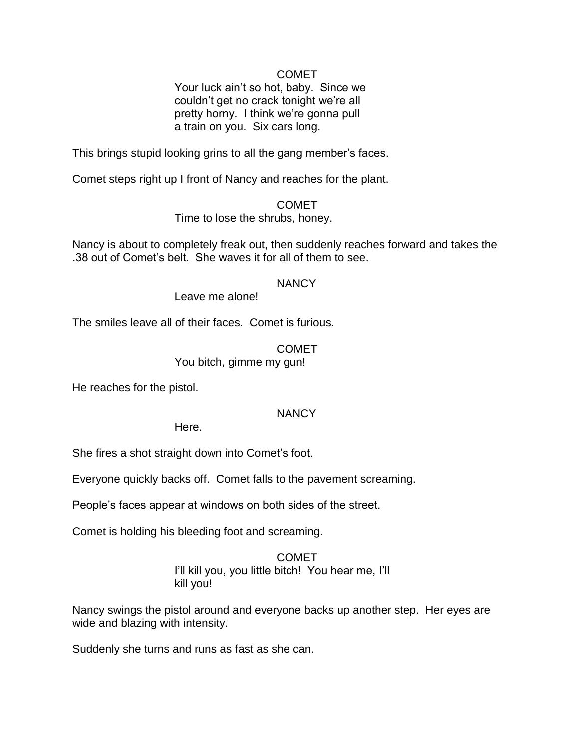COMET

Your luck ain't so hot, baby. Since we couldn't get no crack tonight we're all pretty horny. I think we're gonna pull a train on you. Six cars long.

This brings stupid looking grins to all the gang member's faces.

Comet steps right up I front of Nancy and reaches for the plant.

COMET

Time to lose the shrubs, honey.

Nancy is about to completely freak out, then suddenly reaches forward and takes the .38 out of Comet's belt. She waves it for all of them to see.

NANCY

Leave me alone!

The smiles leave all of their faces. Comet is furious.

COMET

You bitch, gimme my gun!

He reaches for the pistol.

NANCY

Here.

She fires a shot straight down into Comet's foot.

Everyone quickly backs off. Comet falls to the pavement screaming.

People's faces appear at windows on both sides of the street.

Comet is holding his bleeding foot and screaming.

COMET

I'll kill you, you little bitch! You hear me, I'll kill you!

Nancy swings the pistol around and everyone backs up another step. Her eyes are wide and blazing with intensity.

Suddenly she turns and runs as fast as she can.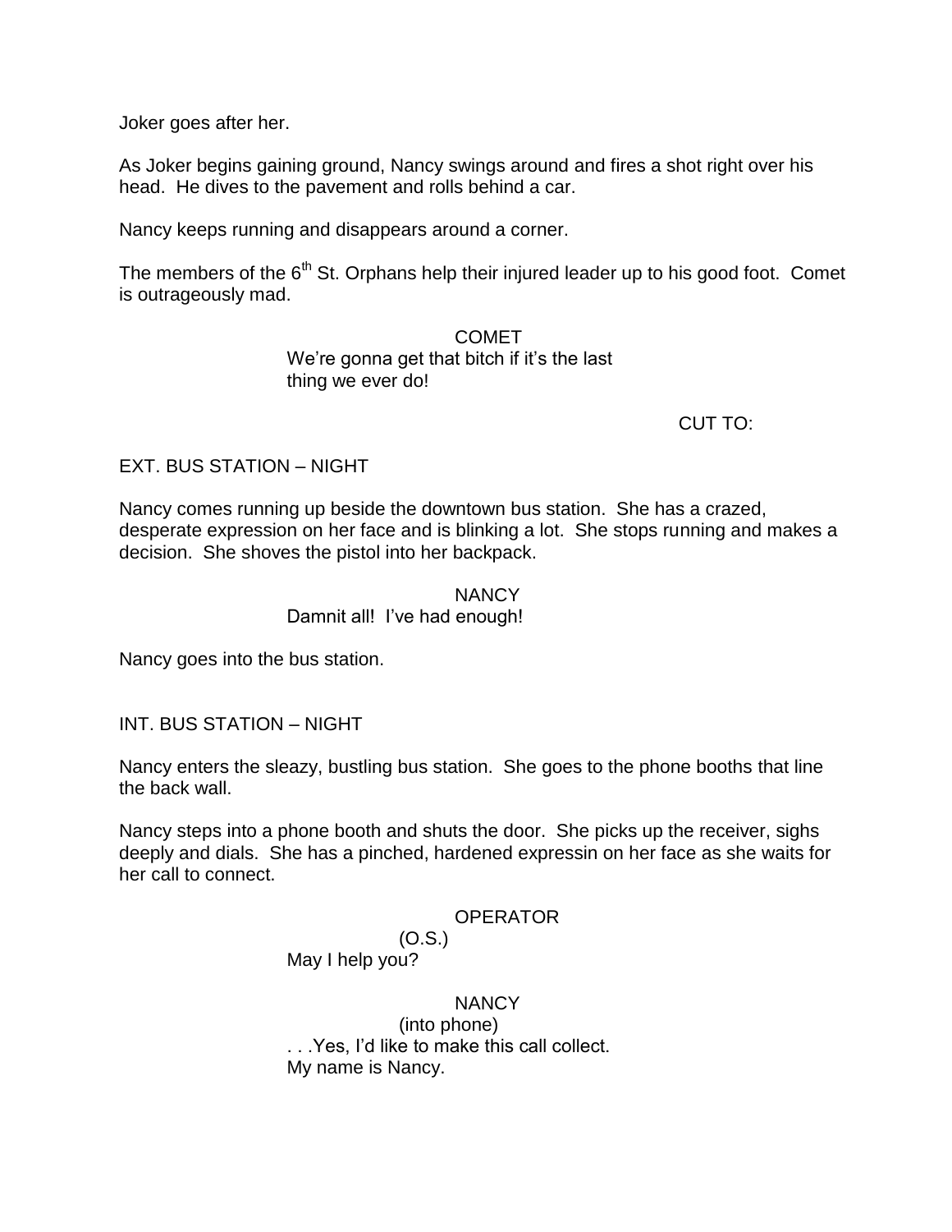Joker goes after her.

As Joker begins gaining ground, Nancy swings around and fires a shot right over his head. He dives to the pavement and rolls behind a car.

Nancy keeps running and disappears around a corner.

The members of the 6th St. Orphans help their injured leader up to his good foot. Comet is outrageously mad.

COMET
We're gonna get that bitch if it's the last thing we ever do!

CUT TO:

EXT. BUS STATION – NIGHT

Nancy comes running up beside the downtown bus station. She has a crazed, desperate expression on her face and is blinking a lot. She stops running and makes a decision. She shoves the pistol into her backpack.

NANCY
Damnit all! I've had enough!

Nancy goes into the bus station.

INT. BUS STATION – NIGHT

Nancy enters the sleazy, bustling bus station. She goes to the phone booths that line the back wall.

Nancy steps into a phone booth and shuts the door. She picks up the receiver, sighs deeply and dials. She has a pinched, hardened expressin on her face as she waits for her call to connect.

OPERATOR
(O.S.)
May I help you?

NANCY
(into phone)
. . .Yes, I'd like to make this call collect. My name is Nancy.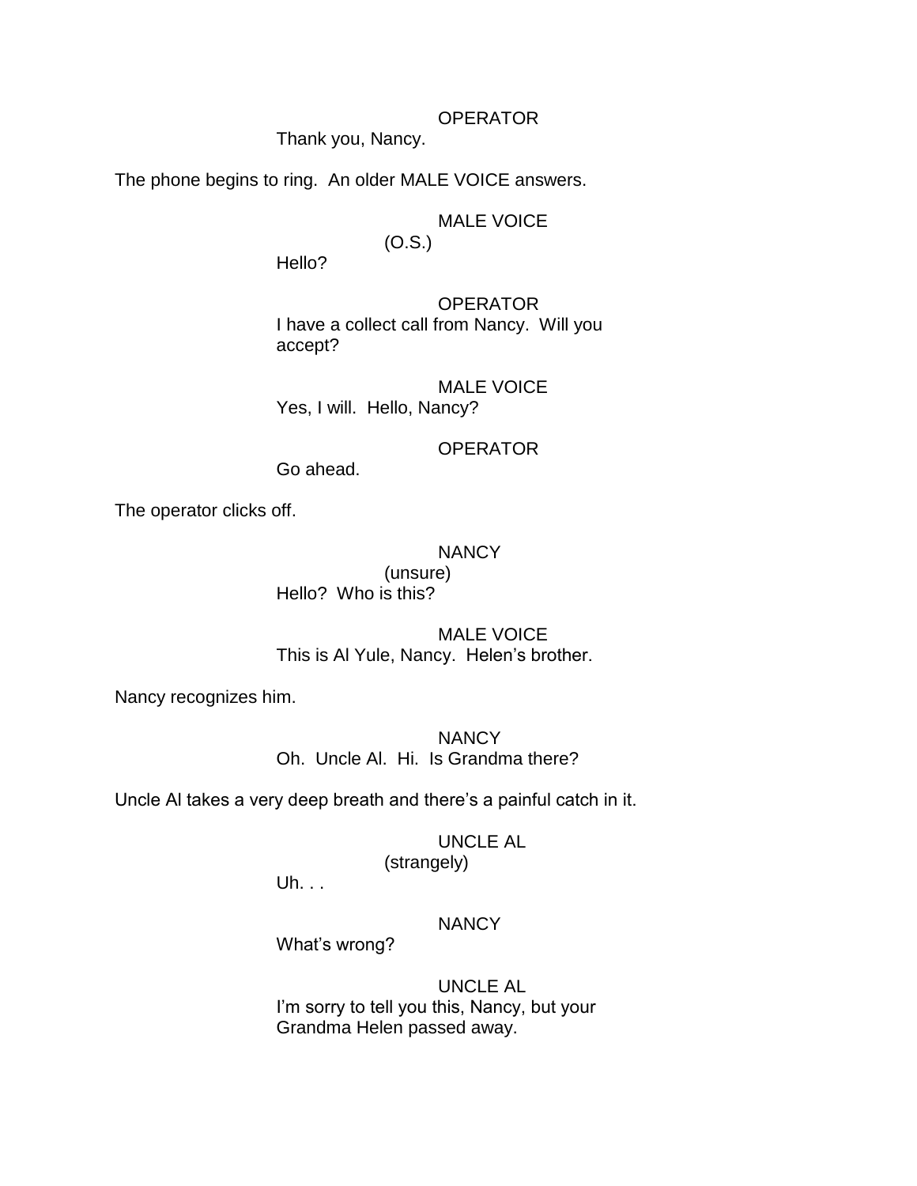OPERATOR

Thank you, Nancy.

The phone begins to ring. An older MALE VOICE answers.

MALE VOICE

(O.S.)

Hello?

OPERATOR

I have a collect call from Nancy. Will you accept?

MALE VOICE

Yes, I will. Hello, Nancy?

OPERATOR

Go ahead.

The operator clicks off.

NANCY

(unsure)

Hello? Who is this?

MALE VOICE

This is Al Yule, Nancy. Helen's brother.

Nancy recognizes him.

NANCY

Oh. Uncle Al. Hi. Is Grandma there?

Uncle Al takes a very deep breath and there's a painful catch in it.

UNCLE AL

(strangely)

Uh. . .

NANCY

What's wrong?

UNCLE AL

I'm sorry to tell you this, Nancy, but your Grandma Helen passed away.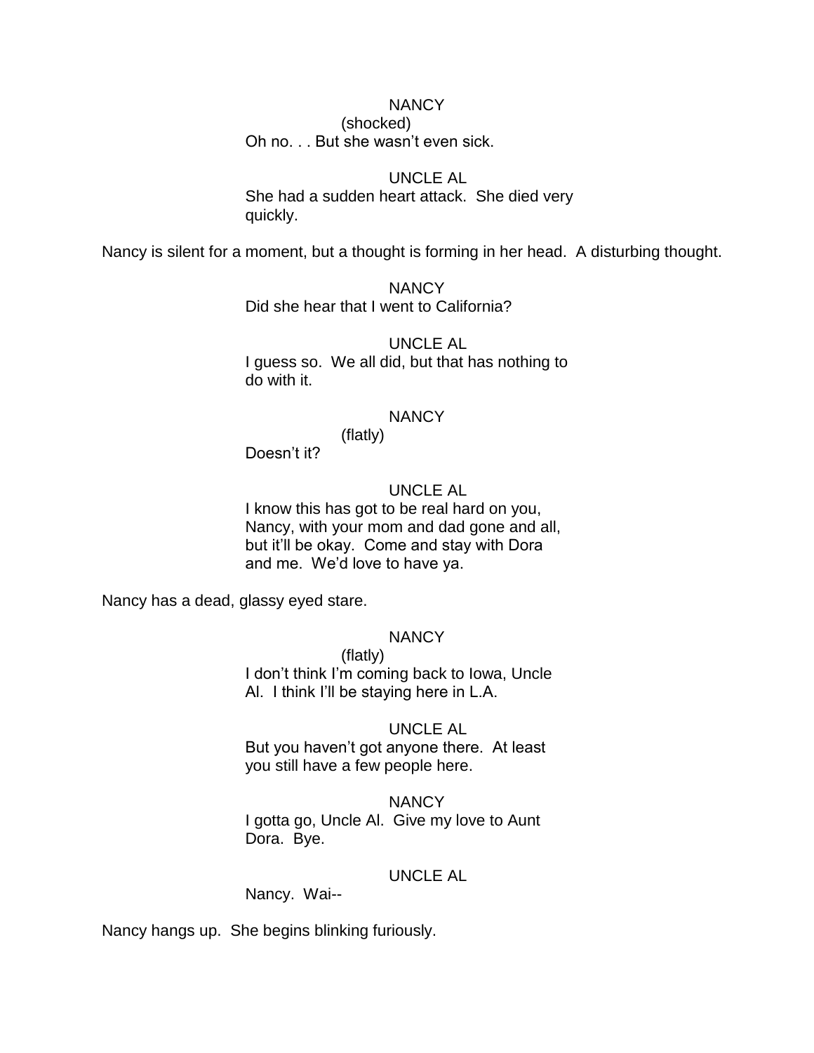NANCY

(shocked)

Oh no. . . But she wasn't even sick.

UNCLE AL

She had a sudden heart attack. She died very quickly.

Nancy is silent for a moment, but a thought is forming in her head. A disturbing thought.

NANCY

Did she hear that I went to California?

UNCLE AL

I guess so. We all did, but that has nothing to do with it.

NANCY

(flatly)

Doesn't it?

UNCLE AL

I know this has got to be real hard on you, Nancy, with your mom and dad gone and all, but it'll be okay. Come and stay with Dora and me. We'd love to have ya.

Nancy has a dead, glassy eyed stare.

NANCY

(flatly)

I don't think I'm coming back to Iowa, Uncle Al. I think I'll be staying here in L.A.

UNCLE AL

But you haven't got anyone there. At least you still have a few people here.

NANCY

I gotta go, Uncle Al. Give my love to Aunt Dora. Bye.

UNCLE AL

Nancy. Wai--

Nancy hangs up. She begins blinking furiously.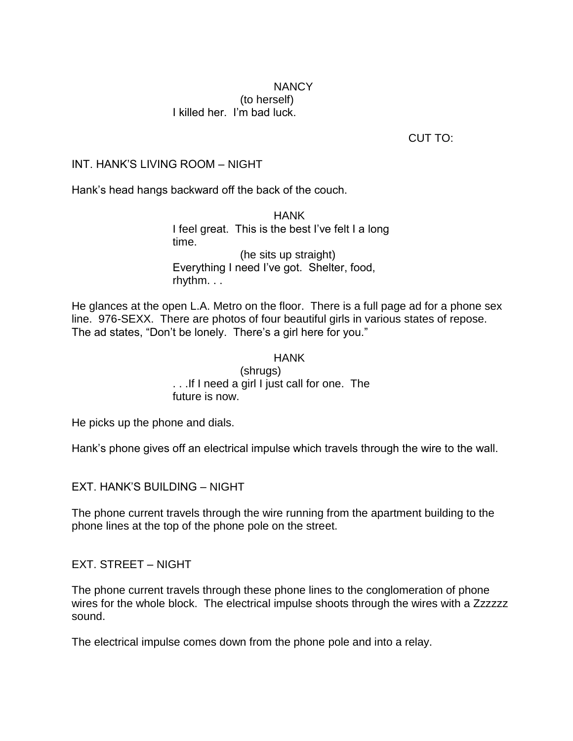NANCY
(to herself)
I killed her.  I'm bad luck.

CUT TO:

INT. HANK'S LIVING ROOM – NIGHT

Hank's head hangs backward off the back of the couch.

HANK
I feel great.  This is the best I've felt I a long time.
(he sits up straight)
Everything I need I've got.  Shelter, food, rhythm. . .

He glances at the open L.A. Metro on the floor.  There is a full page ad for a phone sex line.  976-SEXX.  There are photos of four beautiful girls in various states of repose.  The ad states, "Don't be lonely.  There's a girl here for you."

HANK
(shrugs)
. . .If I need a girl I just call for one.  The future is now.

He picks up the phone and dials.

Hank's phone gives off an electrical impulse which travels through the wire to the wall.

EXT. HANK'S BUILDING – NIGHT

The phone current travels through the wire running from the apartment building to the phone lines at the top of the phone pole on the street.

EXT. STREET – NIGHT

The phone current travels through these phone lines to the conglomeration of phone wires for the whole block.  The electrical impulse shoots through the wires with a Zzzzzz sound.

The electrical impulse comes down from the phone pole and into a relay.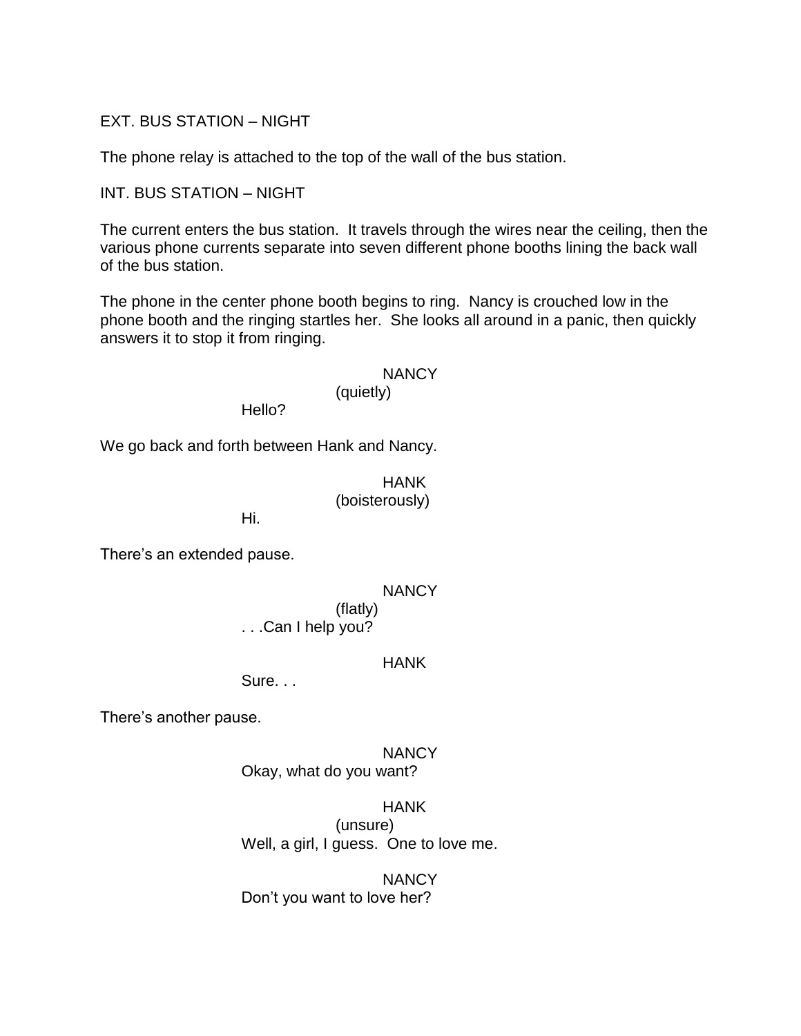EXT. BUS STATION – NIGHT

The phone relay is attached to the top of the wall of the bus station.

INT. BUS STATION – NIGHT

The current enters the bus station. It travels through the wires near the ceiling, then the various phone currents separate into seven different phone booths lining the back wall of the bus station.

The phone in the center phone booth begins to ring. Nancy is crouched low in the phone booth and the ringing startles her. She looks all around in a panic, then quickly answers it to stop it from ringing.

NANCY
(quietly)
Hello?

We go back and forth between Hank and Nancy.

HANK
(boisterously)
Hi.

There's an extended pause.

NANCY
(flatly)
. . .Can I help you?

HANK
Sure. . .

There's another pause.

NANCY
Okay, what do you want?

HANK
(unsure)
Well, a girl, I guess. One to love me.

NANCY
Don't you want to love her?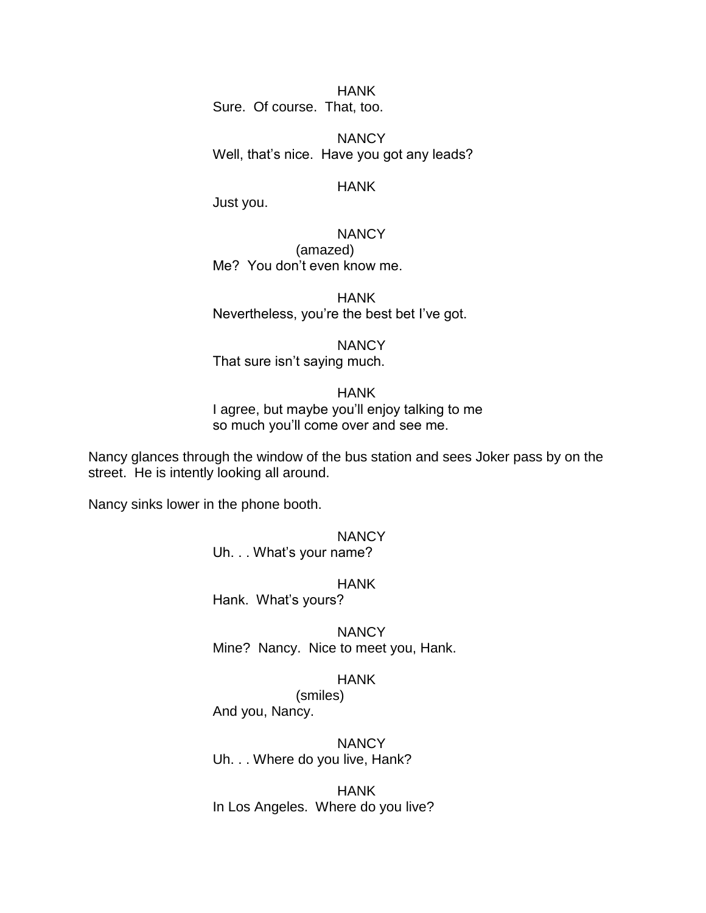HANK
Sure.  Of course.  That, too.

NANCY
Well, that's nice.  Have you got any leads?

HANK
Just you.

NANCY
(amazed)
Me?  You don't even know me.

HANK
Nevertheless, you're the best bet I've got.

NANCY
That sure isn't saying much.

HANK
I agree, but maybe you'll enjoy talking to me
so much you'll come over and see me.

Nancy glances through the window of the bus station and sees Joker pass by on the street.  He is intently looking all around.

Nancy sinks lower in the phone booth.

NANCY
Uh. . . What's your name?

HANK
Hank.  What's yours?

NANCY
Mine?  Nancy.  Nice to meet you, Hank.

HANK
(smiles)
And you, Nancy.

NANCY
Uh. . . Where do you live, Hank?

HANK
In Los Angeles.  Where do you live?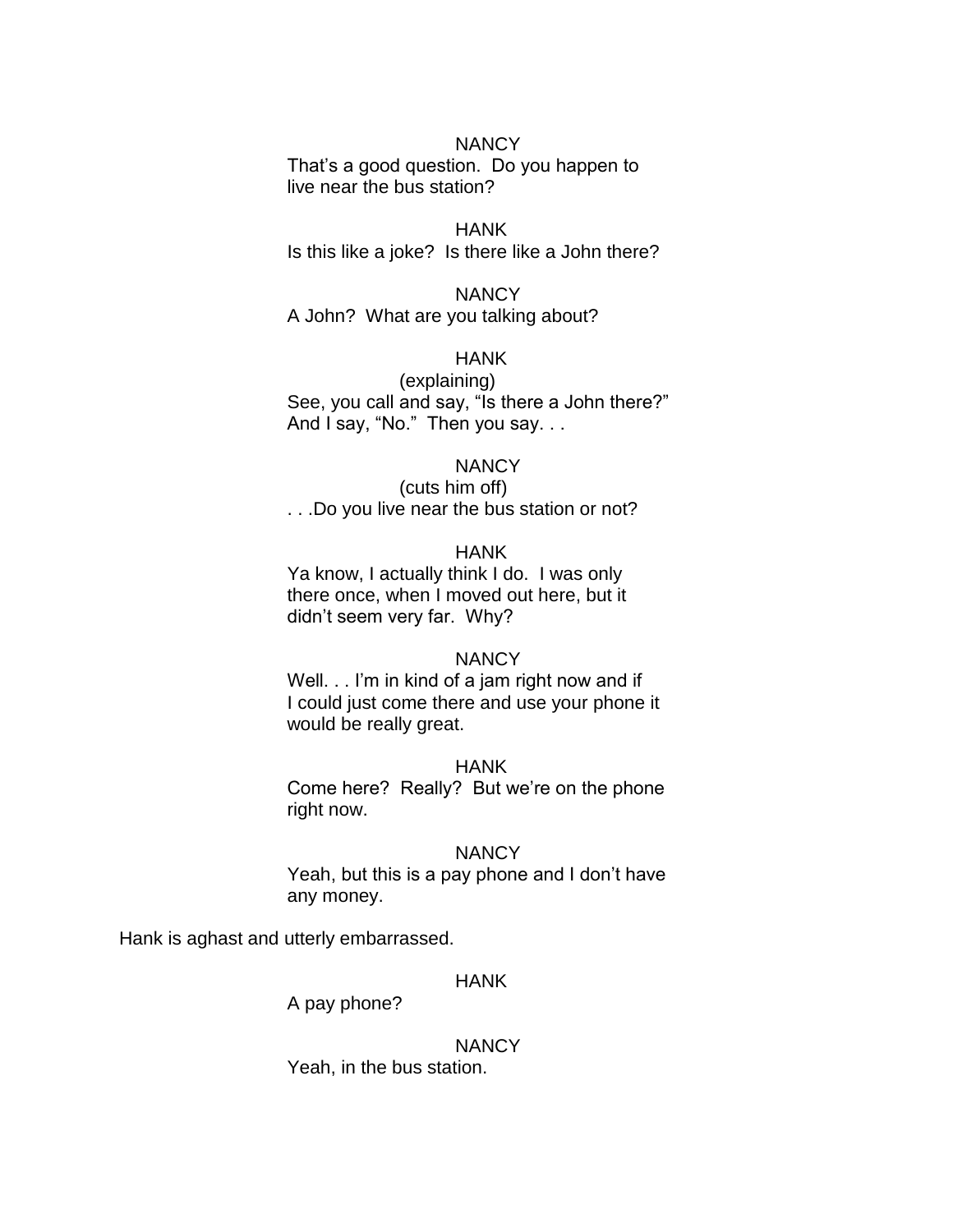NANCY

That's a good question. Do you happen to live near the bus station?

HANK

Is this like a joke? Is there like a John there?

NANCY

A John? What are you talking about?

HANK

(explaining)

See, you call and say, "Is there a John there?" And I say, "No." Then you say. . .

NANCY

(cuts him off)

. . .Do you live near the bus station or not?

HANK

Ya know, I actually think I do. I was only there once, when I moved out here, but it didn't seem very far. Why?

NANCY

Well. . . I'm in kind of a jam right now and if I could just come there and use your phone it would be really great.

HANK

Come here? Really? But we're on the phone right now.

NANCY

Yeah, but this is a pay phone and I don't have any money.

Hank is aghast and utterly embarrassed.

HANK

A pay phone?

NANCY

Yeah, in the bus station.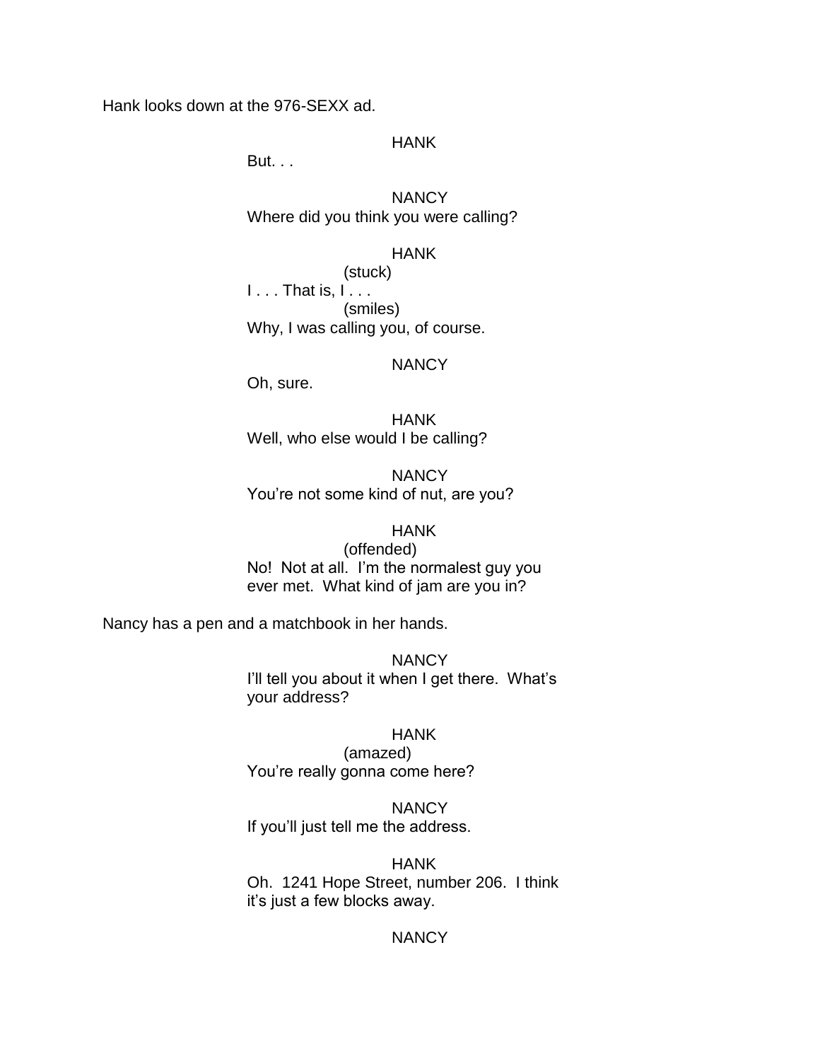Hank looks down at the 976-SEXX ad.

HANK
But. . .

NANCY
Where did you think you were calling?

HANK
(stuck)
I . . . That is, I . . .
(smiles)
Why, I was calling you, of course.

NANCY
Oh, sure.

HANK
Well, who else would I be calling?

NANCY
You're not some kind of nut, are you?

HANK
(offended)
No! Not at all. I'm the normalest guy you ever met. What kind of jam are you in?

Nancy has a pen and a matchbook in her hands.

NANCY
I'll tell you about it when I get there. What's your address?

HANK
(amazed)
You're really gonna come here?

NANCY
If you'll just tell me the address.

HANK
Oh. 1241 Hope Street, number 206. I think it's just a few blocks away.

NANCY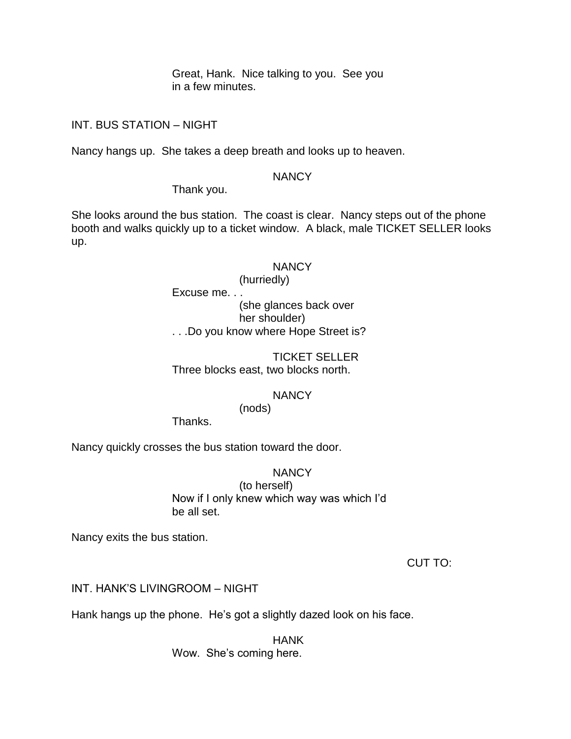Great, Hank. Nice talking to you. See you in a few minutes.

INT. BUS STATION – NIGHT

Nancy hangs up. She takes a deep breath and looks up to heaven.

NANCY

Thank you.

She looks around the bus station. The coast is clear. Nancy steps out of the phone booth and walks quickly up to a ticket window. A black, male TICKET SELLER looks up.

NANCY

(hurriedly)

Excuse me. . .

(she glances back over her shoulder)

. . .Do you know where Hope Street is?

TICKET SELLER

Three blocks east, two blocks north.

NANCY

(nods)

Thanks.

Nancy quickly crosses the bus station toward the door.

NANCY

(to herself)

Now if I only knew which way was which I'd be all set.

Nancy exits the bus station.

CUT TO:

INT. HANK'S LIVINGROOM – NIGHT

Hank hangs up the phone. He's got a slightly dazed look on his face.

HANK

Wow. She's coming here.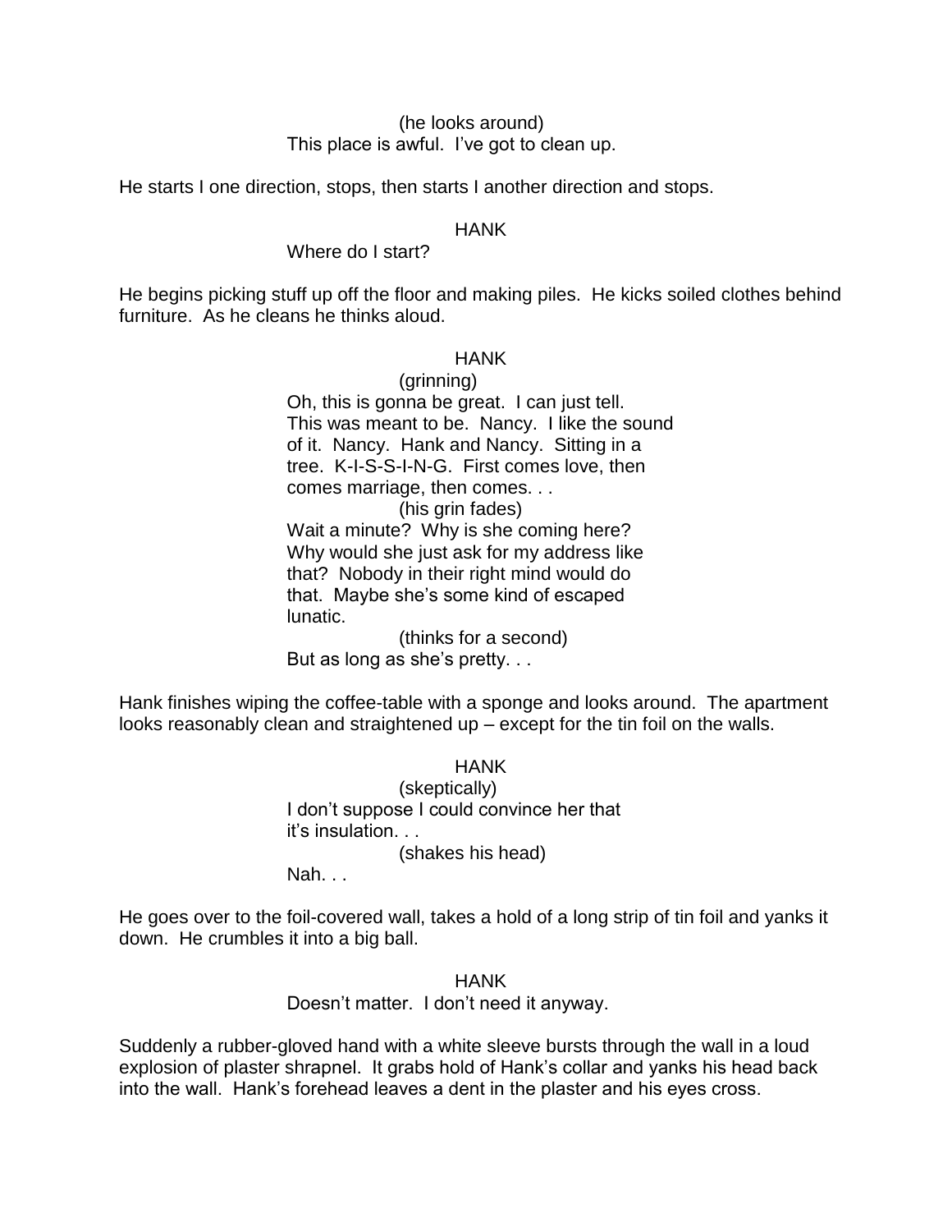(he looks around)
This place is awful. I've got to clean up.

He starts I one direction, stops, then starts I another direction and stops.

HANK
Where do I start?

He begins picking stuff up off the floor and making piles. He kicks soiled clothes behind furniture. As he cleans he thinks aloud.

HANK
(grinning)
Oh, this is gonna be great. I can just tell. This was meant to be. Nancy. I like the sound of it. Nancy. Hank and Nancy. Sitting in a tree. K-I-S-S-I-N-G. First comes love, then comes marriage, then comes. . .
(his grin fades)
Wait a minute? Why is she coming here? Why would she just ask for my address like that? Nobody in their right mind would do that. Maybe she's some kind of escaped lunatic.
(thinks for a second)
But as long as she's pretty. . .

Hank finishes wiping the coffee-table with a sponge and looks around. The apartment looks reasonably clean and straightened up – except for the tin foil on the walls.

HANK
(skeptically)
I don't suppose I could convince her that it's insulation. . .
(shakes his head)
Nah. . .

He goes over to the foil-covered wall, takes a hold of a long strip of tin foil and yanks it down. He crumbles it into a big ball.

HANK
Doesn't matter. I don't need it anyway.

Suddenly a rubber-gloved hand with a white sleeve bursts through the wall in a loud explosion of plaster shrapnel. It grabs hold of Hank's collar and yanks his head back into the wall. Hank's forehead leaves a dent in the plaster and his eyes cross.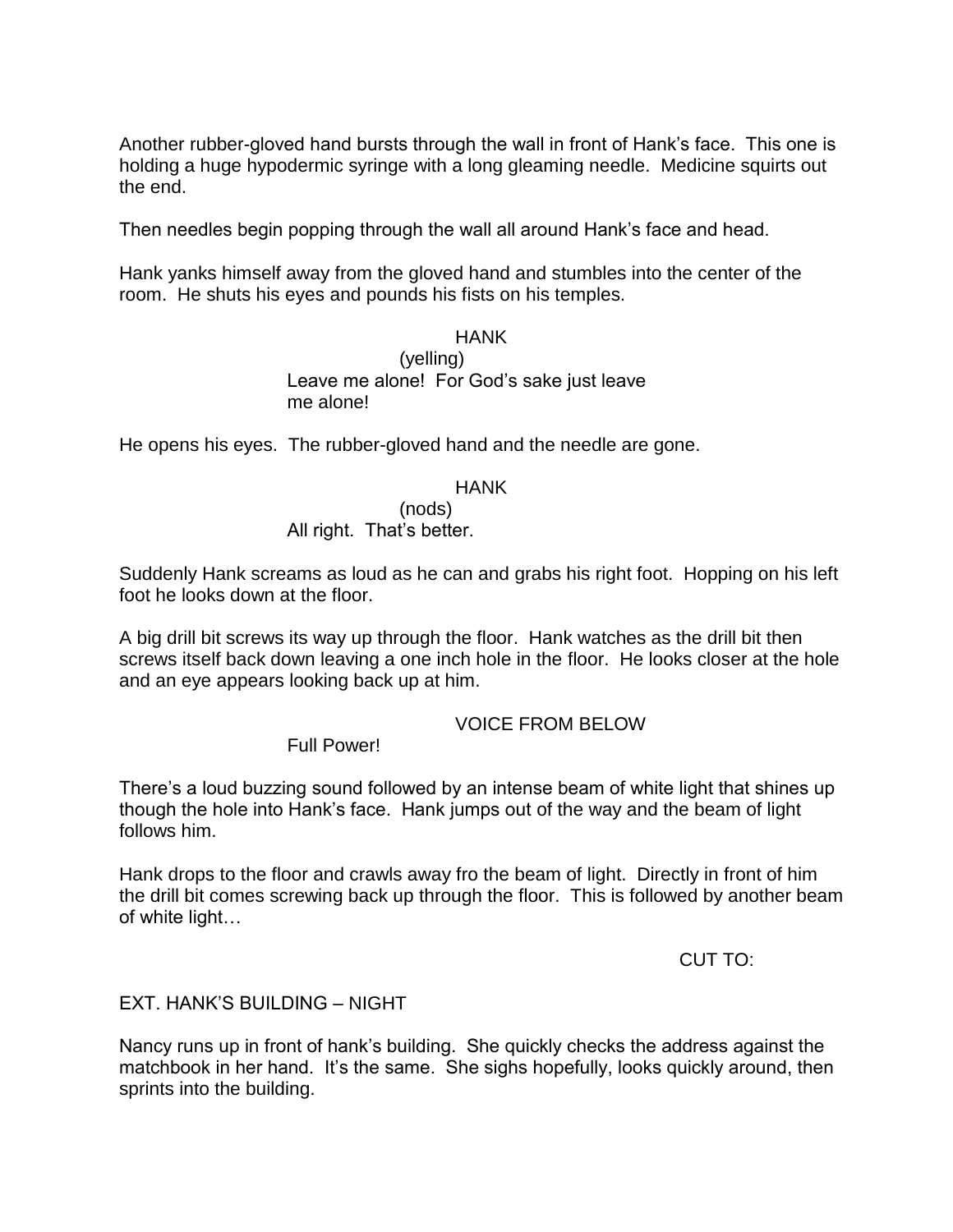Another rubber-gloved hand bursts through the wall in front of Hank's face. This one is holding a huge hypodermic syringe with a long gleaming needle. Medicine squirts out the end.

Then needles begin popping through the wall all around Hank's face and head.

Hank yanks himself away from the gloved hand and stumbles into the center of the room. He shuts his eyes and pounds his fists on his temples.

HANK
(yelling)
Leave me alone! For God's sake just leave me alone!

He opens his eyes. The rubber-gloved hand and the needle are gone.

HANK
(nods)
All right. That's better.

Suddenly Hank screams as loud as he can and grabs his right foot. Hopping on his left foot he looks down at the floor.

A big drill bit screws its way up through the floor. Hank watches as the drill bit then screws itself back down leaving a one inch hole in the floor. He looks closer at the hole and an eye appears looking back up at him.

VOICE FROM BELOW
Full Power!

There's a loud buzzing sound followed by an intense beam of white light that shines up though the hole into Hank's face. Hank jumps out of the way and the beam of light follows him.

Hank drops to the floor and crawls away fro the beam of light. Directly in front of him the drill bit comes screwing back up through the floor. This is followed by another beam of white light…

CUT TO:

EXT. HANK'S BUILDING – NIGHT

Nancy runs up in front of hank's building. She quickly checks the address against the matchbook in her hand. It's the same. She sighs hopefully, looks quickly around, then sprints into the building.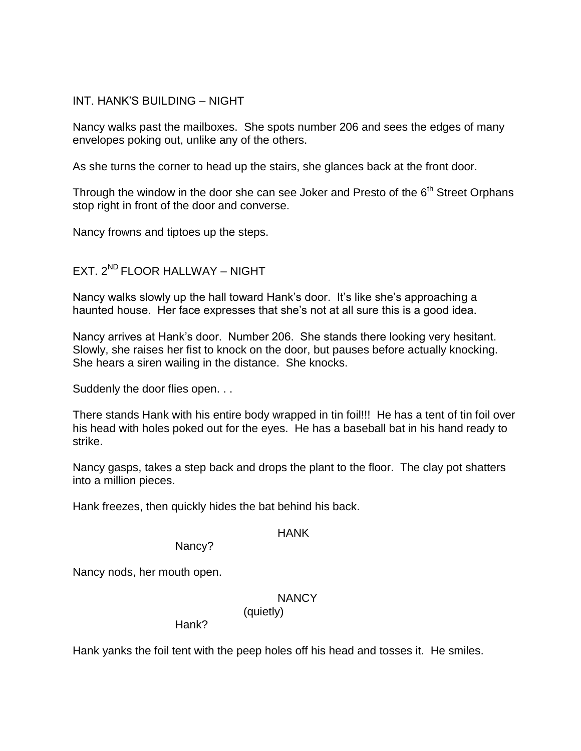INT. HANK'S BUILDING – NIGHT

Nancy walks past the mailboxes. She spots number 206 and sees the edges of many envelopes poking out, unlike any of the others.

As she turns the corner to head up the stairs, she glances back at the front door.

Through the window in the door she can see Joker and Presto of the 6th Street Orphans stop right in front of the door and converse.

Nancy frowns and tiptoes up the steps.

EXT. 2ND FLOOR HALLWAY – NIGHT

Nancy walks slowly up the hall toward Hank's door. It's like she's approaching a haunted house. Her face expresses that she's not at all sure this is a good idea.

Nancy arrives at Hank's door. Number 206. She stands there looking very hesitant. Slowly, she raises her fist to knock on the door, but pauses before actually knocking. She hears a siren wailing in the distance. She knocks.

Suddenly the door flies open. . .

There stands Hank with his entire body wrapped in tin foil!!! He has a tent of tin foil over his head with holes poked out for the eyes. He has a baseball bat in his hand ready to strike.

Nancy gasps, takes a step back and drops the plant to the floor. The clay pot shatters into a million pieces.

Hank freezes, then quickly hides the bat behind his back.

HANK

Nancy?

Nancy nods, her mouth open.

NANCY

(quietly)

Hank?

Hank yanks the foil tent with the peep holes off his head and tosses it. He smiles.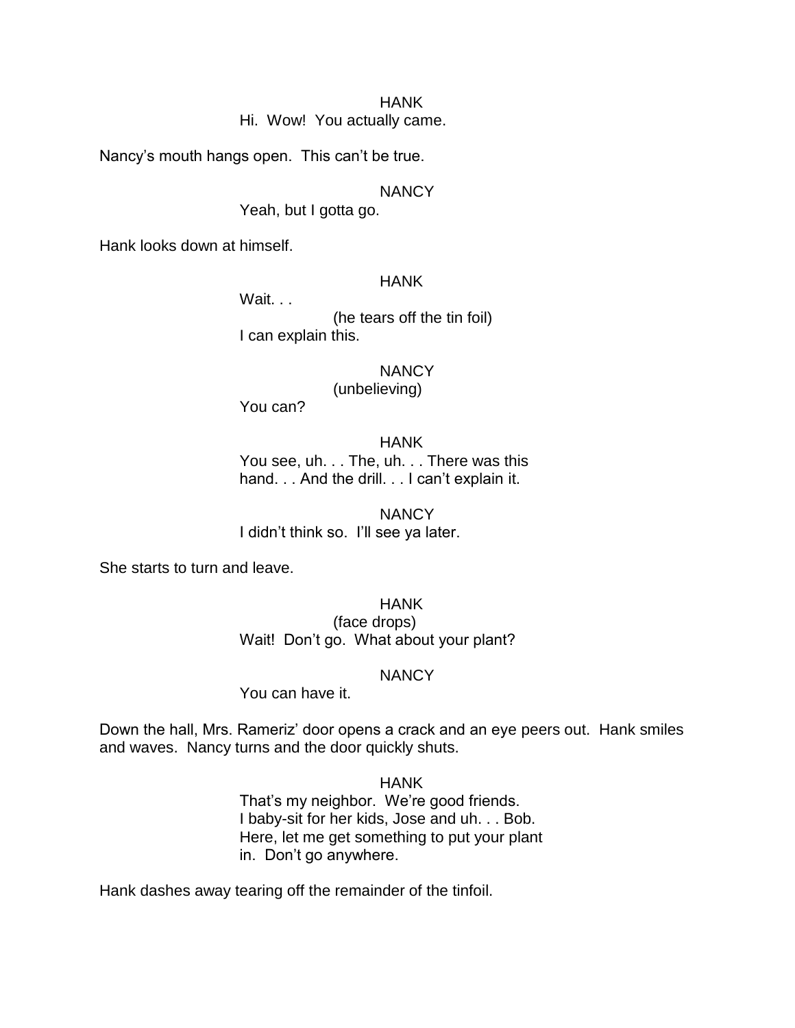HANK

Hi. Wow! You actually came.

Nancy's mouth hangs open. This can't be true.

NANCY

Yeah, but I gotta go.

Hank looks down at himself.

HANK

Wait. . .

(he tears off the tin foil)

I can explain this.

NANCY

(unbelieving)

You can?

HANK

You see, uh. . . The, uh. . . There was this hand. . . And the drill. . . I can't explain it.

NANCY

I didn't think so. I'll see ya later.

She starts to turn and leave.

HANK

(face drops)

Wait! Don't go. What about your plant?

NANCY

You can have it.

Down the hall, Mrs. Rameriz' door opens a crack and an eye peers out. Hank smiles and waves. Nancy turns and the door quickly shuts.

HANK

That's my neighbor. We're good friends. I baby-sit for her kids, Jose and uh. . . Bob. Here, let me get something to put your plant in. Don't go anywhere.

Hank dashes away tearing off the remainder of the tinfoil.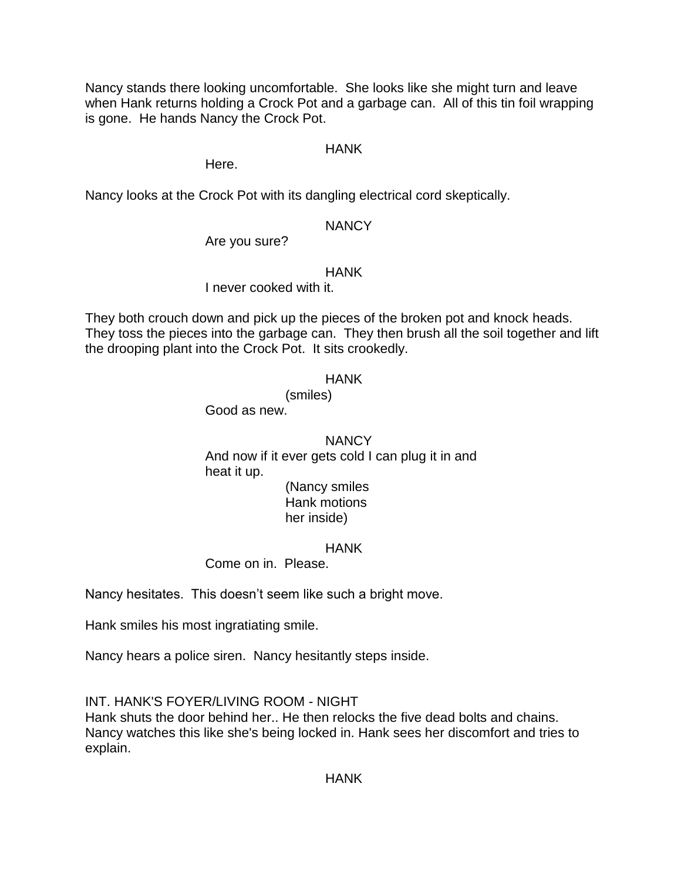Nancy stands there looking uncomfortable. She looks like she might turn and leave when Hank returns holding a Crock Pot and a garbage can. All of this tin foil wrapping is gone. He hands Nancy the Crock Pot.

HANK

Here.

Nancy looks at the Crock Pot with its dangling electrical cord skeptically.

NANCY

Are you sure?

HANK

I never cooked with it.

They both crouch down and pick up the pieces of the broken pot and knock heads. They toss the pieces into the garbage can. They then brush all the soil together and lift the drooping plant into the Crock Pot. It sits crookedly.

HANK

(smiles)

Good as new.

NANCY

And now if it ever gets cold I can plug it in and heat it up.

(Nancy smiles
Hank motions
her inside)

HANK

Come on in. Please.

Nancy hesitates. This doesn't seem like such a bright move.

Hank smiles his most ingratiating smile.

Nancy hears a police siren. Nancy hesitantly steps inside.

INT. HANK'S FOYER/LIVING ROOM - NIGHT

Hank shuts the door behind her.. He then relocks the five dead bolts and chains. Nancy watches this like she's being locked in. Hank sees her discomfort and tries to explain.

HANK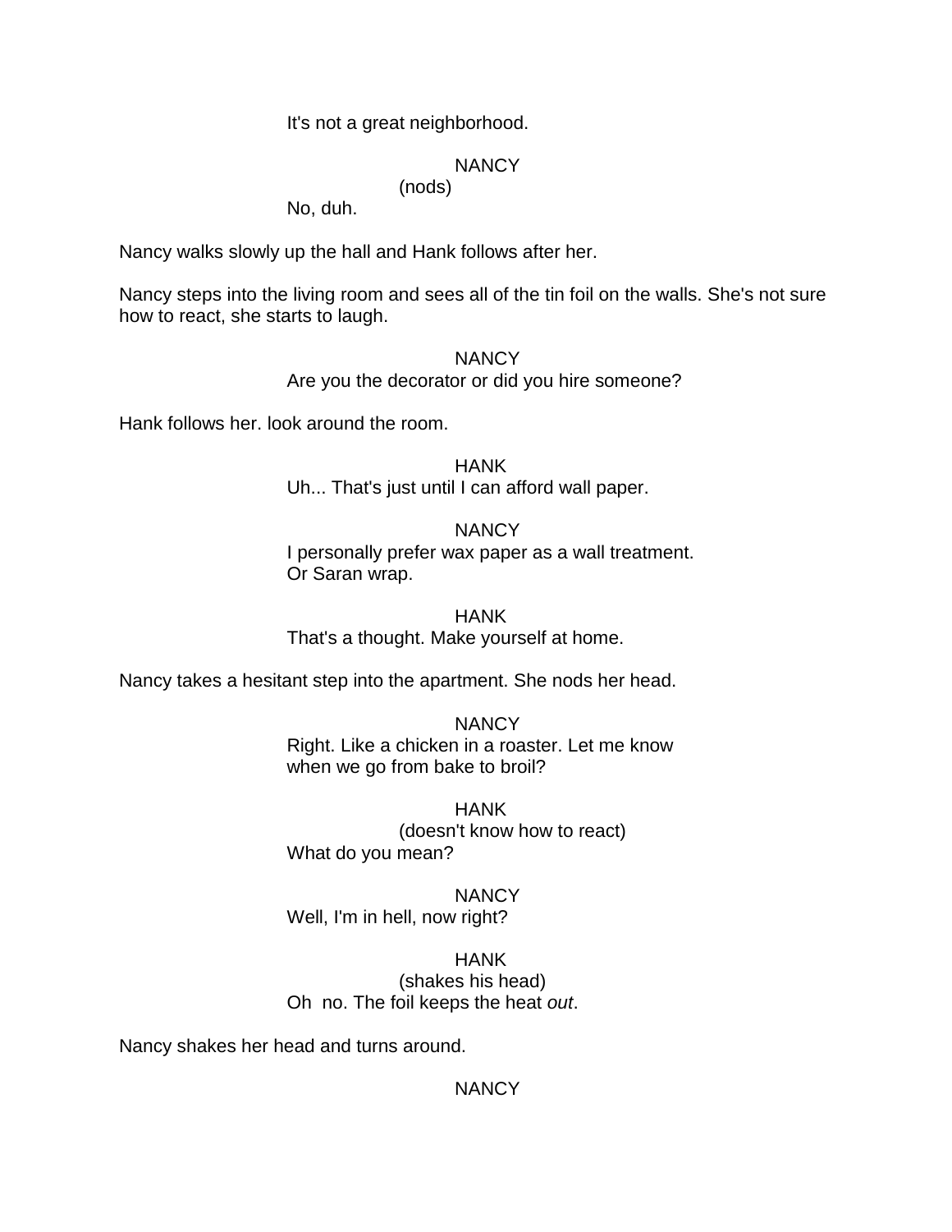It's not a great neighborhood.

NANCY
(nods)
No, duh.

Nancy walks slowly up the hall and Hank follows after her.

Nancy steps into the living room and sees all of the tin foil on the walls. She's not sure how to react, she starts to laugh.

NANCY
Are you the decorator or did you hire someone?

Hank follows her. look around the room.

HANK
Uh... That's just until I can afford wall paper.

NANCY
I personally prefer wax paper as a wall treatment. Or Saran wrap.

HANK
That's a thought. Make yourself at home.

Nancy takes a hesitant step into the apartment. She nods her head.

NANCY
Right. Like a chicken in a roaster. Let me know when we go from bake to broil?

HANK
(doesn't know how to react)
What do you mean?

NANCY
Well, I'm in hell, now right?

HANK
(shakes his head)
Oh  no. The foil keeps the heat *out*.

Nancy shakes her head and turns around.

NANCY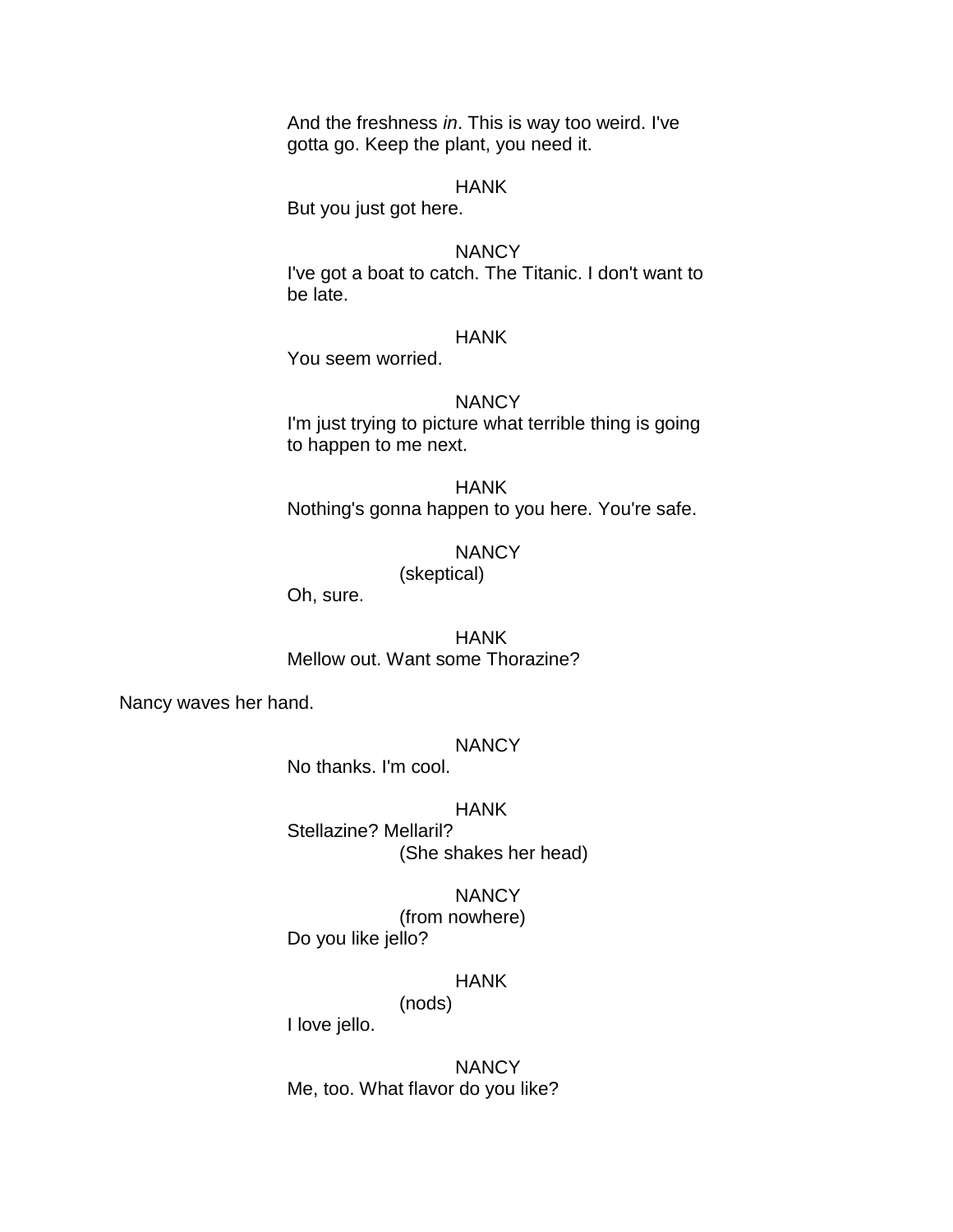And the freshness *in*. This is way too weird. I've gotta go. Keep the plant, you need it.

HANK

But you just got here.

NANCY

I've got a boat to catch. The Titanic. I don't want to be late.

HANK

You seem worried.

NANCY

I'm just trying to picture what terrible thing is going to happen to me next.

HANK

Nothing's gonna happen to you here. You're safe.

NANCY

(skeptical)

Oh, sure.

HANK

Mellow out. Want some Thorazine?

Nancy waves her hand.

NANCY

No thanks. I'm cool.

HANK

Stellazine? Mellaril?

(She shakes her head)

NANCY

(from nowhere)

Do you like jello?

HANK

(nods)

I love jello.

NANCY

Me, too. What flavor do you like?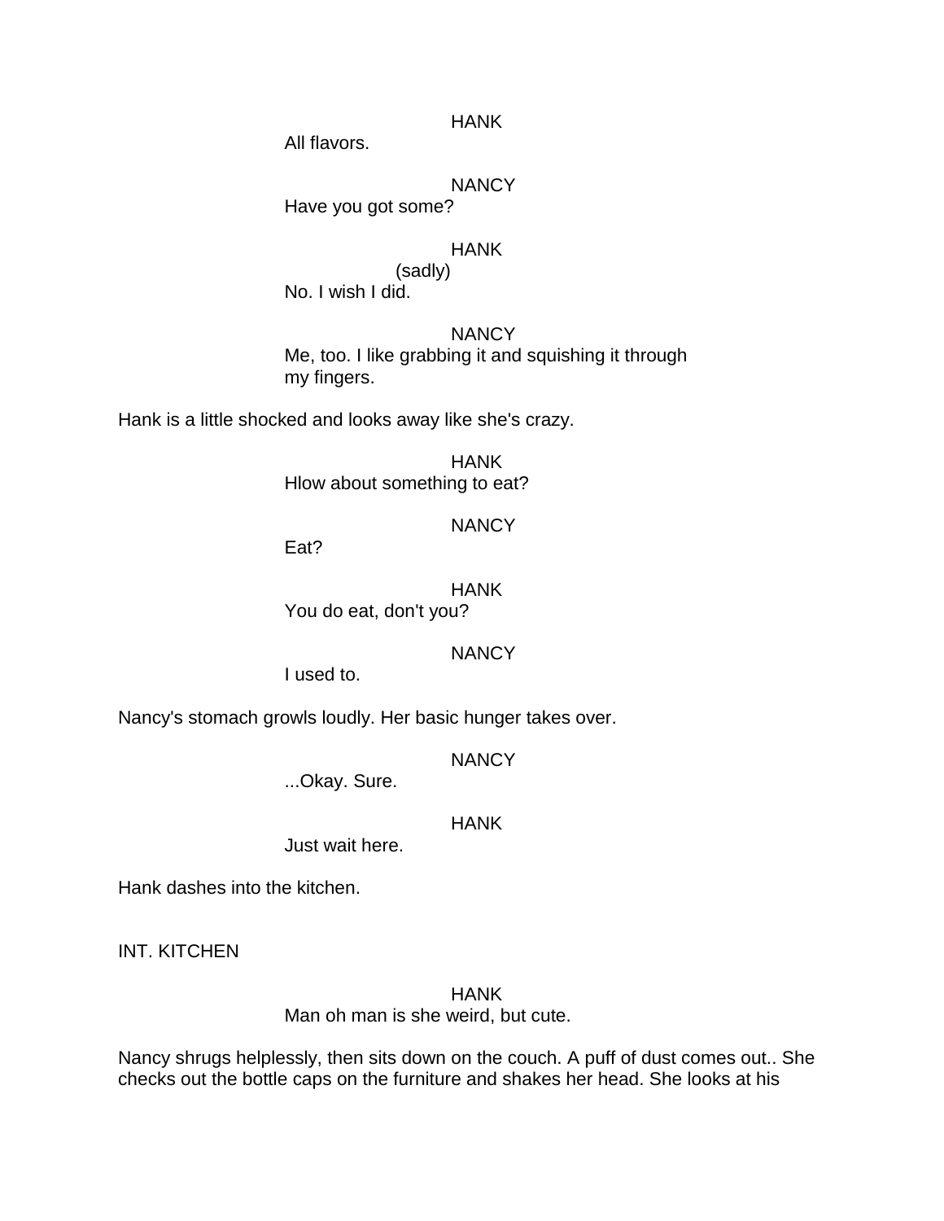HANK

All flavors.

NANCY

Have you got some?

HANK

(sadly)

No. I wish I did.

NANCY

Me, too. I like grabbing it and squishing it through my fingers.

Hank is a little shocked and looks away like she's crazy.

HANK

Hlow about something to eat?

NANCY

Eat?

HANK

You do eat, don't you?

NANCY

I used to.

Nancy's stomach growls loudly. Her basic hunger takes over.

NANCY

...Okay. Sure.

HANK

Just wait here.

Hank dashes into the kitchen.

INT. KITCHEN

HANK

Man oh man is she weird, but cute.

Nancy shrugs helplessly, then sits down on the couch. A puff of dust comes out.. She checks out the bottle caps on the furniture and shakes her head. She looks at his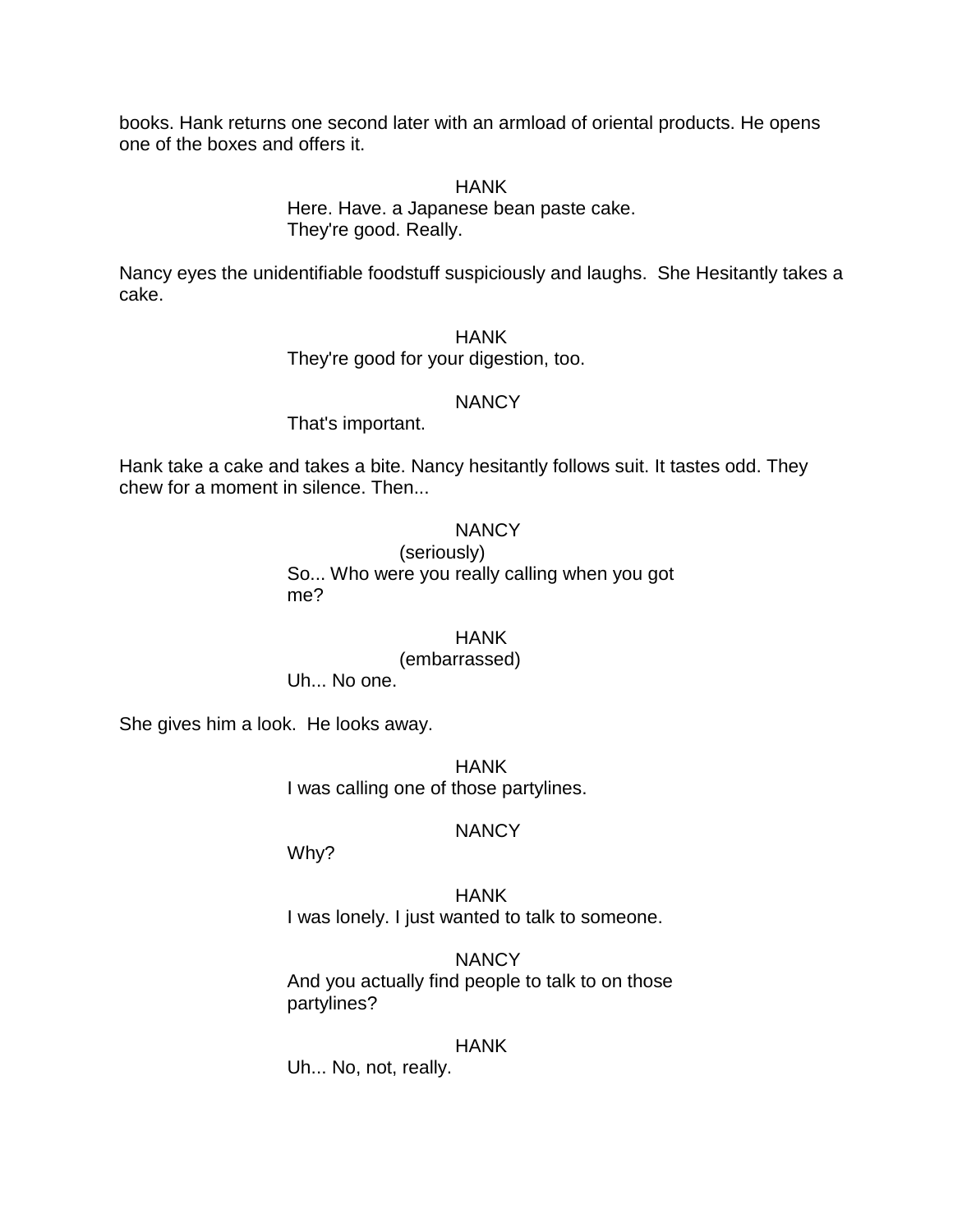books. Hank returns one second later with an armload of oriental products. He opens one of the boxes and offers it.

HANK
Here. Have. a Japanese bean paste cake. They're good. Really.

Nancy eyes the unidentifiable foodstuff suspiciously and laughs.  She Hesitantly takes a cake.

HANK
They're good for your digestion, too.

NANCY
That's important.

Hank take a cake and takes a bite. Nancy hesitantly follows suit. It tastes odd. They chew for a moment in silence. Then...

NANCY
(seriously)
So... Who were you really calling when you got me?

HANK
(embarrassed)
Uh... No one.

She gives him a look.  He looks away.

HANK
I was calling one of those partylines.

NANCY
Why?

HANK
I was lonely. I just wanted to talk to someone.

NANCY
And you actually find people to talk to on those partylines?

HANK
Uh... No, not, really.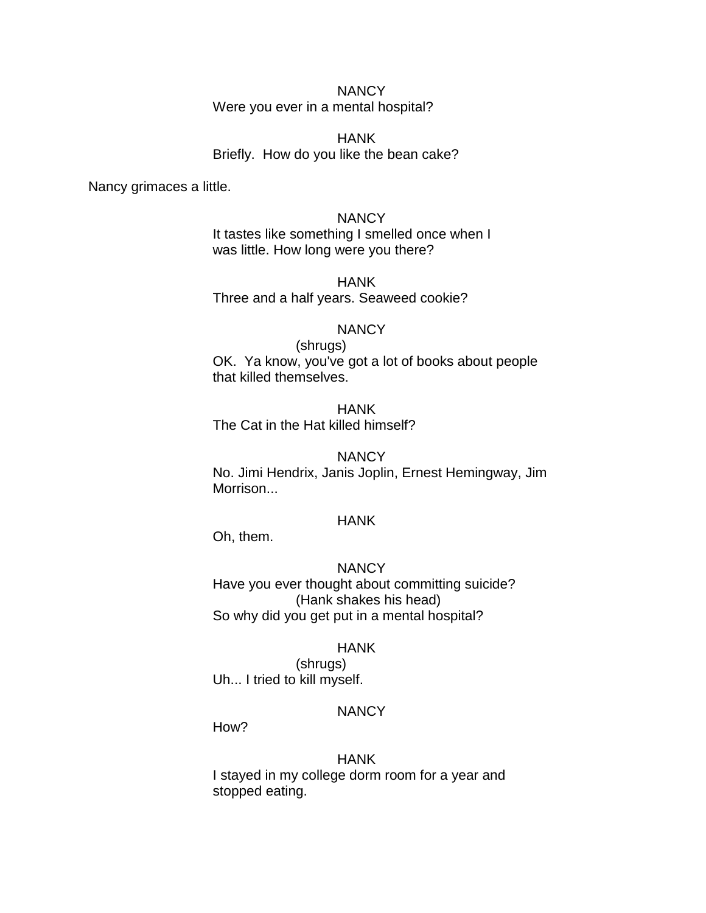NANCY

Were you ever in a mental hospital?

HANK

Briefly. How do you like the bean cake?

Nancy grimaces a little.

NANCY

It tastes like something I smelled once when I was little. How long were you there?

HANK

Three and a half years. Seaweed cookie?

NANCY

(shrugs)

OK. Ya know, you've got a lot of books about people that killed themselves.

HANK

The Cat in the Hat killed himself?

NANCY

No. Jimi Hendrix, Janis Joplin, Ernest Hemingway, Jim Morrison...

HANK

Oh, them.

NANCY

Have you ever thought about committing suicide?

(Hank shakes his head)

So why did you get put in a mental hospital?

HANK

(shrugs)

Uh... I tried to kill myself.

NANCY

How?

HANK

I stayed in my college dorm room for a year and stopped eating.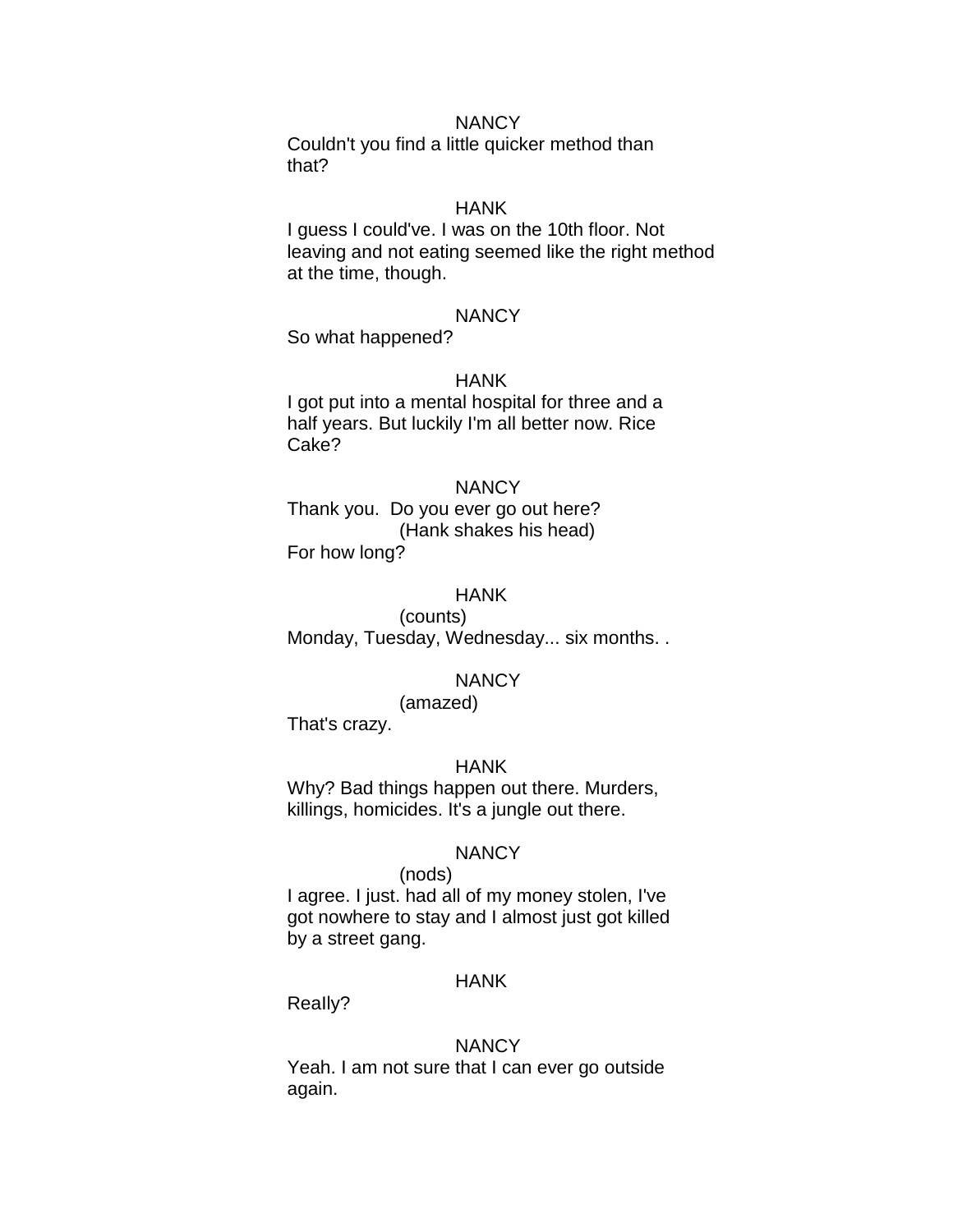NANCY

Couldn't you find a little quicker method than that?

HANK

I guess I could've. I was on the 10th floor. Not leaving and not eating seemed like the right method at the time, though.

NANCY

So what happened?

HANK

I got put into a mental hospital for three and a half years. But luckily I'm all better now. Rice Cake?

NANCY

Thank you.  Do you ever go out here?

(Hank shakes his head)

For how long?

HANK

(counts)

Monday, Tuesday, Wednesday... six months. .

NANCY

(amazed)

That's crazy.

HANK

Why? Bad things happen out there. Murders, killings, homicides. It's a jungle out there.

NANCY

(nods)

I agree. I just. had all of my money stolen, I've got nowhere to stay and I almost just got killed by a street gang.

HANK

Really?

NANCY

Yeah. I am not sure that I can ever go outside again.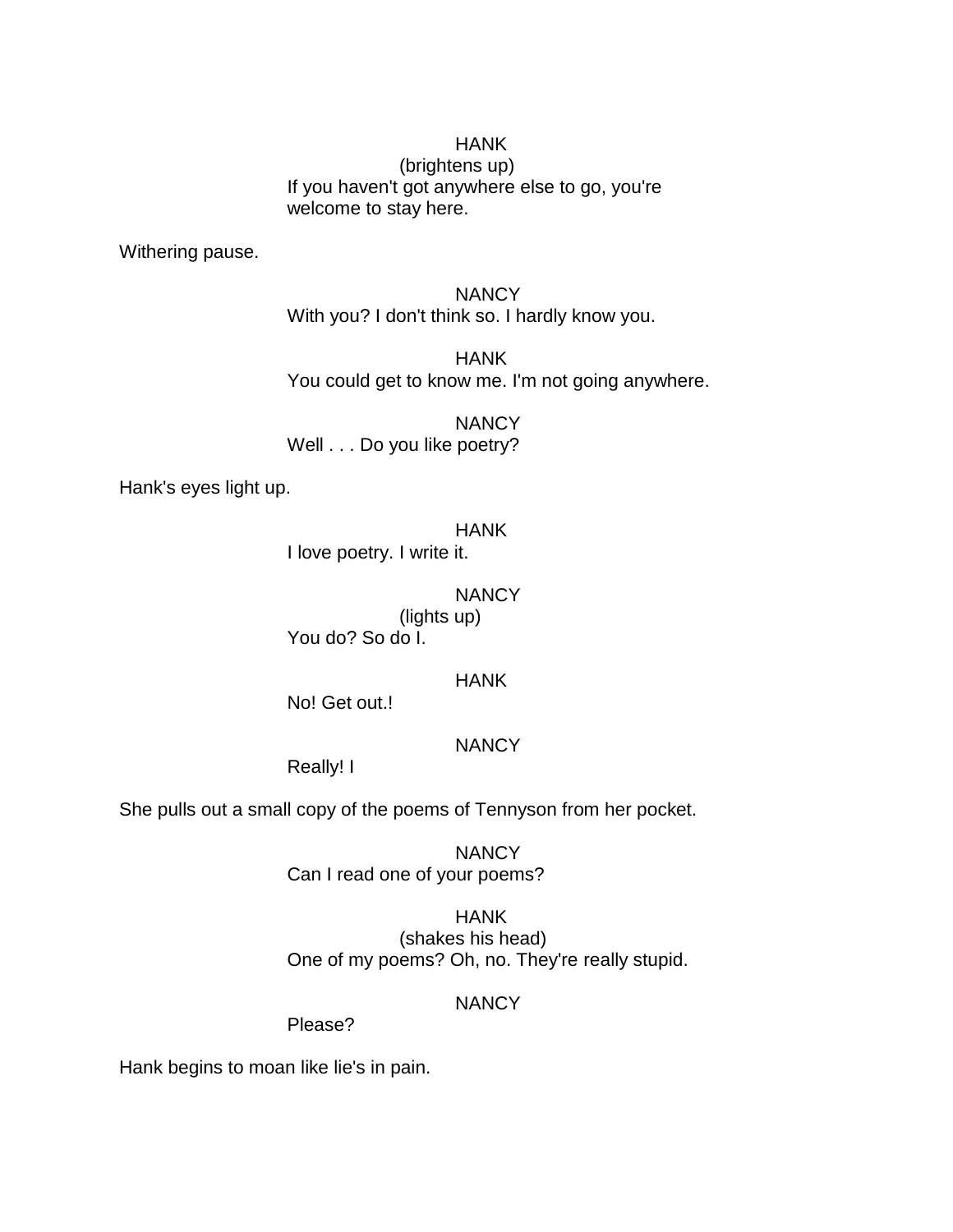HANK
(brightens up)
If you haven't got anywhere else to go, you're welcome to stay here.

Withering pause.

NANCY
With you? I don't think so. I hardly know you.

HANK
You could get to know me. I'm not going anywhere.

NANCY
Well . . . Do you like poetry?

Hank's eyes light up.

HANK
I love poetry. I write it.

NANCY
(lights up)
You do? So do I.

HANK
No! Get out.!

NANCY
Really! I

She pulls out a small copy of the poems of Tennyson from her pocket.

NANCY
Can I read one of your poems?

HANK
(shakes his head)
One of my poems? Oh, no. They're really stupid.

NANCY
Please?

Hank begins to moan like lie's in pain.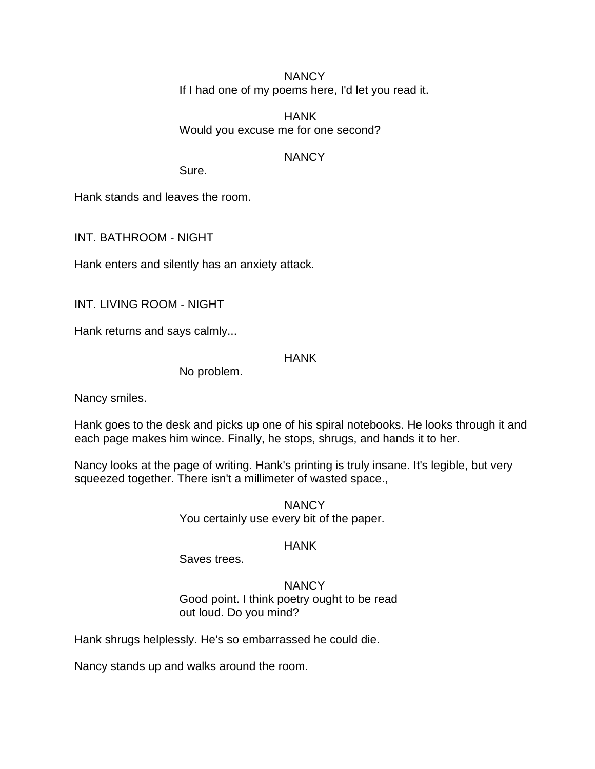NANCY

If I had one of my poems here, I'd let you read it.

HANK

Would you excuse me for one second?

NANCY

Sure.

Hank stands and leaves the room.

INT. BATHROOM - NIGHT

Hank enters and silently has an anxiety attack.

INT. LIVING ROOM - NIGHT

Hank returns and says calmly...

HANK

No problem.

Nancy smiles.

Hank goes to the desk and picks up one of his spiral notebooks. He looks through it and each page makes him wince. Finally, he stops, shrugs, and hands it to her.

Nancy looks at the page of writing. Hank's printing is truly insane. It's legible, but very squeezed together. There isn't a millimeter of wasted space.,

NANCY

You certainly use every bit of the paper.

HANK

Saves trees.

NANCY

Good point. I think poetry ought to be read
out loud. Do you mind?

Hank shrugs helplessly. He's so embarrassed he could die.

Nancy stands up and walks around the room.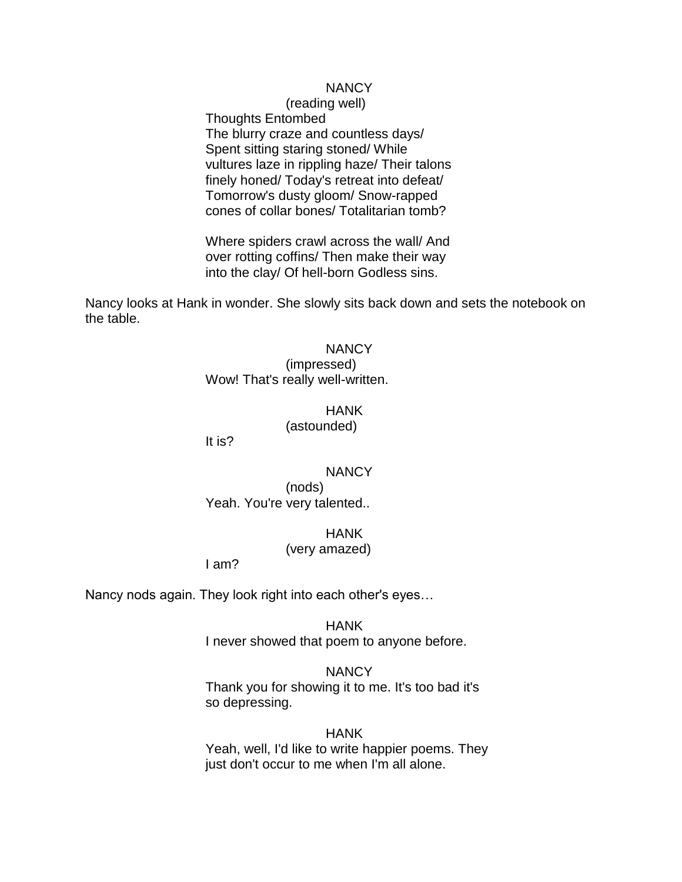NANCY

(reading well)

Thoughts Entombed
The blurry craze and countless days/ Spent sitting staring stoned/ While vultures laze in rippling haze/ Their talons finely honed/ Today's retreat into defeat/ Tomorrow's dusty gloom/ Snow-rapped cones of collar bones/ Totalitarian tomb?

Where spiders crawl across the wall/ And over rotting coffins/ Then make their way into the clay/ Of hell-born Godless sins.

Nancy looks at Hank in wonder. She slowly sits back down and sets the notebook on the table.

NANCY

(impressed)

Wow! That's really well-written.

HANK

(astounded)

It is?

NANCY

(nods)

Yeah. You're very talented..

HANK

(very amazed)

I am?

Nancy nods again. They look right into each other's eyes…

HANK

I never showed that poem to anyone before.

NANCY

Thank you for showing it to me. It's too bad it's so depressing.

HANK

Yeah, well, I'd like to write happier poems. They just don't occur to me when I'm all alone.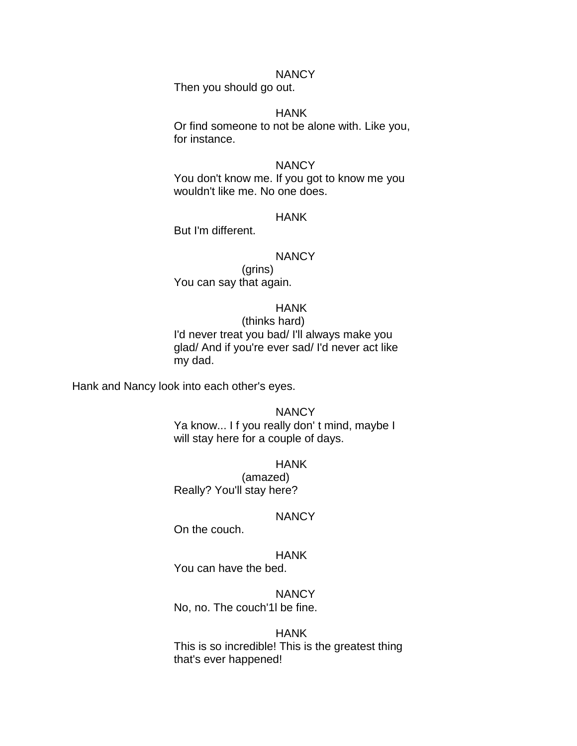NANCY
Then you should go out.

HANK
Or find someone to not be alone with. Like you, for instance.

NANCY
You don't know me. If you got to know me you wouldn't like me. No one does.

HANK
But I'm different.

NANCY
(grins)
You can say that again.

HANK
(thinks hard)
I'd never treat you bad/ I'll always make you glad/ And if you're ever sad/ I'd never act like my dad.

Hank and Nancy look into each other's eyes.

NANCY
Ya know... I f you really don' t mind, maybe I will stay here for a couple of days.

HANK
(amazed)
Really? You'll stay here?

NANCY
On the couch.

HANK
You can have the bed.

NANCY
No, no. The couch'1l be fine.

HANK
This is so incredible! This is the greatest thing that's ever happened!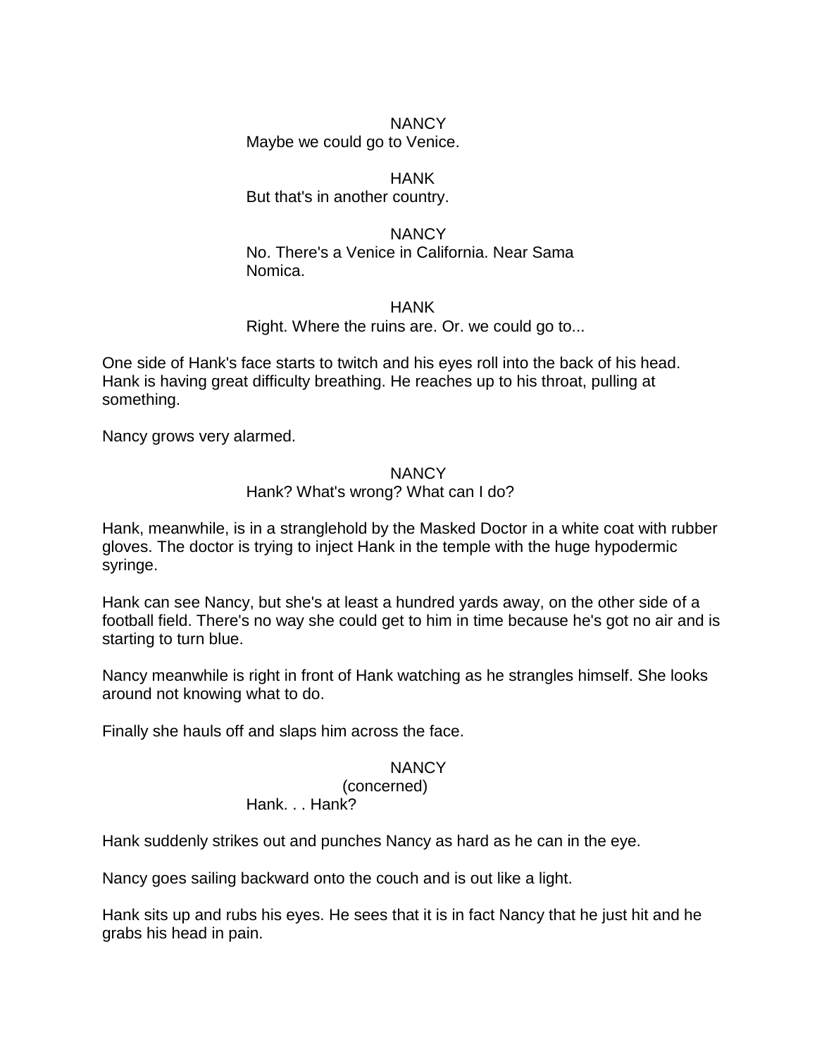NANCY
Maybe we could go to Venice.

HANK
But that's in another country.

NANCY
No. There's a Venice in California. Near Sama Nomica.

HANK
Right. Where the ruins are. Or. we could go to...

One side of Hank's face starts to twitch and his eyes roll into the back of his head. Hank is having great difficulty breathing. He reaches up to his throat, pulling at something.

Nancy grows very alarmed.

NANCY
Hank? What's wrong? What can I do?

Hank, meanwhile, is in a stranglehold by the Masked Doctor in a white coat with rubber gloves. The doctor is trying to inject Hank in the temple with the huge hypodermic syringe.

Hank can see Nancy, but she's at least a hundred yards away, on the other side of a football field. There's no way she could get to him in time because he's got no air and is starting to turn blue.

Nancy meanwhile is right in front of Hank watching as he strangles himself. She looks around not knowing what to do.

Finally she hauls off and slaps him across the face.

NANCY
(concerned)
Hank. . . Hank?

Hank suddenly strikes out and punches Nancy as hard as he can in the eye.

Nancy goes sailing backward onto the couch and is out like a light.

Hank sits up and rubs his eyes. He sees that it is in fact Nancy that he just hit and he grabs his head in pain.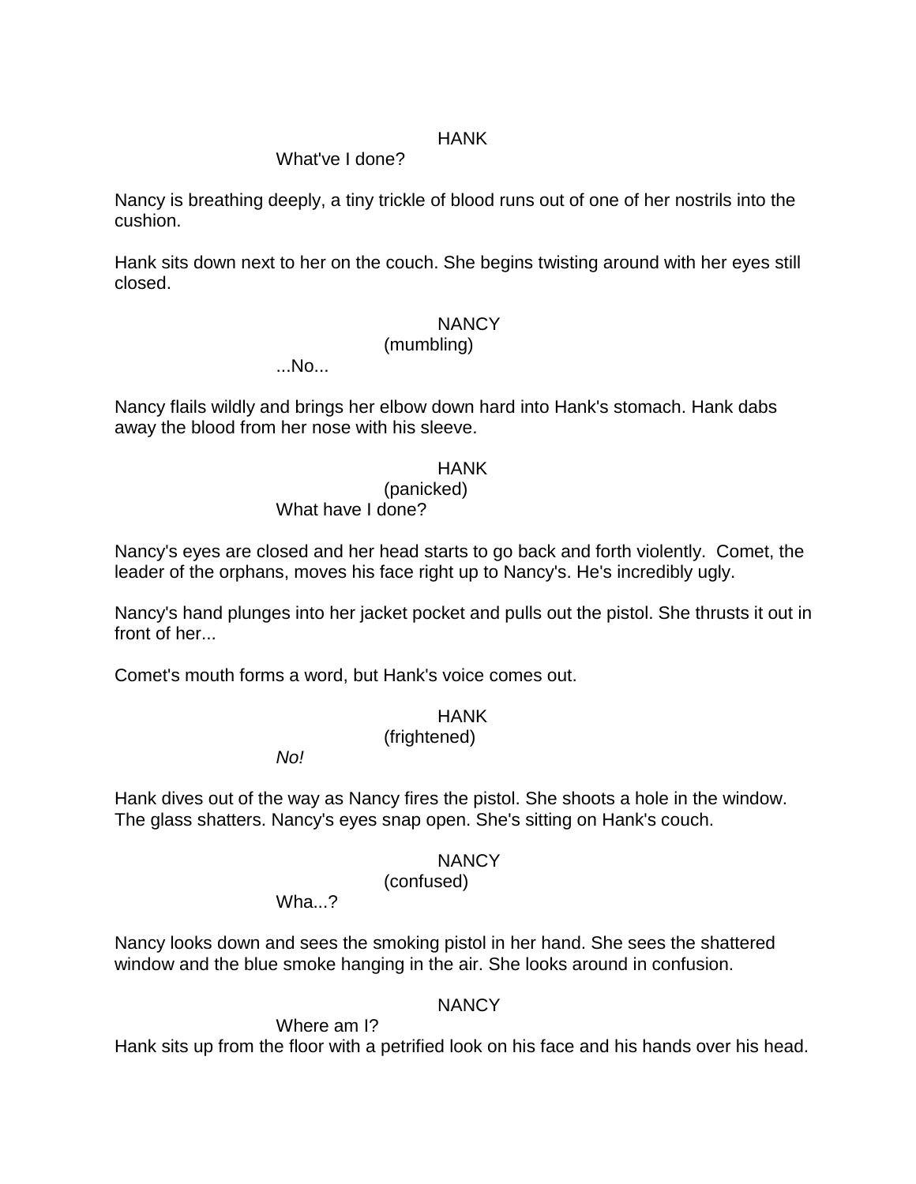HANK

What've I done?

Nancy is breathing deeply, a tiny trickle of blood runs out of one of her nostrils into the cushion.

Hank sits down next to her on the couch. She begins twisting around with her eyes still closed.

NANCY

(mumbling)

...No...

Nancy flails wildly and brings her elbow down hard into Hank's stomach. Hank dabs away the blood from her nose with his sleeve.

HANK

(panicked)

What have I done?

Nancy's eyes are closed and her head starts to go back and forth violently. Comet, the leader of the orphans, moves his face right up to Nancy's. He's incredibly ugly.

Nancy's hand plunges into her jacket pocket and pulls out the pistol. She thrusts it out in front of her...

Comet's mouth forms a word, but Hank's voice comes out.

HANK

(frightened)

*No!*

Hank dives out of the way as Nancy fires the pistol. She shoots a hole in the window. The glass shatters. Nancy's eyes snap open. She's sitting on Hank's couch.

NANCY

(confused)

Wha...?

Nancy looks down and sees the smoking pistol in her hand. She sees the shattered window and the blue smoke hanging in the air. She looks around in confusion.

NANCY

Where am I?

Hank sits up from the floor with a petrified look on his face and his hands over his head.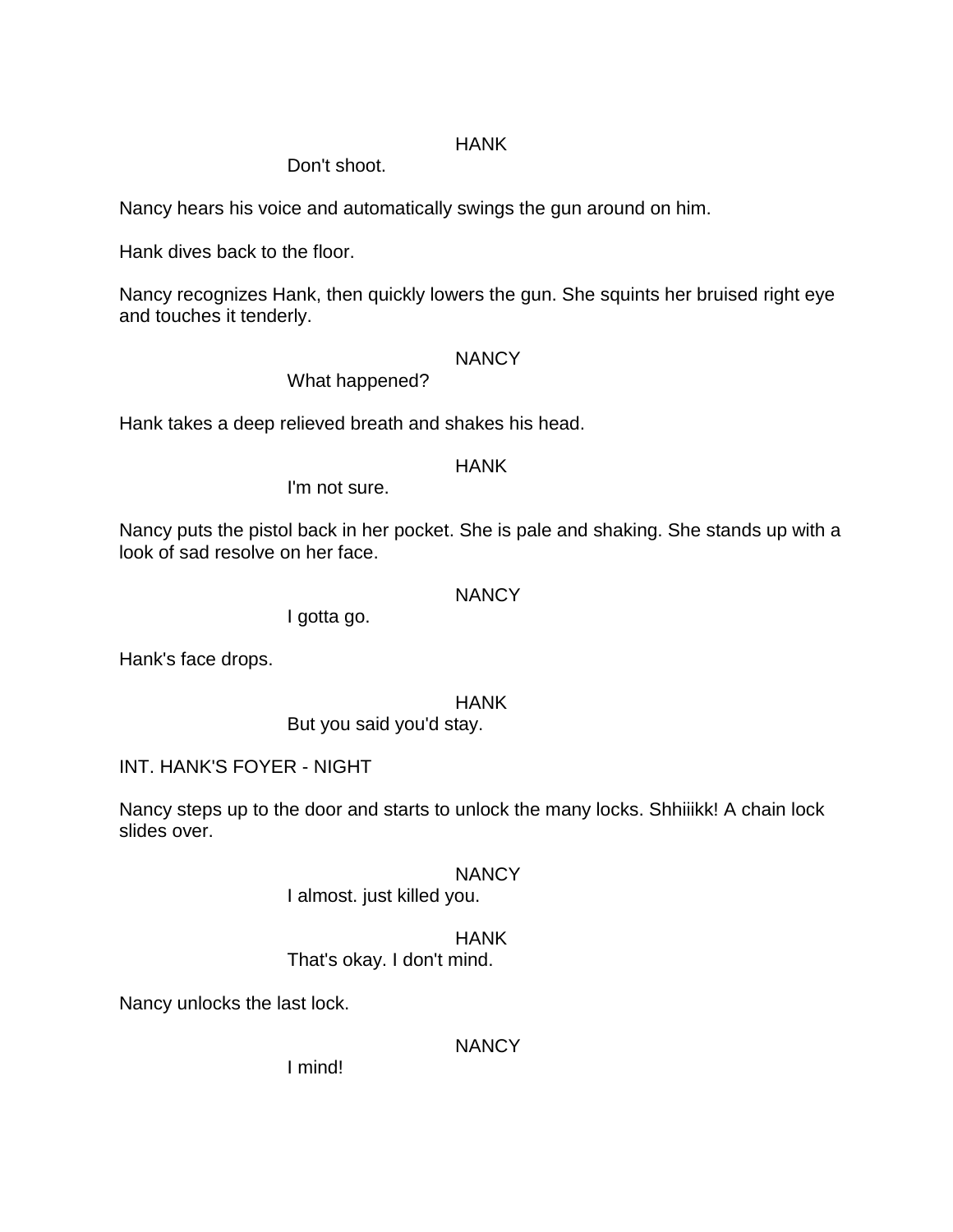HANK

Don't shoot.

Nancy hears his voice and automatically swings the gun around on him.

Hank dives back to the floor.

Nancy recognizes Hank, then quickly lowers the gun. She squints her bruised right eye and touches it tenderly.

NANCY

What happened?

Hank takes a deep relieved breath and shakes his head.

HANK

I'm not sure.

Nancy puts the pistol back in her pocket. She is pale and shaking. She stands up with a look of sad resolve on her face.

NANCY

I gotta go.

Hank's face drops.

HANK

But you said you'd stay.

INT. HANK'S FOYER - NIGHT

Nancy steps up to the door and starts to unlock the many locks. Shhiiikk! A chain lock slides over.

NANCY

I almost. just killed you.

HANK

That's okay. I don't mind.

Nancy unlocks the last lock.

NANCY

I mind!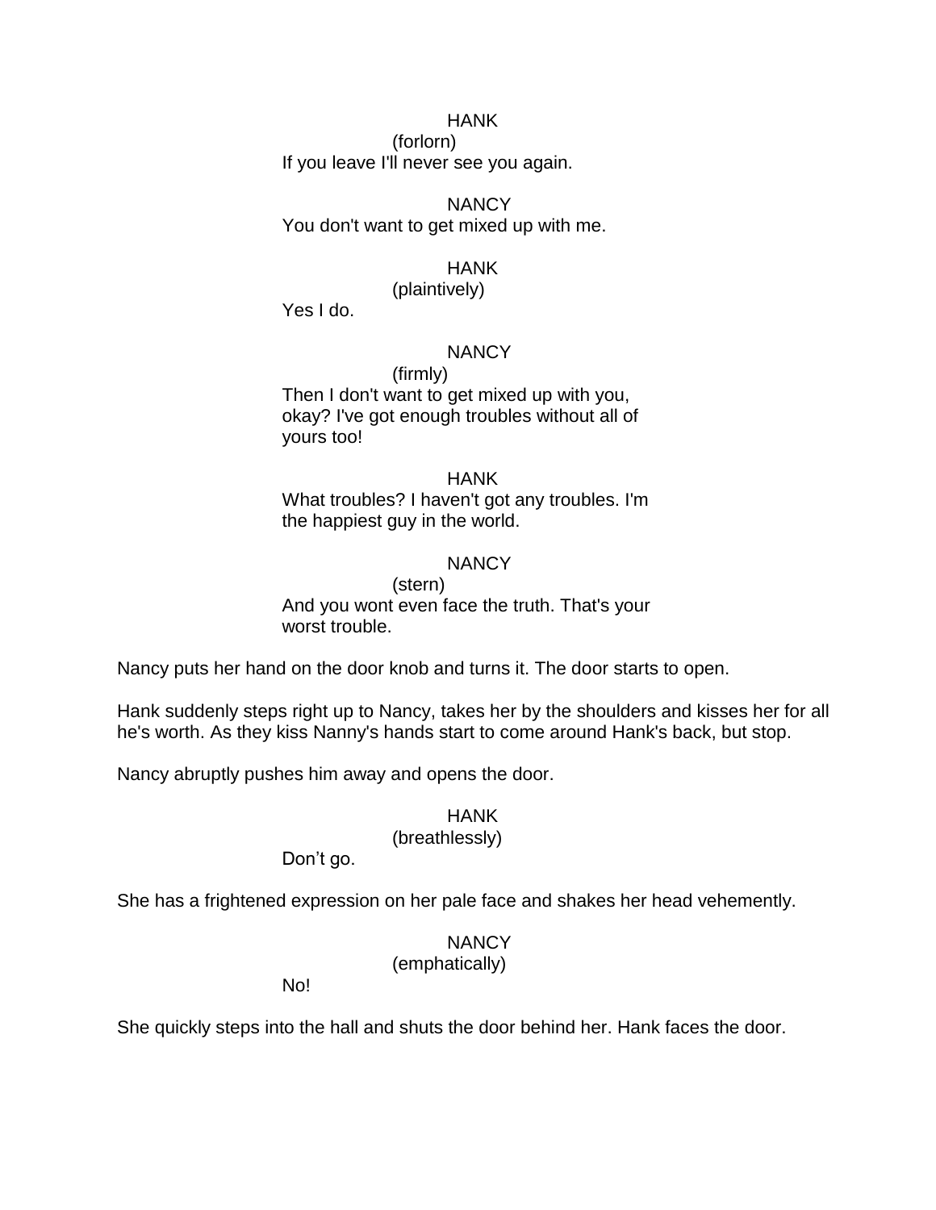HANK

(forlorn)

If you leave I'll never see you again.

NANCY

You don't want to get mixed up with me.

HANK

(plaintively)

Yes I do.

NANCY

(firmly)

Then I don't want to get mixed up with you, okay? I've got enough troubles without all of yours too!

HANK

What troubles? I haven't got any troubles. I'm the happiest guy in the world.

NANCY

(stern)

And you wont even face the truth. That's your worst trouble.

Nancy puts her hand on the door knob and turns it. The door starts to open.

Hank suddenly steps right up to Nancy, takes her by the shoulders and kisses her for all he's worth. As they kiss Nanny's hands start to come around Hank's back, but stop.

Nancy abruptly pushes him away and opens the door.

HANK

(breathlessly)

Don't go.

She has a frightened expression on her pale face and shakes her head vehemently.

NANCY

(emphatically)

No!

She quickly steps into the hall and shuts the door behind her. Hank faces the door.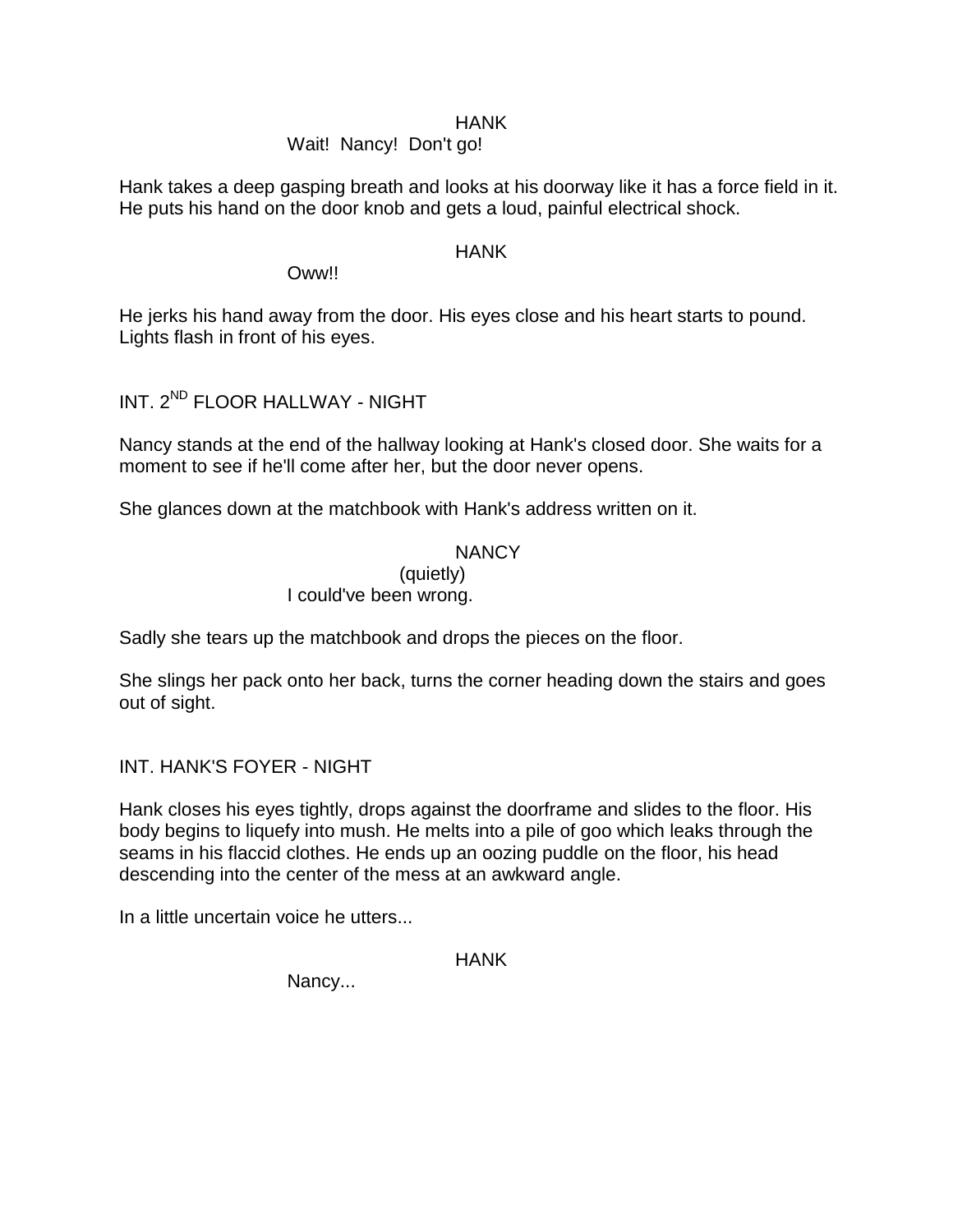HANK

Wait!  Nancy!  Don't go!

Hank takes a deep gasping breath and looks at his doorway like it has a force field in it. He puts his hand on the door knob and gets a loud, painful electrical shock.

HANK

Oww!!

He jerks his hand away from the door. His eyes close and his heart starts to pound. Lights flash in front of his eyes.

INT. 2ND FLOOR HALLWAY - NIGHT

Nancy stands at the end of the hallway looking at Hank's closed door. She waits for a moment to see if he'll come after her, but the door never opens.

She glances down at the matchbook with Hank's address written on it.

NANCY

(quietly)

I could've been wrong.

Sadly she tears up the matchbook and drops the pieces on the floor.

She slings her pack onto her back, turns the corner heading down the stairs and goes out of sight.

INT. HANK'S FOYER - NIGHT

Hank closes his eyes tightly, drops against the doorframe and slides to the floor. His body begins to liquefy into mush. He melts into a pile of goo which leaks through the seams in his flaccid clothes. He ends up an oozing puddle on the floor, his head descending into the center of the mess at an awkward angle.

In a little uncertain voice he utters...

HANK

Nancy...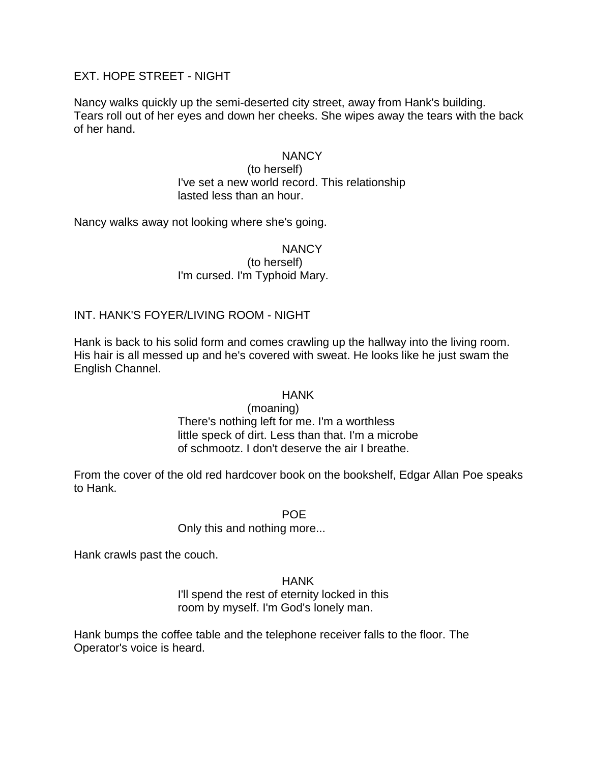EXT. HOPE STREET - NIGHT

Nancy walks quickly up the semi-deserted city street, away from Hank's building. Tears roll out of her eyes and down her cheeks. She wipes away the tears with the back of her hand.

NANCY
(to herself)
I've set a new world record. This relationship lasted less than an hour.

Nancy walks away not looking where she's going.

NANCY
(to herself)
I'm cursed. I'm Typhoid Mary.

INT. HANK'S FOYER/LIVING ROOM - NIGHT

Hank is back to his solid form and comes crawling up the hallway into the living room. His hair is all messed up and he's covered with sweat. He looks like he just swam the English Channel.

HANK
(moaning)
There's nothing left for me. I'm a worthless little speck of dirt. Less than that. I'm a microbe of schmootz. I don't deserve the air I breathe.

From the cover of the old red hardcover book on the bookshelf, Edgar Allan Poe speaks to Hank.

POE
Only this and nothing more...

Hank crawls past the couch.

HANK
I'll spend the rest of eternity locked in this room by myself. I'm God's lonely man.

Hank bumps the coffee table and the telephone receiver falls to the floor. The Operator's voice is heard.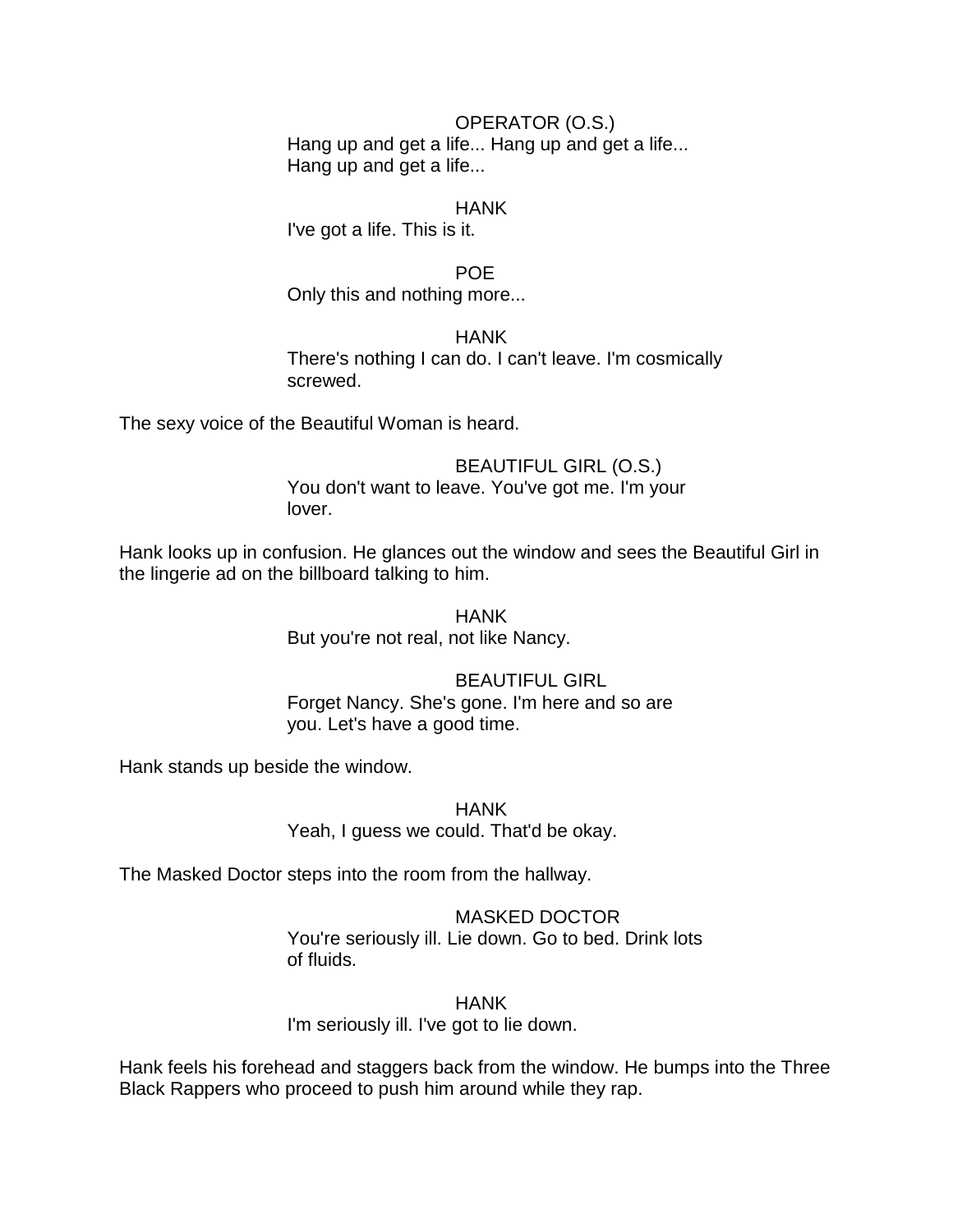OPERATOR (O.S.)
Hang up and get a life... Hang up and get a life...
Hang up and get a life...

HANK
I've got a life. This is it.

POE
Only this and nothing more...

HANK
There's nothing I can do. I can't leave. I'm cosmically
screwed.

The sexy voice of the Beautiful Woman is heard.

BEAUTIFUL GIRL (O.S.)
You don't want to leave. You've got me. I'm your
lover.

Hank looks up in confusion. He glances out the window and sees the Beautiful Girl in the lingerie ad on the billboard talking to him.

HANK
But you're not real, not like Nancy.

BEAUTIFUL GIRL
Forget Nancy. She's gone. I'm here and so are
you. Let's have a good time.

Hank stands up beside the window.

HANK
Yeah, I guess we could. That'd be okay.

The Masked Doctor steps into the room from the hallway.

MASKED DOCTOR
You're seriously ill. Lie down. Go to bed. Drink lots
of fluids.

HANK
I'm seriously ill. I've got to lie down.

Hank feels his forehead and staggers back from the window. He bumps into the Three Black Rappers who proceed to push him around while they rap.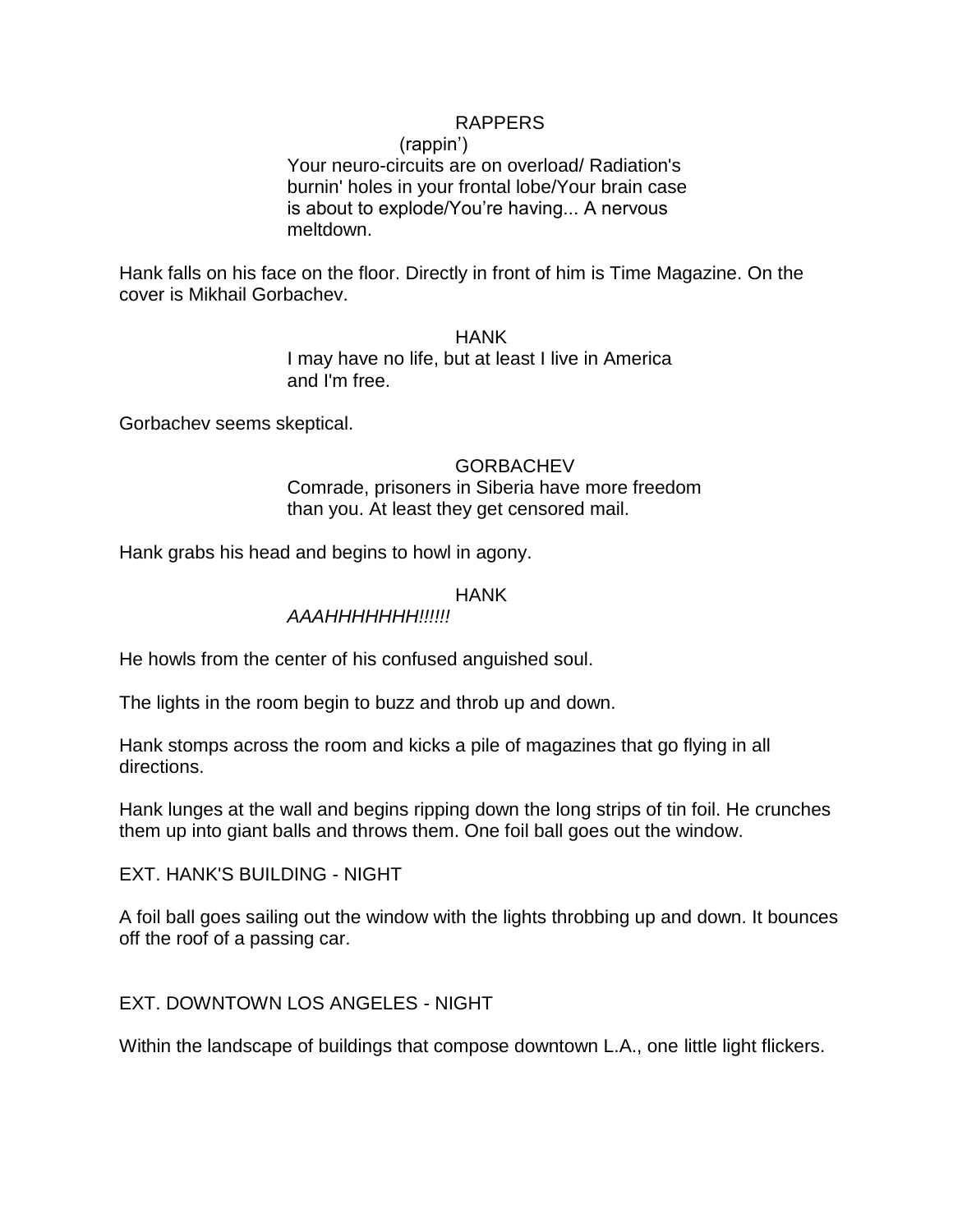RAPPERS
(rappin')
Your neuro-circuits are on overload/ Radiation's burnin' holes in your frontal lobe/Your brain case is about to explode/You're having... A nervous meltdown.

Hank falls on his face on the floor. Directly in front of him is Time Magazine. On the cover is Mikhail Gorbachev.

HANK
I may have no life, but at least I live in America and I'm free.

Gorbachev seems skeptical.

GORBACHEV
Comrade, prisoners in Siberia have more freedom than you. At least they get censored mail.

Hank grabs his head and begins to howl in agony.

HANK
*AAAHHHHHHH!!!!!!*

He howls from the center of his confused anguished soul.

The lights in the room begin to buzz and throb up and down.

Hank stomps across the room and kicks a pile of magazines that go flying in all directions.

Hank lunges at the wall and begins ripping down the long strips of tin foil. He crunches them up into giant balls and throws them. One foil ball goes out the window.

EXT. HANK'S BUILDING - NIGHT

A foil ball goes sailing out the window with the lights throbbing up and down. It bounces off the roof of a passing car.

EXT. DOWNTOWN LOS ANGELES - NIGHT

Within the landscape of buildings that compose downtown L.A., one little light flickers.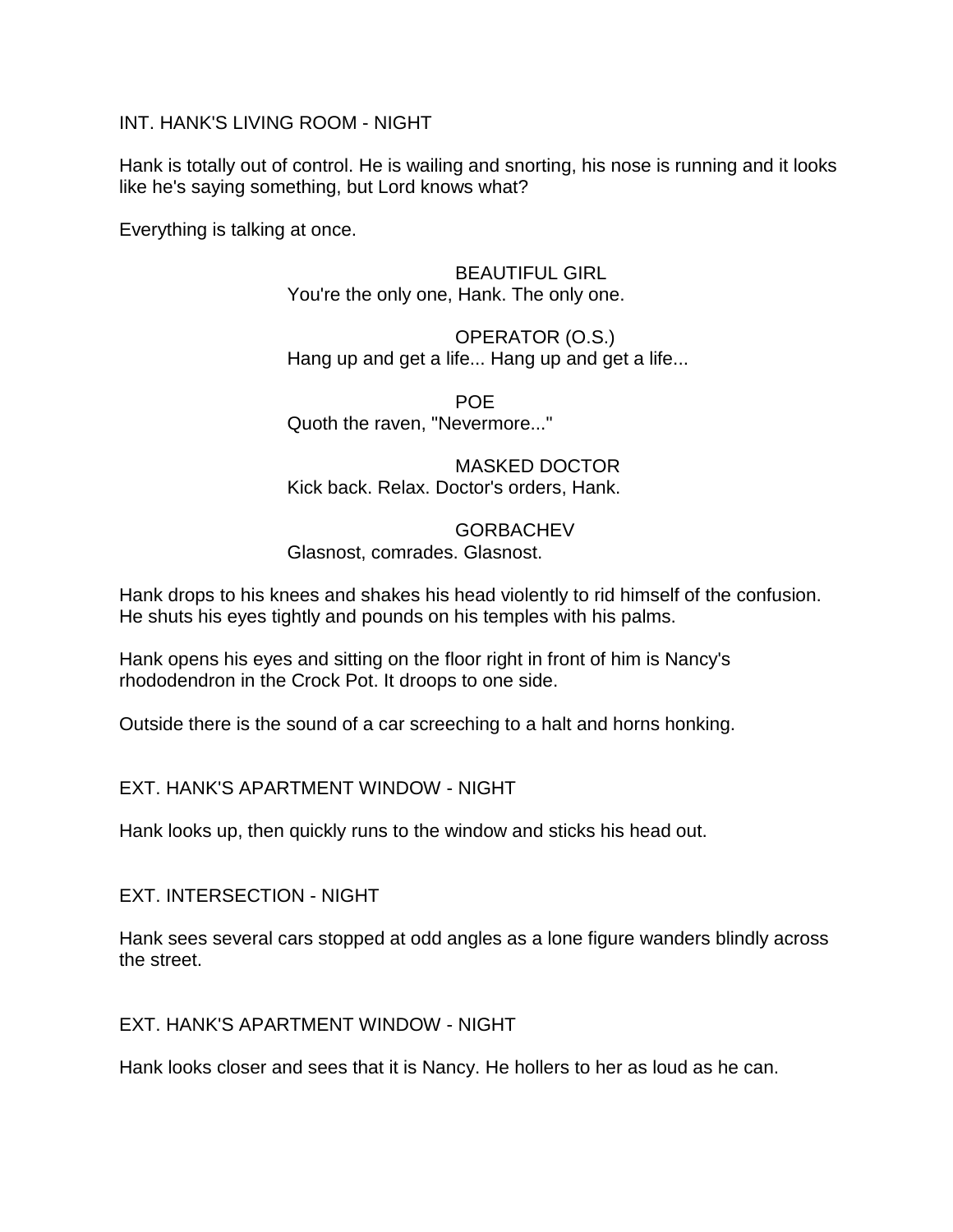INT. HANK'S LIVING ROOM - NIGHT

Hank is totally out of control. He is wailing and snorting, his nose is running and it looks like he's saying something, but Lord knows what?

Everything is talking at once.

BEAUTIFUL GIRL
You're the only one, Hank. The only one.

OPERATOR (O.S.)
Hang up and get a life... Hang up and get a life...

POE
Quoth the raven, "Nevermore..."

MASKED DOCTOR
Kick back. Relax. Doctor's orders, Hank.

GORBACHEV
Glasnost, comrades. Glasnost.

Hank drops to his knees and shakes his head violently to rid himself of the confusion. He shuts his eyes tightly and pounds on his temples with his palms.

Hank opens his eyes and sitting on the floor right in front of him is Nancy's rhododendron in the Crock Pot. It droops to one side.

Outside there is the sound of a car screeching to a halt and horns honking.

EXT. HANK'S APARTMENT WINDOW - NIGHT

Hank looks up, then quickly runs to the window and sticks his head out.

EXT. INTERSECTION - NIGHT

Hank sees several cars stopped at odd angles as a lone figure wanders blindly across the street.

EXT. HANK'S APARTMENT WINDOW - NIGHT

Hank looks closer and sees that it is Nancy. He hollers to her as loud as he can.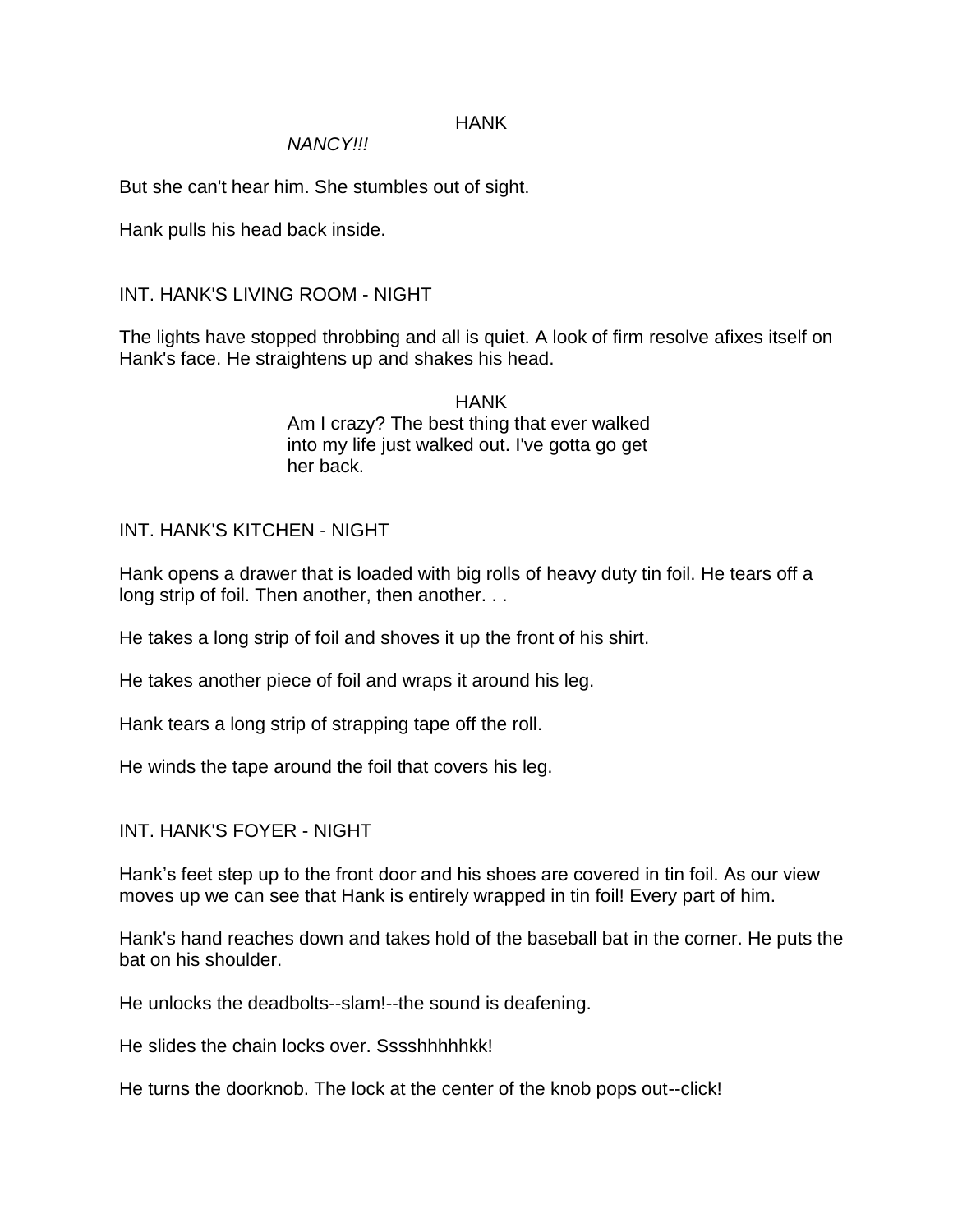HANK

*NANCY!!!*

But she can't hear him. She stumbles out of sight.

Hank pulls his head back inside.

INT. HANK'S LIVING ROOM - NIGHT

The lights have stopped throbbing and all is quiet. A look of firm resolve afixes itself on Hank's face. He straightens up and shakes his head.

HANK

Am I crazy? The best thing that ever walked into my life just walked out. I've gotta go get her back.

INT. HANK'S KITCHEN - NIGHT

Hank opens a drawer that is loaded with big rolls of heavy duty tin foil. He tears off a long strip of foil. Then another, then another. . .

He takes a long strip of foil and shoves it up the front of his shirt.

He takes another piece of foil and wraps it around his leg.

Hank tears a long strip of strapping tape off the roll.

He winds the tape around the foil that covers his leg.

INT. HANK'S FOYER - NIGHT

Hank's feet step up to the front door and his shoes are covered in tin foil. As our view moves up we can see that Hank is entirely wrapped in tin foil! Every part of him.

Hank's hand reaches down and takes hold of the baseball bat in the corner. He puts the bat on his shoulder.

He unlocks the deadbolts--slam!--the sound is deafening.

He slides the chain locks over. Sssshhhhhkk!

He turns the doorknob. The lock at the center of the knob pops out--click!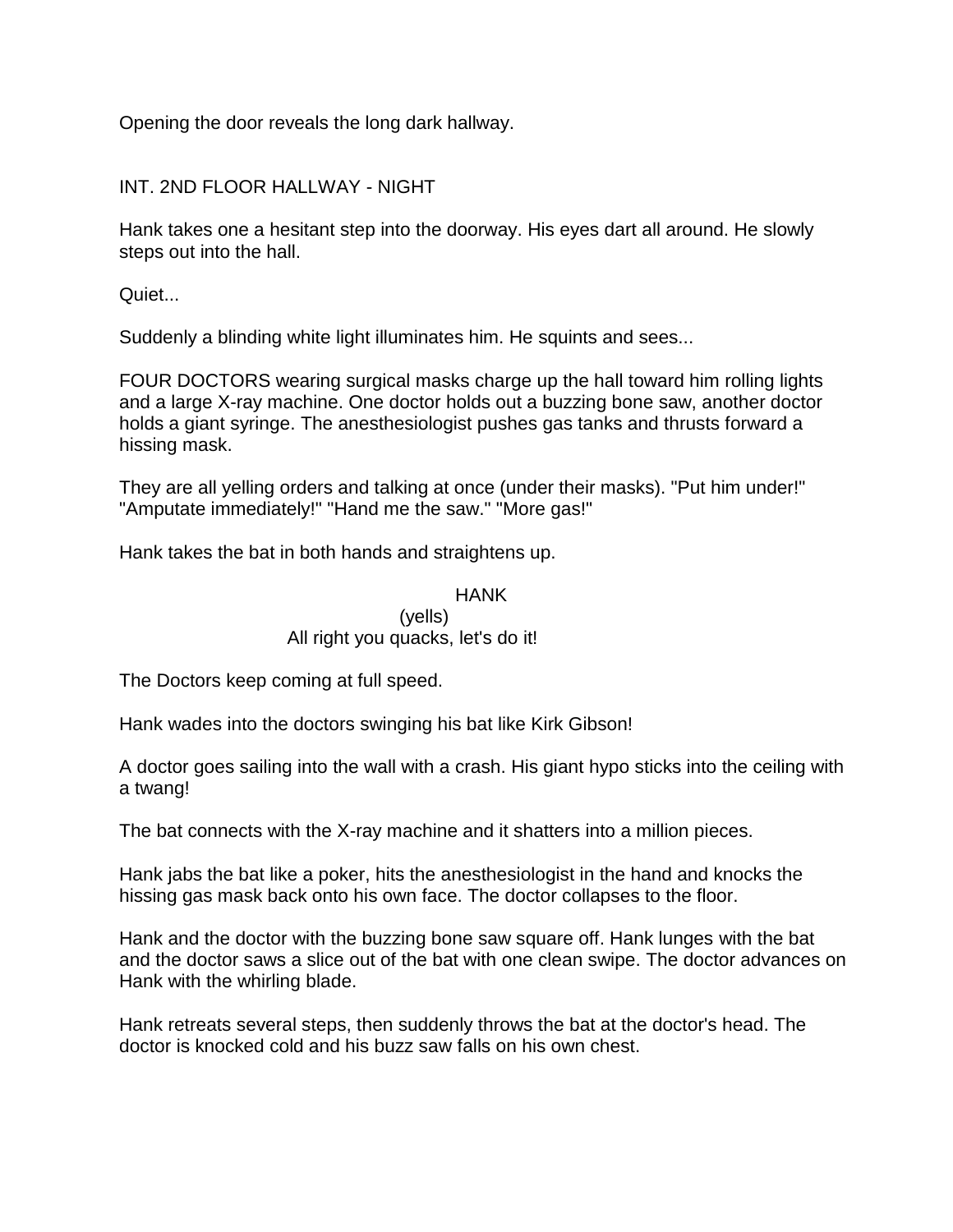Opening the door reveals the long dark hallway.

INT. 2ND FLOOR HALLWAY - NIGHT

Hank takes one a hesitant step into the doorway. His eyes dart all around. He slowly steps out into the hall.

Quiet...

Suddenly a blinding white light illuminates him. He squints and sees...

FOUR DOCTORS wearing surgical masks charge up the hall toward him rolling lights and a large X-ray machine. One doctor holds out a buzzing bone saw, another doctor holds a giant syringe. The anesthesiologist pushes gas tanks and thrusts forward a hissing mask.

They are all yelling orders and talking at once (under their masks). "Put him under!" "Amputate immediately!" "Hand me the saw." "More gas!"

Hank takes the bat in both hands and straightens up.

HANK
(yells)
All right you quacks, let's do it!

The Doctors keep coming at full speed.

Hank wades into the doctors swinging his bat like Kirk Gibson!

A doctor goes sailing into the wall with a crash. His giant hypo sticks into the ceiling with a twang!

The bat connects with the X-ray machine and it shatters into a million pieces.

Hank jabs the bat like a poker, hits the anesthesiologist in the hand and knocks the hissing gas mask back onto his own face. The doctor collapses to the floor.

Hank and the doctor with the buzzing bone saw square off. Hank lunges with the bat and the doctor saws a slice out of the bat with one clean swipe. The doctor advances on Hank with the whirling blade.

Hank retreats several steps, then suddenly throws the bat at the doctor's head. The doctor is knocked cold and his buzz saw falls on his own chest.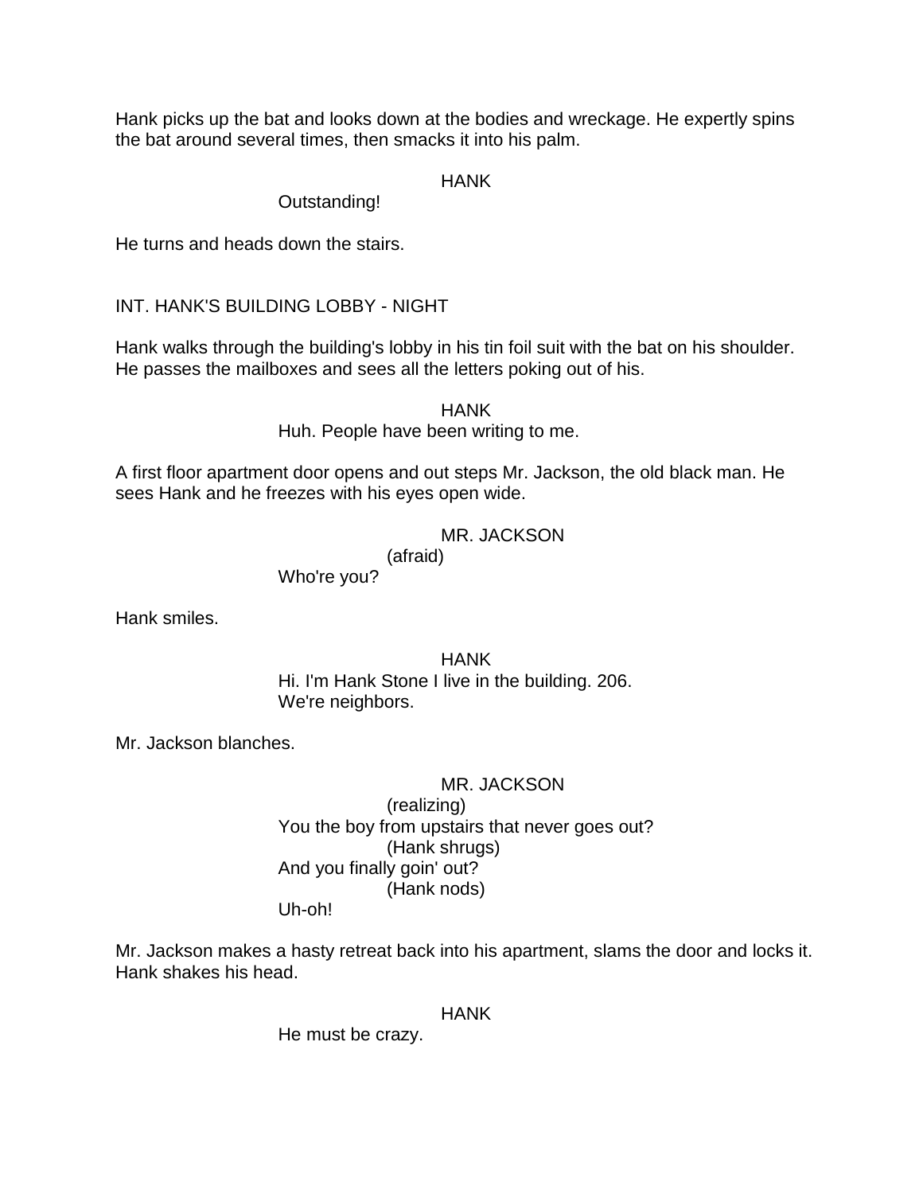Hank picks up the bat and looks down at the bodies and wreckage. He expertly spins the bat around several times, then smacks it into his palm.

HANK

Outstanding!

He turns and heads down the stairs.

INT. HANK'S BUILDING LOBBY - NIGHT

Hank walks through the building's lobby in his tin foil suit with the bat on his shoulder. He passes the mailboxes and sees all the letters poking out of his.

HANK

Huh. People have been writing to me.

A first floor apartment door opens and out steps Mr. Jackson, the old black man. He sees Hank and he freezes with his eyes open wide.

MR. JACKSON

(afraid)

Who're you?

Hank smiles.

HANK

Hi. I'm Hank Stone I live in the building. 206. We're neighbors.

Mr. Jackson blanches.

MR. JACKSON

(realizing)

You the boy from upstairs that never goes out?

(Hank shrugs)

And you finally goin' out?

(Hank nods)

Uh-oh!

Mr. Jackson makes a hasty retreat back into his apartment, slams the door and locks it. Hank shakes his head.

HANK

He must be crazy.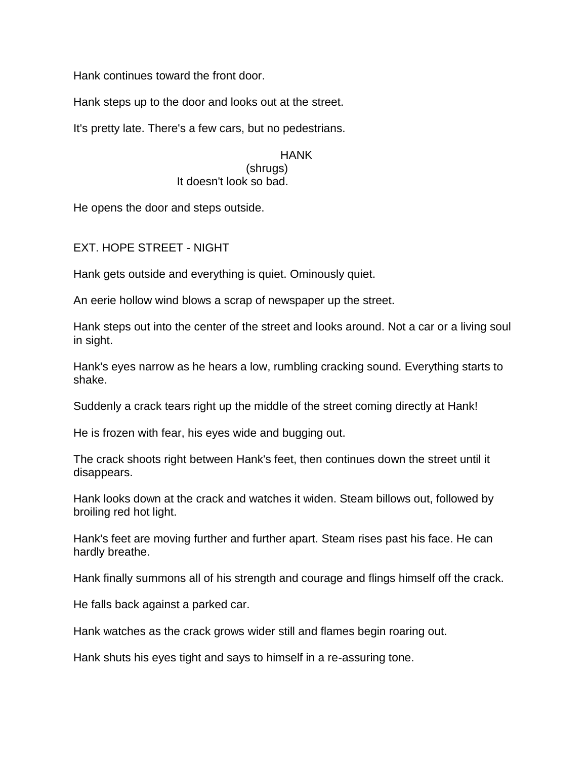Hank continues toward the front door.

Hank steps up to the door and looks out at the street.

It's pretty late. There's a few cars, but no pedestrians.

HANK
(shrugs)
It doesn't look so bad.

He opens the door and steps outside.

EXT. HOPE STREET - NIGHT

Hank gets outside and everything is quiet. Ominously quiet.

An eerie hollow wind blows a scrap of newspaper up the street.

Hank steps out into the center of the street and looks around. Not a car or a living soul in sight.

Hank's eyes narrow as he hears a low, rumbling cracking sound. Everything starts to shake.

Suddenly a crack tears right up the middle of the street coming directly at Hank!

He is frozen with fear, his eyes wide and bugging out.

The crack shoots right between Hank's feet, then continues down the street until it disappears.

Hank looks down at the crack and watches it widen. Steam billows out, followed by broiling red hot light.

Hank's feet are moving further and further apart. Steam rises past his face. He can hardly breathe.

Hank finally summons all of his strength and courage and flings himself off the crack.

He falls back against a parked car.

Hank watches as the crack grows wider still and flames begin roaring out.

Hank shuts his eyes tight and says to himself in a re-assuring tone.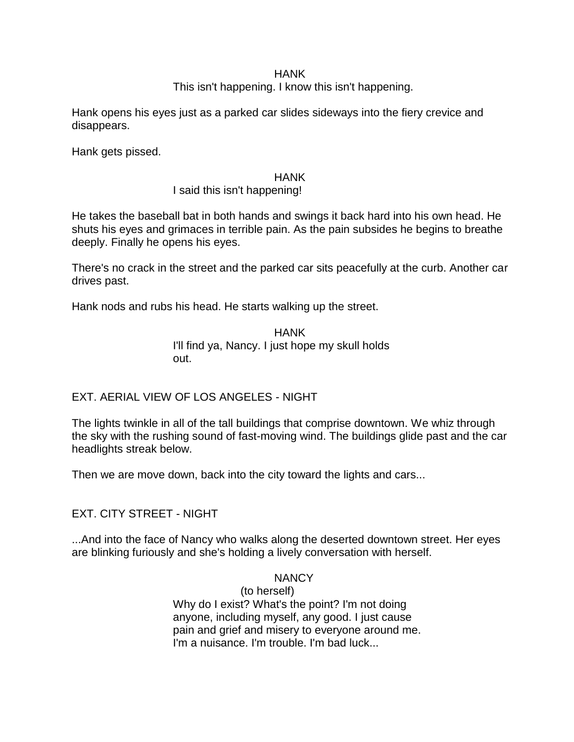HANK

This isn't happening. I know this isn't happening.

Hank opens his eyes just as a parked car slides sideways into the fiery crevice and disappears.

Hank gets pissed.

HANK

I said this isn't happening!

He takes the baseball bat in both hands and swings it back hard into his own head. He shuts his eyes and grimaces in terrible pain. As the pain subsides he begins to breathe deeply. Finally he opens his eyes.

There's no crack in the street and the parked car sits peacefully at the curb. Another car drives past.

Hank nods and rubs his head. He starts walking up the street.

HANK

I'll find ya, Nancy. I just hope my skull holds out.

EXT. AERIAL VIEW OF LOS ANGELES - NIGHT

The lights twinkle in all of the tall buildings that comprise downtown. We whiz through the sky with the rushing sound of fast-moving wind. The buildings glide past and the car headlights streak below.

Then we are move down, back into the city toward the lights and cars...

EXT. CITY STREET - NIGHT

...And into the face of Nancy who walks along the deserted downtown street. Her eyes are blinking furiously and she's holding a lively conversation with herself.

NANCY

(to herself)

Why do I exist? What's the point? I'm not doing anyone, including myself, any good. I just cause pain and grief and misery to everyone around me. I'm a nuisance. I'm trouble. I'm bad luck...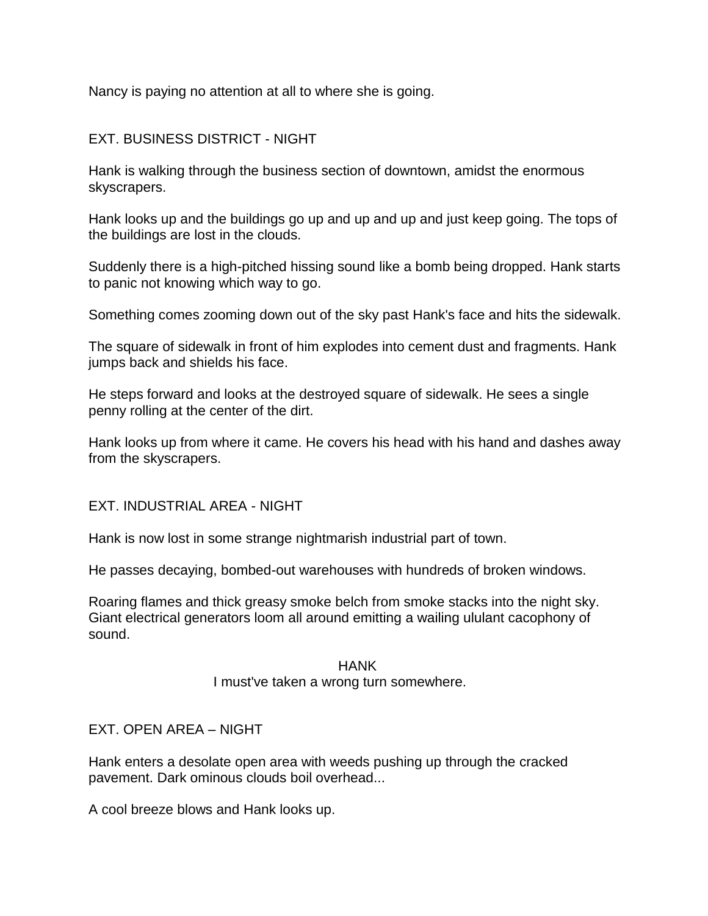Nancy is paying no attention at all to where she is going.

EXT. BUSINESS DISTRICT - NIGHT

Hank is walking through the business section of downtown, amidst the enormous skyscrapers.

Hank looks up and the buildings go up and up and up and just keep going. The tops of the buildings are lost in the clouds.

Suddenly there is a high-pitched hissing sound like a bomb being dropped. Hank starts to panic not knowing which way to go.

Something comes zooming down out of the sky past Hank's face and hits the sidewalk.

The square of sidewalk in front of him explodes into cement dust and fragments. Hank jumps back and shields his face.

He steps forward and looks at the destroyed square of sidewalk. He sees a single penny rolling at the center of the dirt.

Hank looks up from where it came. He covers his head with his hand and dashes away from the skyscrapers.

EXT. INDUSTRIAL AREA - NIGHT

Hank is now lost in some strange nightmarish industrial part of town.

He passes decaying, bombed-out warehouses with hundreds of broken windows.

Roaring flames and thick greasy smoke belch from smoke stacks into the night sky. Giant electrical generators loom all around emitting a wailing ululant cacophony of sound.

HANK
I must've taken a wrong turn somewhere.

EXT. OPEN AREA – NIGHT

Hank enters a desolate open area with weeds pushing up through the cracked pavement. Dark ominous clouds boil overhead...

A cool breeze blows and Hank looks up.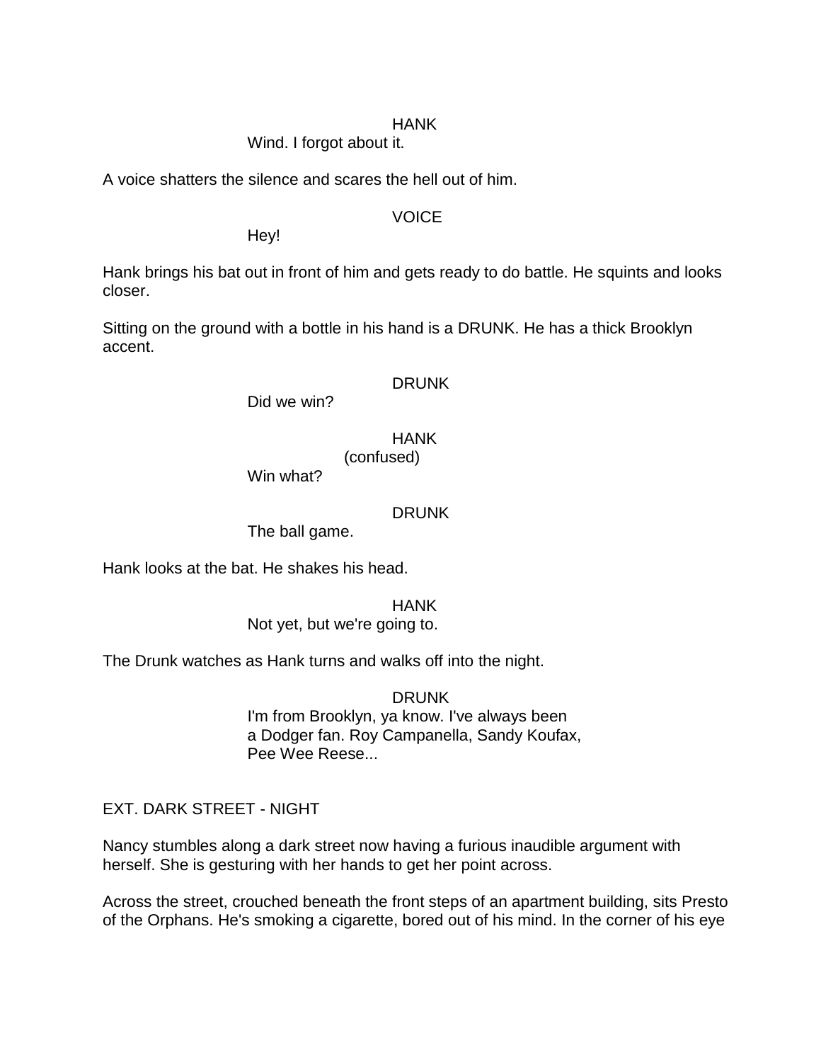HANK
Wind. I forgot about it.

A voice shatters the silence and scares the hell out of him.

VOICE
Hey!

Hank brings his bat out in front of him and gets ready to do battle. He squints and looks closer.

Sitting on the ground with a bottle in his hand is a DRUNK. He has a thick Brooklyn accent.

DRUNK
Did we win?

HANK
(confused)
Win what?

DRUNK
The ball game.

Hank looks at the bat. He shakes his head.

HANK
Not yet, but we're going to.

The Drunk watches as Hank turns and walks off into the night.

DRUNK
I'm from Brooklyn, ya know. I've always been a Dodger fan. Roy Campanella, Sandy Koufax, Pee Wee Reese...

EXT. DARK STREET - NIGHT

Nancy stumbles along a dark street now having a furious inaudible argument with herself. She is gesturing with her hands to get her point across.

Across the street, crouched beneath the front steps of an apartment building, sits Presto of the Orphans. He's smoking a cigarette, bored out of his mind. In the corner of his eye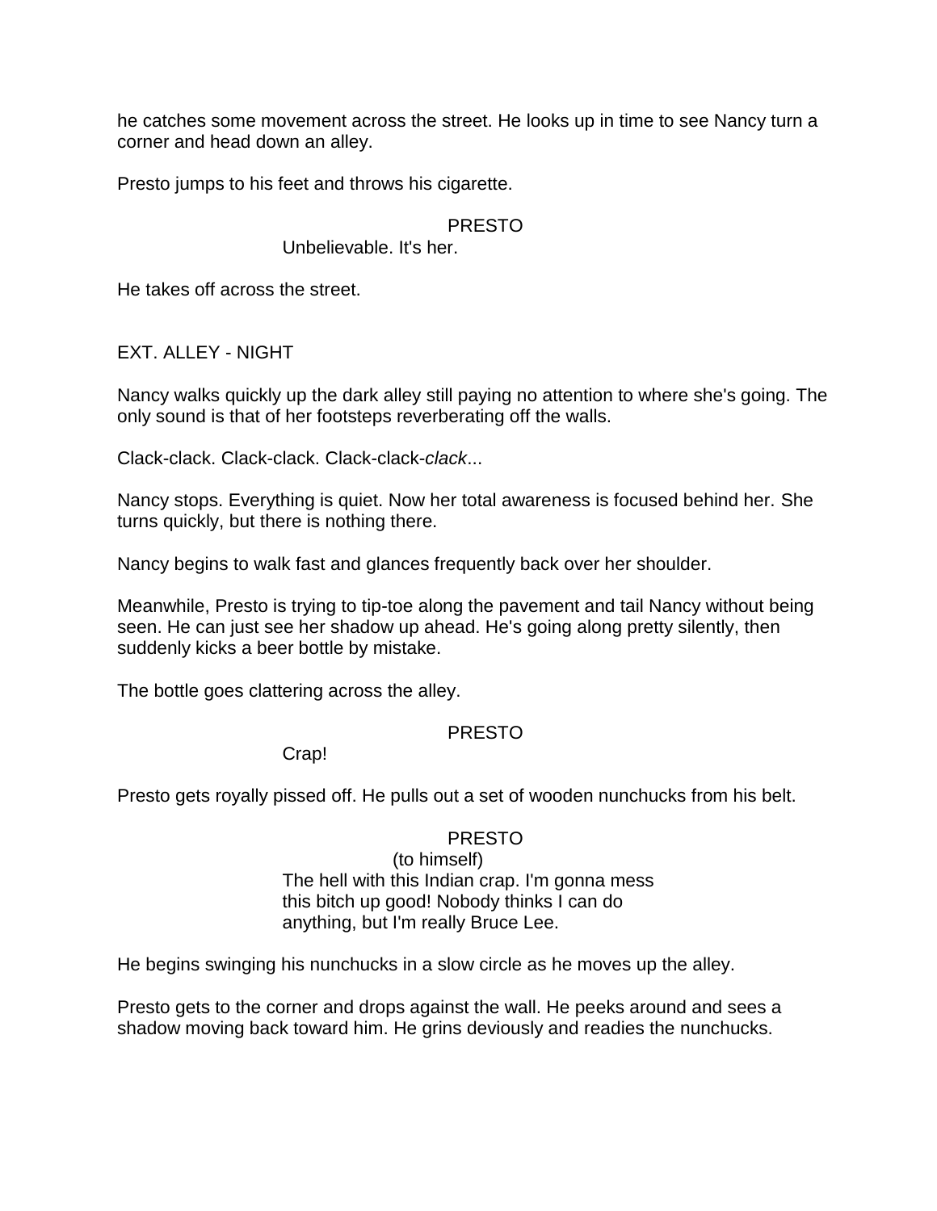he catches some movement across the street. He looks up in time to see Nancy turn a corner and head down an alley.

Presto jumps to his feet and throws his cigarette.

PRESTO
Unbelievable. It's her.

He takes off across the street.

EXT. ALLEY - NIGHT

Nancy walks quickly up the dark alley still paying no attention to where she's going. The only sound is that of her footsteps reverberating off the walls.

Clack-clack. Clack-clack. Clack-clack-*clack*...

Nancy stops. Everything is quiet. Now her total awareness is focused behind her. She turns quickly, but there is nothing there.

Nancy begins to walk fast and glances frequently back over her shoulder.

Meanwhile, Presto is trying to tip-toe along the pavement and tail Nancy without being seen. He can just see her shadow up ahead. He's going along pretty silently, then suddenly kicks a beer bottle by mistake.

The bottle goes clattering across the alley.

PRESTO
Crap!

Presto gets royally pissed off. He pulls out a set of wooden nunchucks from his belt.

PRESTO
(to himself)
The hell with this Indian crap. I'm gonna mess this bitch up good! Nobody thinks I can do anything, but I'm really Bruce Lee.

He begins swinging his nunchucks in a slow circle as he moves up the alley.

Presto gets to the corner and drops against the wall. He peeks around and sees a shadow moving back toward him. He grins deviously and readies the nunchucks.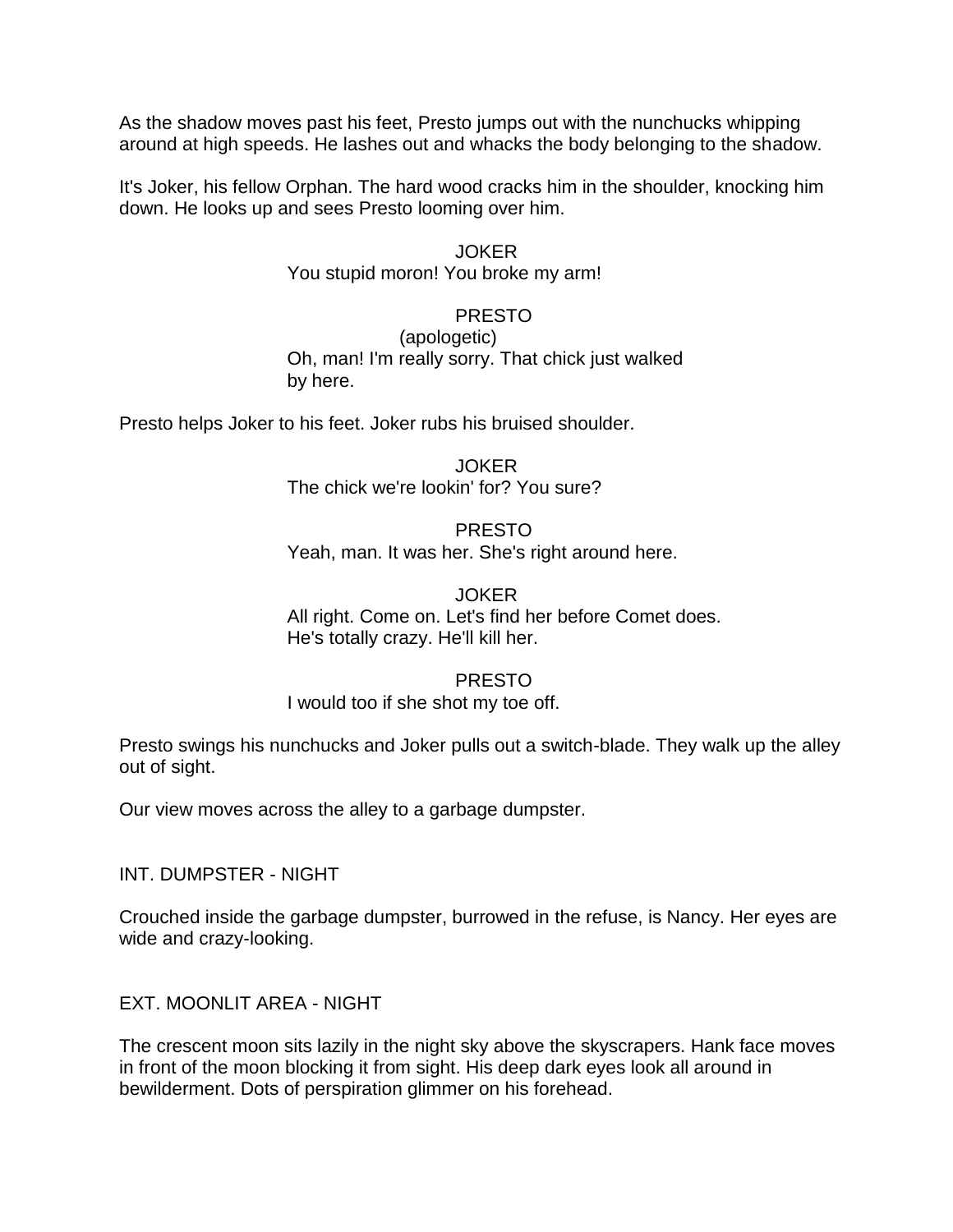As the shadow moves past his feet, Presto jumps out with the nunchucks whipping around at high speeds. He lashes out and whacks the body belonging to the shadow.

It's Joker, his fellow Orphan. The hard wood cracks him in the shoulder, knocking him down. He looks up and sees Presto looming over him.

JOKER
You stupid moron! You broke my arm!

PRESTO
(apologetic)
Oh, man! I'm really sorry. That chick just walked by here.

Presto helps Joker to his feet. Joker rubs his bruised shoulder.

JOKER
The chick we're lookin' for? You sure?

PRESTO
Yeah, man. It was her. She's right around here.

JOKER
All right. Come on. Let's find her before Comet does. He's totally crazy. He'll kill her.

PRESTO
I would too if she shot my toe off.

Presto swings his nunchucks and Joker pulls out a switch-blade. They walk up the alley out of sight.

Our view moves across the alley to a garbage dumpster.

INT. DUMPSTER - NIGHT

Crouched inside the garbage dumpster, burrowed in the refuse, is Nancy. Her eyes are wide and crazy-looking.

EXT. MOONLIT AREA - NIGHT

The crescent moon sits lazily in the night sky above the skyscrapers. Hank face moves in front of the moon blocking it from sight. His deep dark eyes look all around in bewilderment. Dots of perspiration glimmer on his forehead.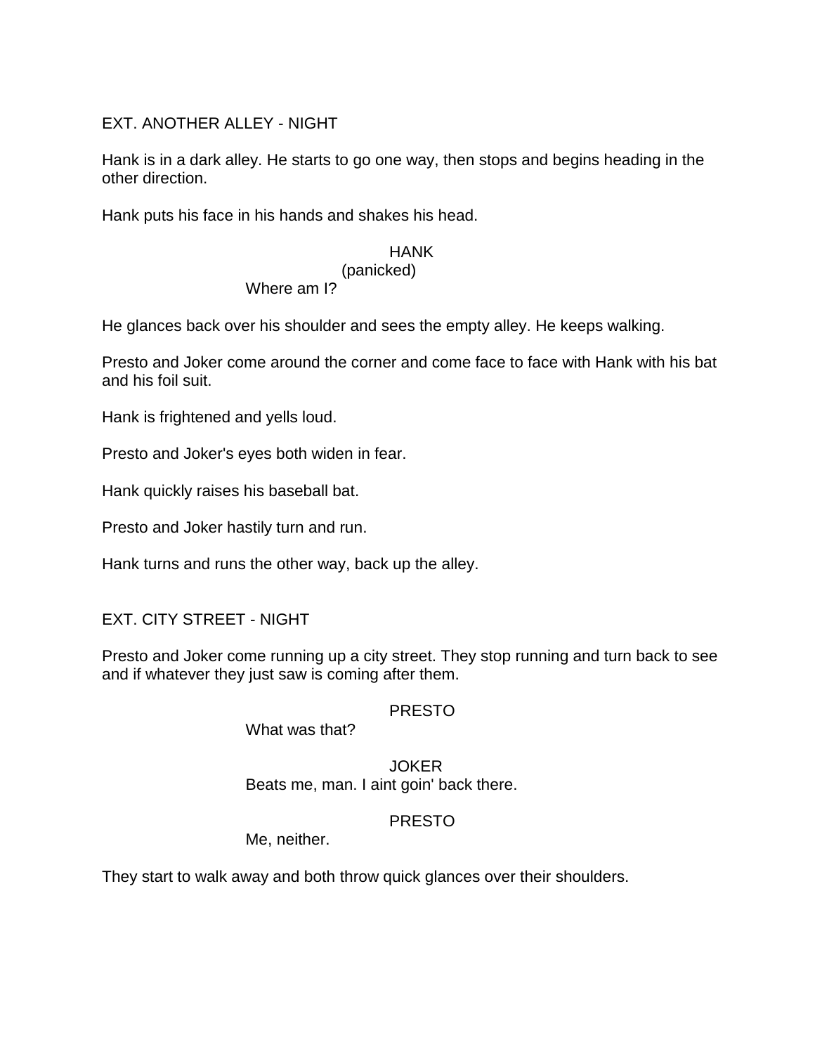EXT. ANOTHER ALLEY - NIGHT

Hank is in a dark alley. He starts to go one way, then stops and begins heading in the other direction.

Hank puts his face in his hands and shakes his head.

HANK
(panicked)
Where am I?

He glances back over his shoulder and sees the empty alley. He keeps walking.

Presto and Joker come around the corner and come face to face with Hank with his bat and his foil suit.

Hank is frightened and yells loud.

Presto and Joker's eyes both widen in fear.

Hank quickly raises his baseball bat.

Presto and Joker hastily turn and run.

Hank turns and runs the other way, back up the alley.

EXT. CITY STREET - NIGHT

Presto and Joker come running up a city street. They stop running and turn back to see and if whatever they just saw is coming after them.

PRESTO
What was that?

JOKER
Beats me, man. I aint goin' back there.

PRESTO
Me, neither.

They start to walk away and both throw quick glances over their shoulders.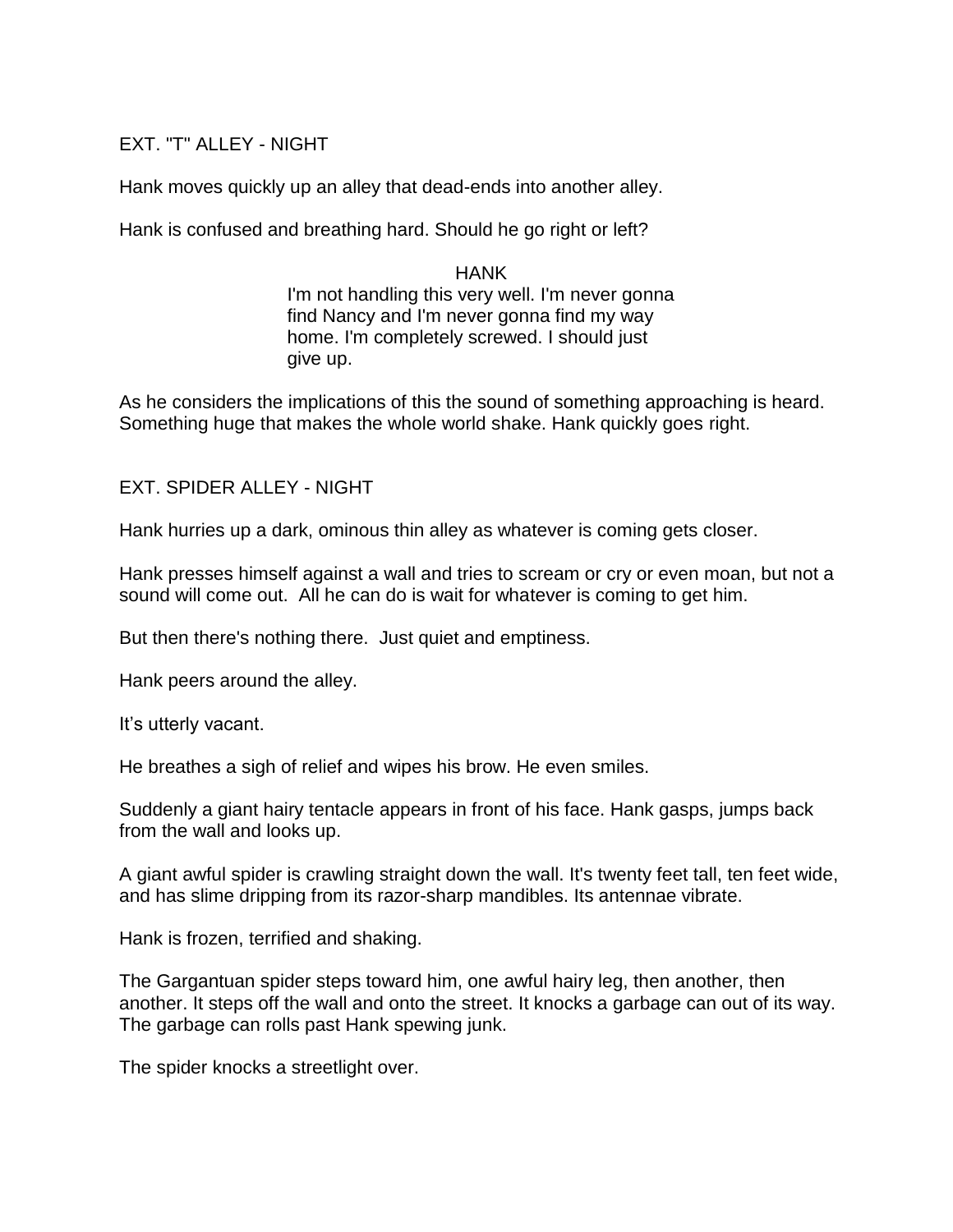EXT. "T" ALLEY - NIGHT

Hank moves quickly up an alley that dead-ends into another alley.

Hank is confused and breathing hard. Should he go right or left?

HANK

I'm not handling this very well. I'm never gonna find Nancy and I'm never gonna find my way home. I'm completely screwed. I should just give up.

As he considers the implications of this the sound of something approaching is heard. Something huge that makes the whole world shake. Hank quickly goes right.

EXT. SPIDER ALLEY - NIGHT

Hank hurries up a dark, ominous thin alley as whatever is coming gets closer.

Hank presses himself against a wall and tries to scream or cry or even moan, but not a sound will come out. All he can do is wait for whatever is coming to get him.

But then there's nothing there. Just quiet and emptiness.

Hank peers around the alley.

It's utterly vacant.

He breathes a sigh of relief and wipes his brow. He even smiles.

Suddenly a giant hairy tentacle appears in front of his face. Hank gasps, jumps back from the wall and looks up.

A giant awful spider is crawling straight down the wall. It's twenty feet tall, ten feet wide, and has slime dripping from its razor-sharp mandibles. Its antennae vibrate.

Hank is frozen, terrified and shaking.

The Gargantuan spider steps toward him, one awful hairy leg, then another, then another. It steps off the wall and onto the street. It knocks a garbage can out of its way. The garbage can rolls past Hank spewing junk.

The spider knocks a streetlight over.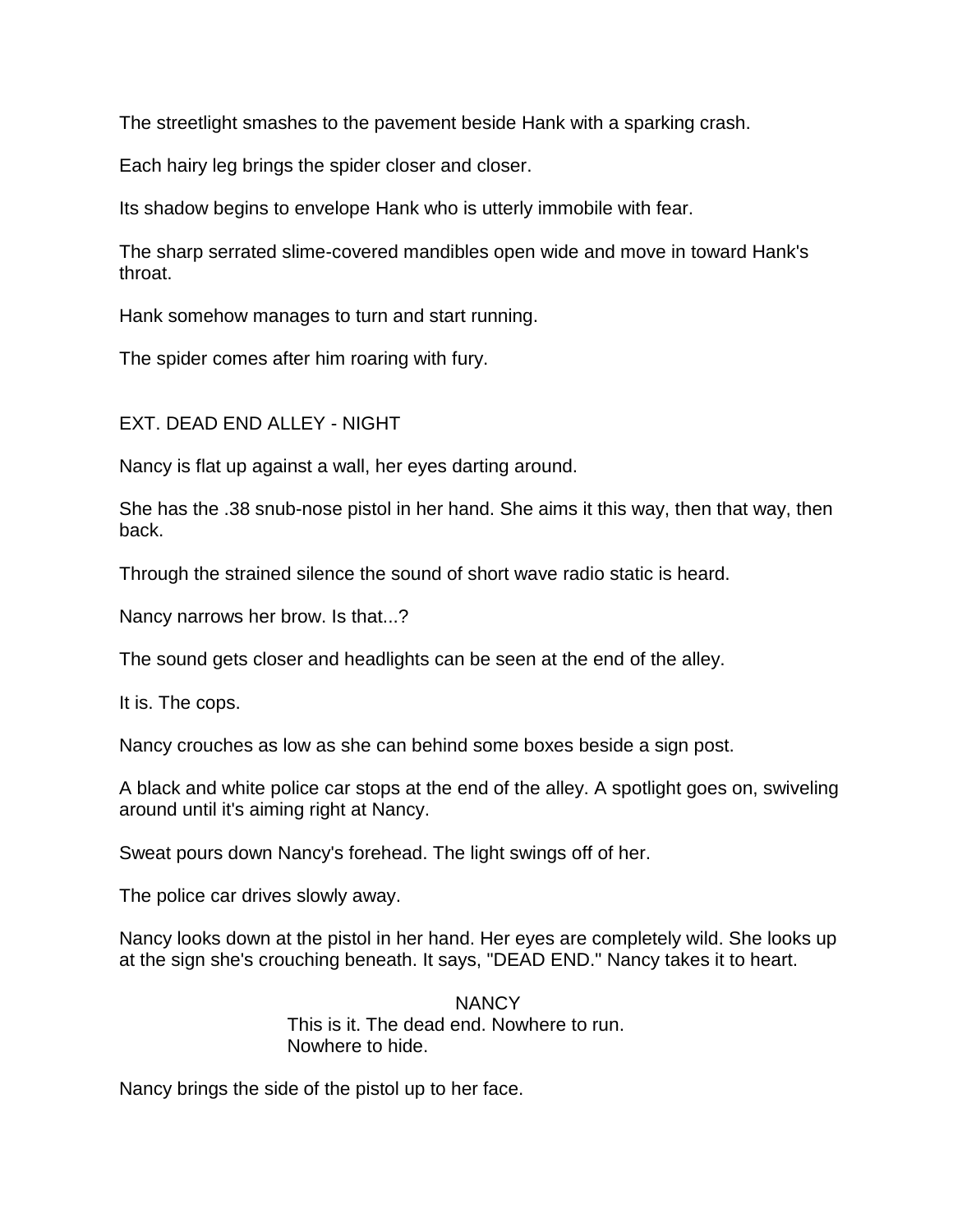The streetlight smashes to the pavement beside Hank with a sparking crash.

Each hairy leg brings the spider closer and closer.

Its shadow begins to envelope Hank who is utterly immobile with fear.

The sharp serrated slime-covered mandibles open wide and move in toward Hank's throat.

Hank somehow manages to turn and start running.

The spider comes after him roaring with fury.

EXT. DEAD END ALLEY - NIGHT

Nancy is flat up against a wall, her eyes darting around.

She has the .38 snub-nose pistol in her hand. She aims it this way, then that way, then back.

Through the strained silence the sound of short wave radio static is heard.

Nancy narrows her brow. Is that...?

The sound gets closer and headlights can be seen at the end of the alley.

It is. The cops.

Nancy crouches as low as she can behind some boxes beside a sign post.

A black and white police car stops at the end of the alley. A spotlight goes on, swiveling around until it's aiming right at Nancy.

Sweat pours down Nancy's forehead. The light swings off of her.

The police car drives slowly away.

Nancy looks down at the pistol in her hand. Her eyes are completely wild. She looks up at the sign she's crouching beneath. It says, "DEAD END." Nancy takes it to heart.

NANCY
This is it. The dead end. Nowhere to run.
Nowhere to hide.

Nancy brings the side of the pistol up to her face.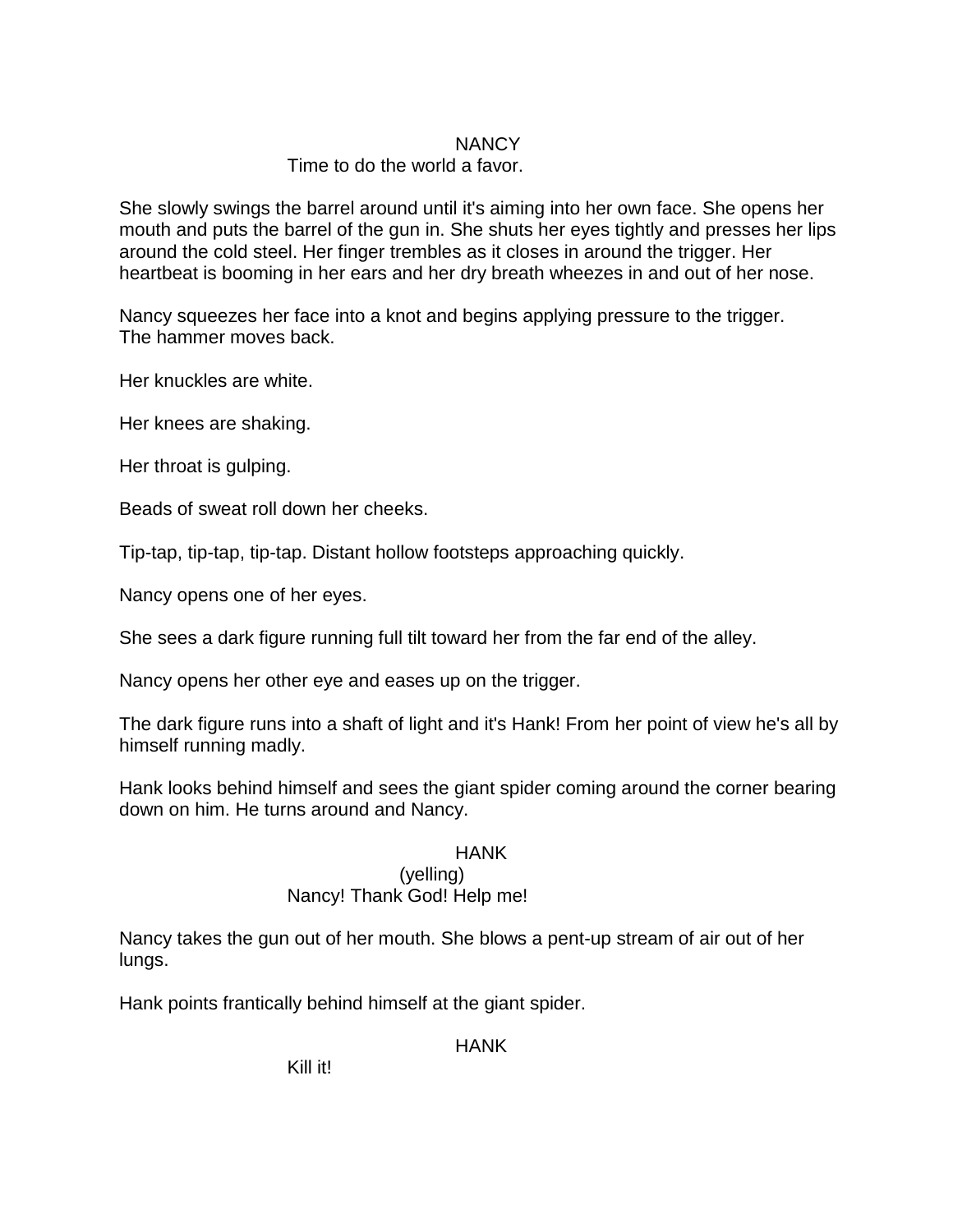NANCY
Time to do the world a favor.

She slowly swings the barrel around until it's aiming into her own face. She opens her mouth and puts the barrel of the gun in. She shuts her eyes tightly and presses her lips around the cold steel. Her finger trembles as it closes in around the trigger. Her heartbeat is booming in her ears and her dry breath wheezes in and out of her nose.

Nancy squeezes her face into a knot and begins applying pressure to the trigger.
The hammer moves back.

Her knuckles are white.

Her knees are shaking.

Her throat is gulping.

Beads of sweat roll down her cheeks.

Tip-tap, tip-tap, tip-tap. Distant hollow footsteps approaching quickly.

Nancy opens one of her eyes.

She sees a dark figure running full tilt toward her from the far end of the alley.

Nancy opens her other eye and eases up on the trigger.

The dark figure runs into a shaft of light and it's Hank! From her point of view he's all by himself running madly.

Hank looks behind himself and sees the giant spider coming around the corner bearing down on him. He turns around and Nancy.

HANK
(yelling)
Nancy! Thank God! Help me!

Nancy takes the gun out of her mouth. She blows a pent-up stream of air out of her lungs.

Hank points frantically behind himself at the giant spider.

HANK
Kill it!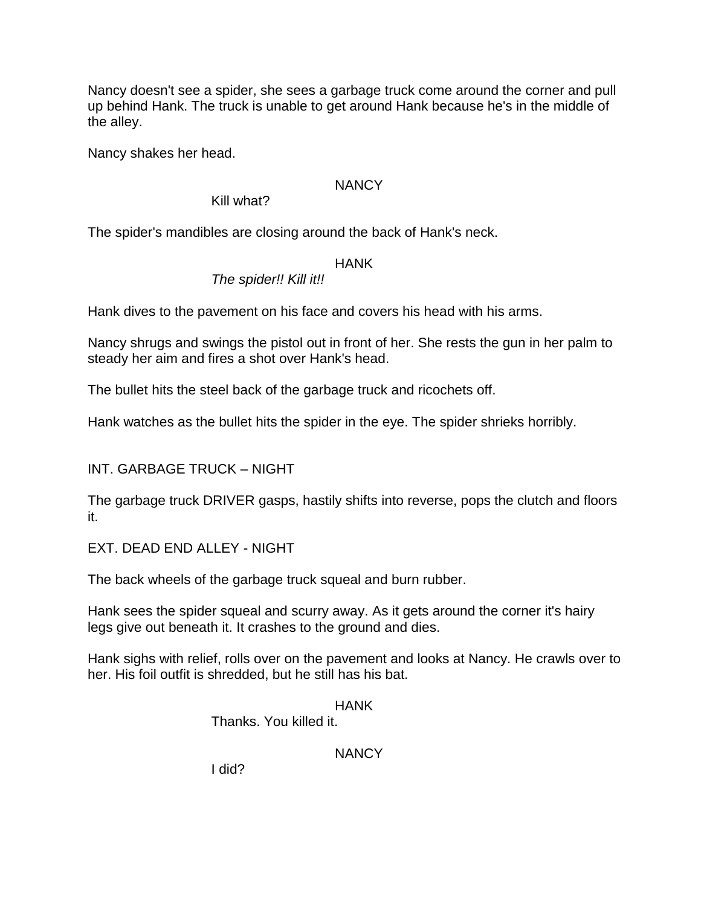Nancy doesn't see a spider, she sees a garbage truck come around the corner and pull up behind Hank. The truck is unable to get around Hank because he's in the middle of the alley.

Nancy shakes her head.

NANCY

Kill what?

The spider's mandibles are closing around the back of Hank's neck.

HANK

*The spider!! Kill it!!*

Hank dives to the pavement on his face and covers his head with his arms.

Nancy shrugs and swings the pistol out in front of her. She rests the gun in her palm to steady her aim and fires a shot over Hank's head.

The bullet hits the steel back of the garbage truck and ricochets off.

Hank watches as the bullet hits the spider in the eye. The spider shrieks horribly.

INT. GARBAGE TRUCK – NIGHT

The garbage truck DRIVER gasps, hastily shifts into reverse, pops the clutch and floors it.

EXT. DEAD END ALLEY - NIGHT

The back wheels of the garbage truck squeal and burn rubber.

Hank sees the spider squeal and scurry away. As it gets around the corner it's hairy legs give out beneath it. It crashes to the ground and dies.

Hank sighs with relief, rolls over on the pavement and looks at Nancy. He crawls over to her. His foil outfit is shredded, but he still has his bat.

HANK

Thanks. You killed it.

NANCY

I did?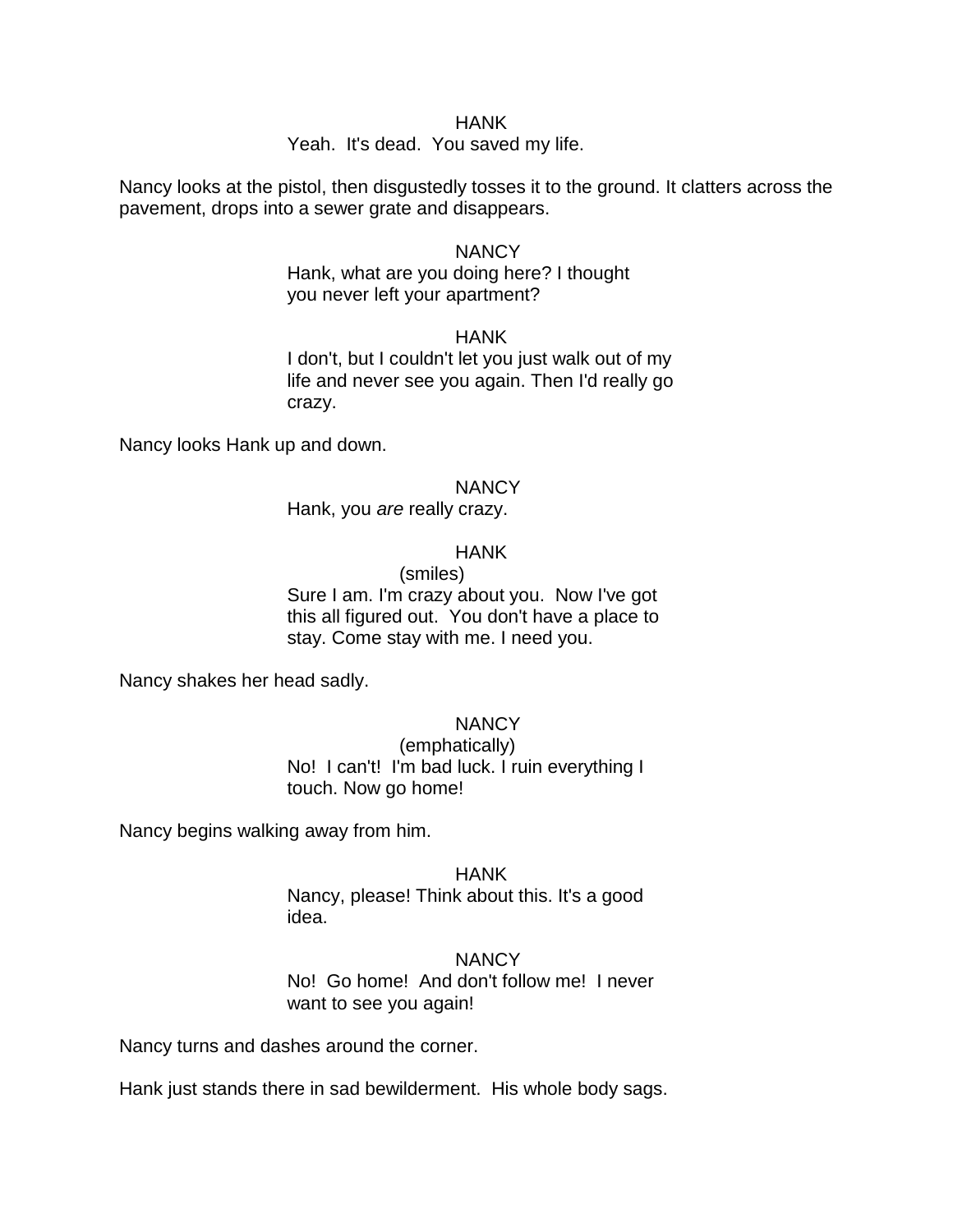HANK

Yeah. It's dead. You saved my life.

Nancy looks at the pistol, then disgustedly tosses it to the ground. It clatters across the pavement, drops into a sewer grate and disappears.

NANCY

Hank, what are you doing here? I thought you never left your apartment?

HANK

I don't, but I couldn't let you just walk out of my life and never see you again. Then I'd really go crazy.

Nancy looks Hank up and down.

NANCY

Hank, you *are* really crazy.

HANK

(smiles)

Sure I am. I'm crazy about you. Now I've got this all figured out. You don't have a place to stay. Come stay with me. I need you.

Nancy shakes her head sadly.

NANCY

(emphatically)

No! I can't! I'm bad luck. I ruin everything I touch. Now go home!

Nancy begins walking away from him.

HANK

Nancy, please! Think about this. It's a good idea.

NANCY

No! Go home! And don't follow me! I never want to see you again!

Nancy turns and dashes around the corner.

Hank just stands there in sad bewilderment. His whole body sags.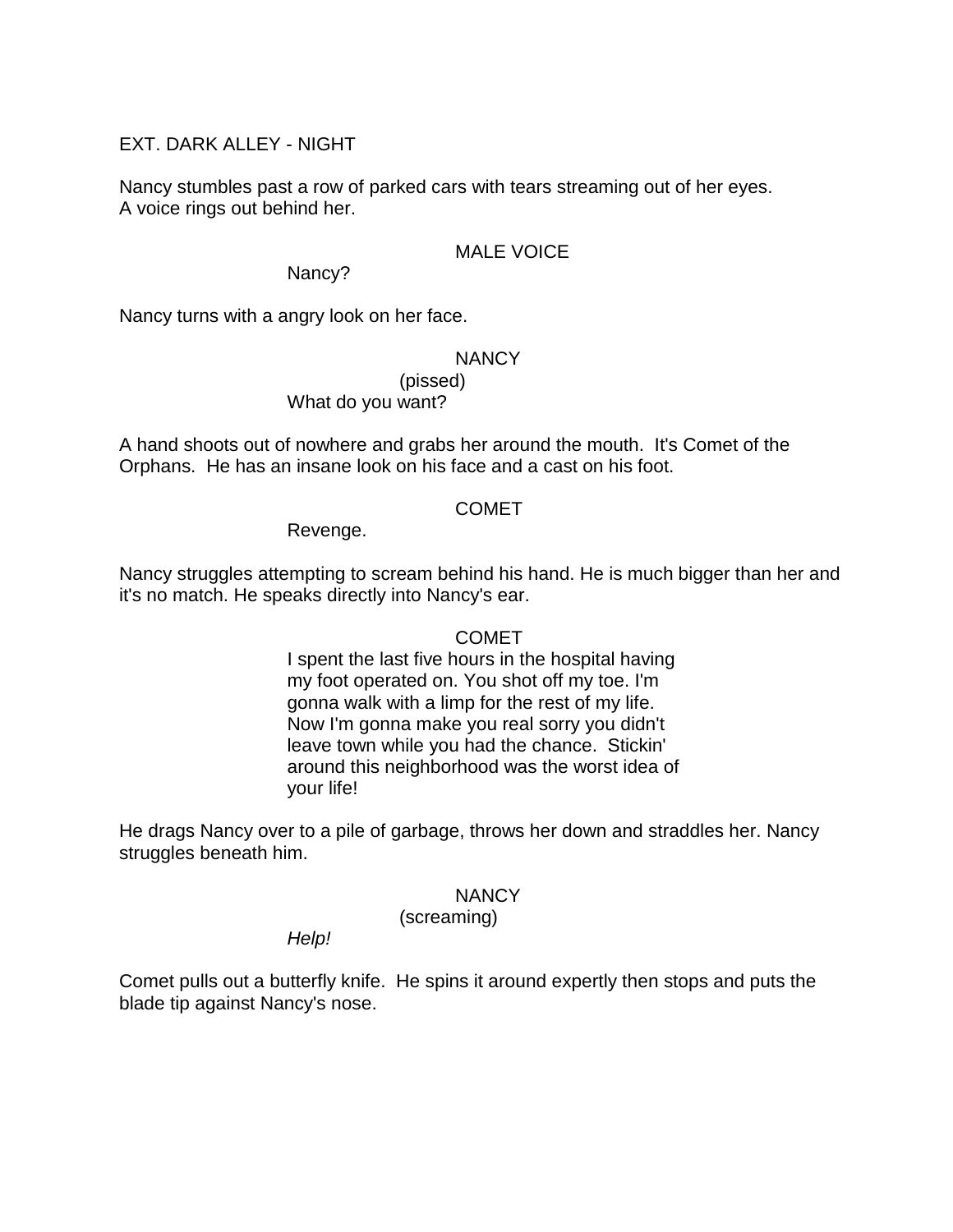EXT. DARK ALLEY - NIGHT

Nancy stumbles past a row of parked cars with tears streaming out of her eyes. A voice rings out behind her.

MALE VOICE

Nancy?

Nancy turns with a angry look on her face.

NANCY

(pissed)

What do you want?

A hand shoots out of nowhere and grabs her around the mouth. It's Comet of the Orphans. He has an insane look on his face and a cast on his foot.

COMET

Revenge.

Nancy struggles attempting to scream behind his hand. He is much bigger than her and it's no match. He speaks directly into Nancy's ear.

COMET

I spent the last five hours in the hospital having my foot operated on. You shot off my toe. I'm gonna walk with a limp for the rest of my life. Now I'm gonna make you real sorry you didn't leave town while you had the chance. Stickin' around this neighborhood was the worst idea of your life!

He drags Nancy over to a pile of garbage, throws her down and straddles her. Nancy struggles beneath him.

NANCY

(screaming)

*Help!*

Comet pulls out a butterfly knife. He spins it around expertly then stops and puts the blade tip against Nancy's nose.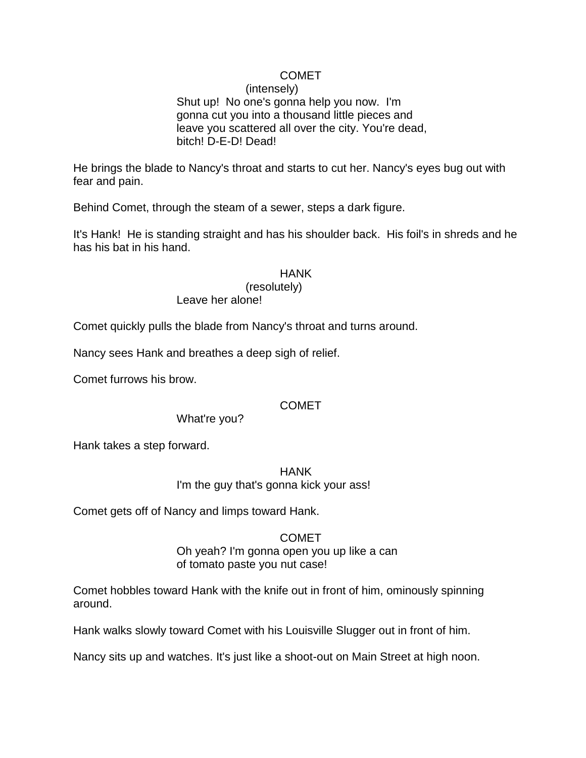COMET
(intensely)
Shut up! No one's gonna help you now. I'm gonna cut you into a thousand little pieces and leave you scattered all over the city. You're dead, bitch! D-E-D! Dead!

He brings the blade to Nancy's throat and starts to cut her. Nancy's eyes bug out with fear and pain.

Behind Comet, through the steam of a sewer, steps a dark figure.

It's Hank! He is standing straight and has his shoulder back. His foil's in shreds and he has his bat in his hand.

HANK
(resolutely)
Leave her alone!

Comet quickly pulls the blade from Nancy's throat and turns around.

Nancy sees Hank and breathes a deep sigh of relief.

Comet furrows his brow.

COMET
What're you?

Hank takes a step forward.

HANK
I'm the guy that's gonna kick your ass!

Comet gets off of Nancy and limps toward Hank.

COMET
Oh yeah? I'm gonna open you up like a can of tomato paste you nut case!

Comet hobbles toward Hank with the knife out in front of him, ominously spinning around.

Hank walks slowly toward Comet with his Louisville Slugger out in front of him.

Nancy sits up and watches. It's just like a shoot-out on Main Street at high noon.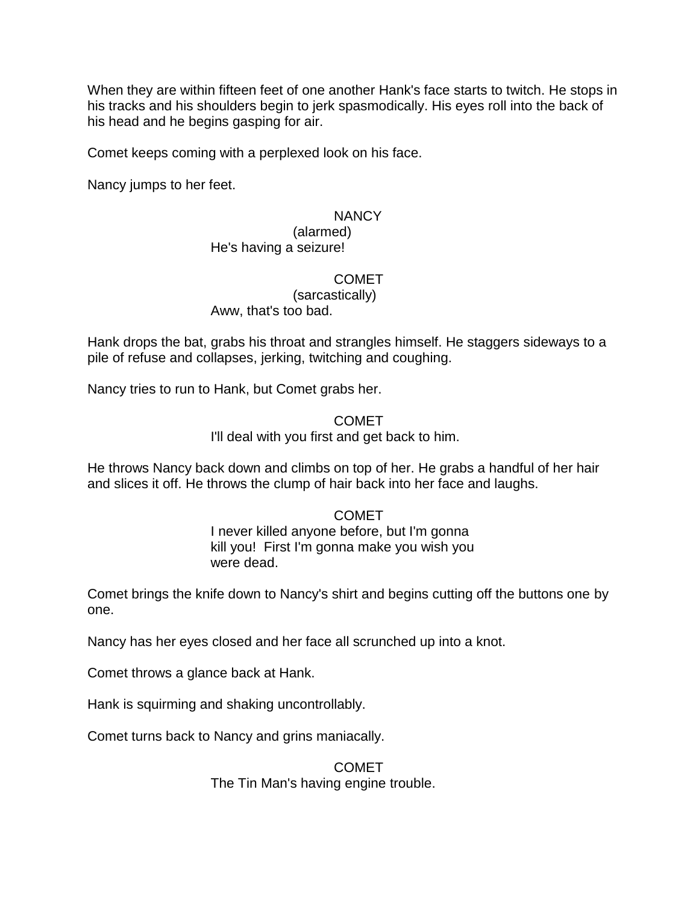When they are within fifteen feet of one another Hank's face starts to twitch. He stops in his tracks and his shoulders begin to jerk spasmodically. His eyes roll into the back of his head and he begins gasping for air.

Comet keeps coming with a perplexed look on his face.

Nancy jumps to her feet.

NANCY
(alarmed)
He's having a seizure!

COMET
(sarcastically)
Aww, that's too bad.

Hank drops the bat, grabs his throat and strangles himself. He staggers sideways to a pile of refuse and collapses, jerking, twitching and coughing.

Nancy tries to run to Hank, but Comet grabs her.

COMET
I'll deal with you first and get back to him.

He throws Nancy back down and climbs on top of her. He grabs a handful of her hair and slices it off. He throws the clump of hair back into her face and laughs.

COMET
I never killed anyone before, but I'm gonna kill you! First I'm gonna make you wish you were dead.

Comet brings the knife down to Nancy's shirt and begins cutting off the buttons one by one.

Nancy has her eyes closed and her face all scrunched up into a knot.

Comet throws a glance back at Hank.

Hank is squirming and shaking uncontrollably.

Comet turns back to Nancy and grins maniacally.

COMET
The Tin Man's having engine trouble.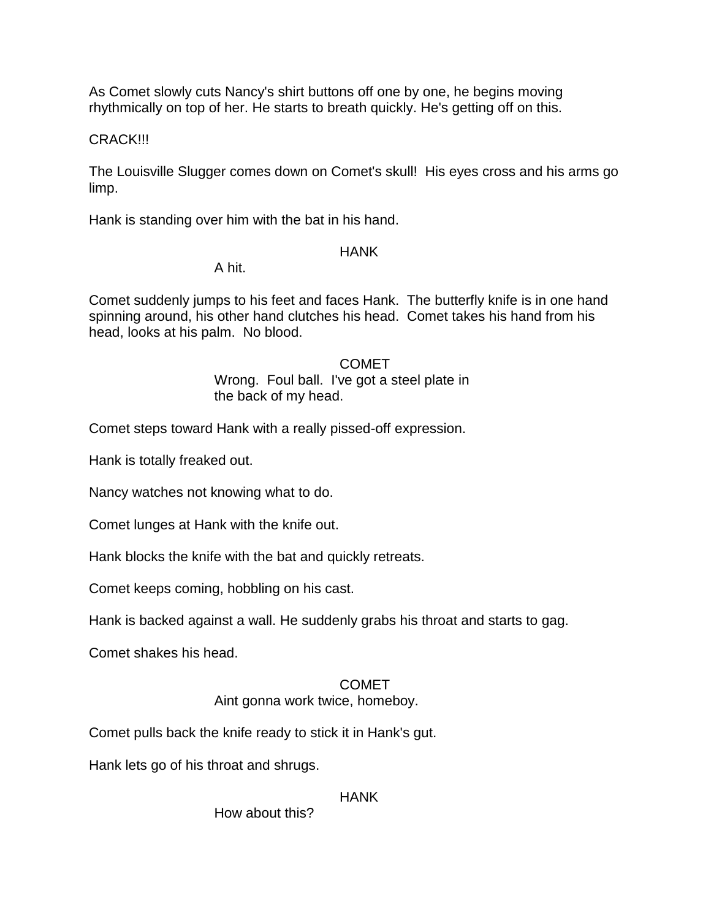As Comet slowly cuts Nancy's shirt buttons off one by one, he begins moving rhythmically on top of her. He starts to breath quickly. He's getting off on this.

CRACK!!!

The Louisville Slugger comes down on Comet's skull! His eyes cross and his arms go limp.

Hank is standing over him with the bat in his hand.

HANK

A hit.

Comet suddenly jumps to his feet and faces Hank. The butterfly knife is in one hand spinning around, his other hand clutches his head. Comet takes his hand from his head, looks at his palm. No blood.

COMET

Wrong. Foul ball. I've got a steel plate in the back of my head.

Comet steps toward Hank with a really pissed-off expression.

Hank is totally freaked out.

Nancy watches not knowing what to do.

Comet lunges at Hank with the knife out.

Hank blocks the knife with the bat and quickly retreats.

Comet keeps coming, hobbling on his cast.

Hank is backed against a wall. He suddenly grabs his throat and starts to gag.

Comet shakes his head.

COMET

Aint gonna work twice, homeboy.

Comet pulls back the knife ready to stick it in Hank's gut.

Hank lets go of his throat and shrugs.

HANK

How about this?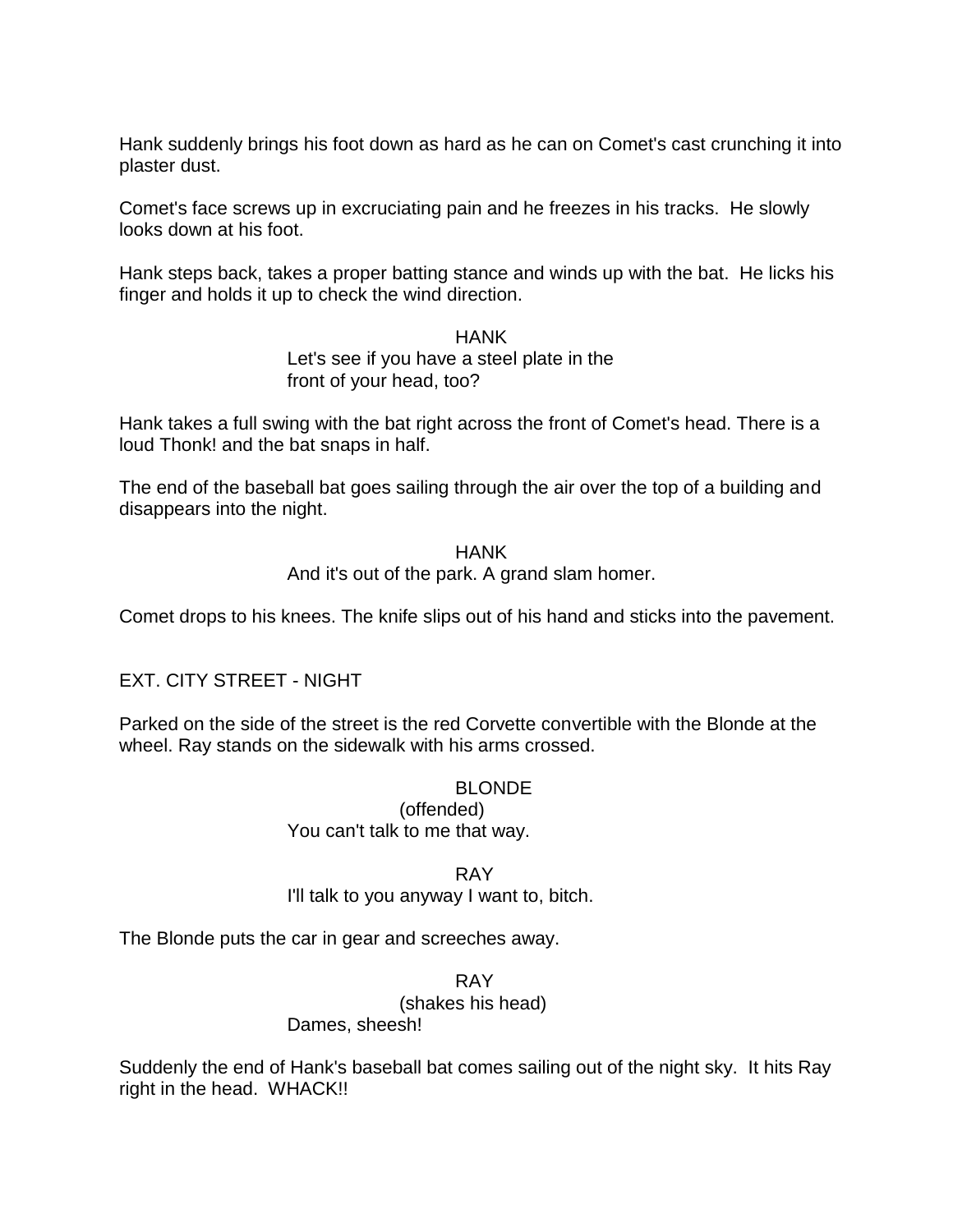Hank suddenly brings his foot down as hard as he can on Comet's cast crunching it into plaster dust.

Comet's face screws up in excruciating pain and he freezes in his tracks. He slowly looks down at his foot.

Hank steps back, takes a proper batting stance and winds up with the bat. He licks his finger and holds it up to check the wind direction.

HANK
Let's see if you have a steel plate in the front of your head, too?

Hank takes a full swing with the bat right across the front of Comet's head. There is a loud Thonk! and the bat snaps in half.

The end of the baseball bat goes sailing through the air over the top of a building and disappears into the night.

HANK
And it's out of the park. A grand slam homer.

Comet drops to his knees. The knife slips out of his hand and sticks into the pavement.

EXT. CITY STREET - NIGHT

Parked on the side of the street is the red Corvette convertible with the Blonde at the wheel. Ray stands on the sidewalk with his arms crossed.

BLONDE
(offended)
You can't talk to me that way.

RAY
I'll talk to you anyway I want to, bitch.

The Blonde puts the car in gear and screeches away.

RAY
(shakes his head)
Dames, sheesh!

Suddenly the end of Hank's baseball bat comes sailing out of the night sky. It hits Ray right in the head. WHACK!!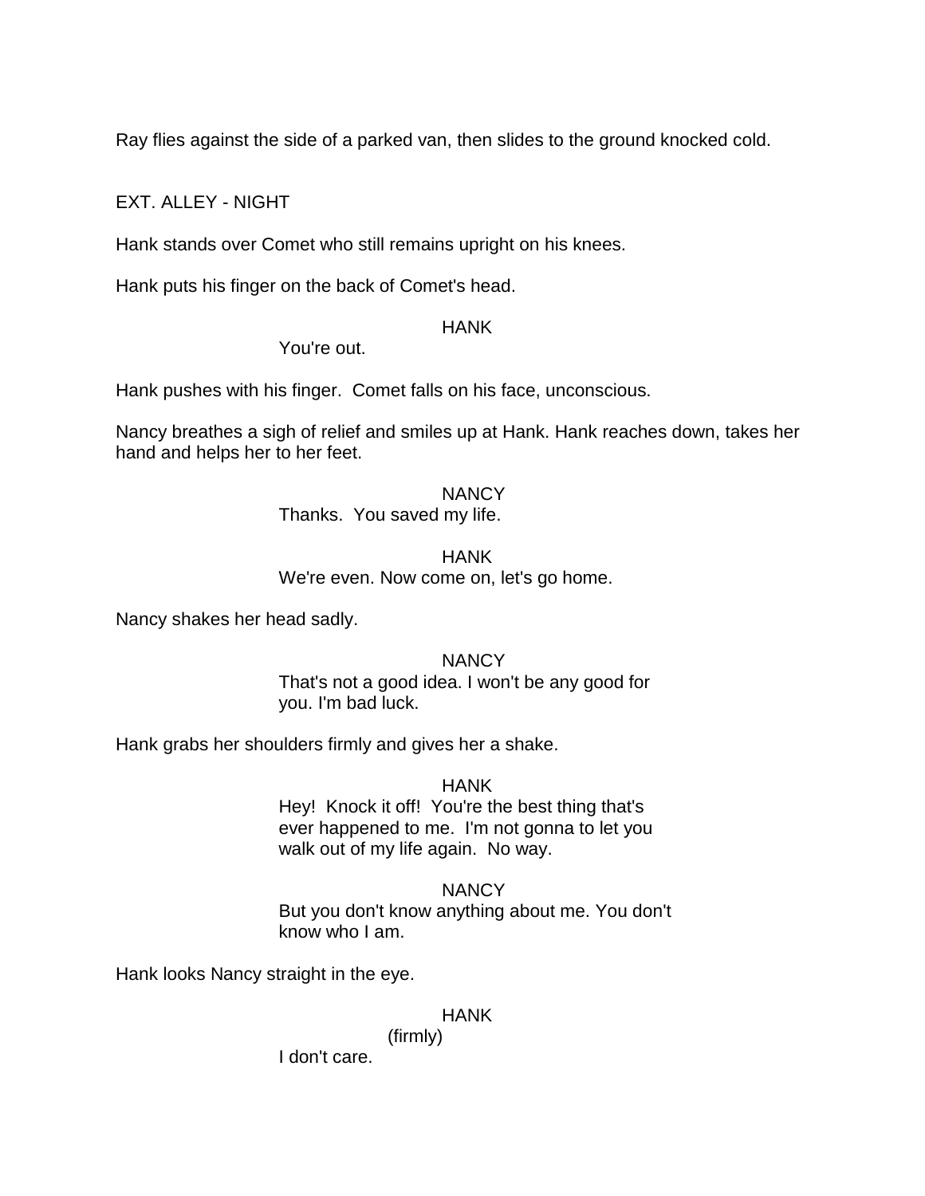Ray flies against the side of a parked van, then slides to the ground knocked cold.

EXT. ALLEY - NIGHT

Hank stands over Comet who still remains upright on his knees.

Hank puts his finger on the back of Comet's head.

HANK

You're out.

Hank pushes with his finger. Comet falls on his face, unconscious.

Nancy breathes a sigh of relief and smiles up at Hank. Hank reaches down, takes her hand and helps her to her feet.

NANCY

Thanks. You saved my life.

HANK

We're even. Now come on, let's go home.

Nancy shakes her head sadly.

NANCY

That's not a good idea. I won't be any good for you. I'm bad luck.

Hank grabs her shoulders firmly and gives her a shake.

HANK

Hey! Knock it off! You're the best thing that's ever happened to me. I'm not gonna to let you walk out of my life again. No way.

NANCY

But you don't know anything about me. You don't know who I am.

Hank looks Nancy straight in the eye.

HANK

(firmly)

I don't care.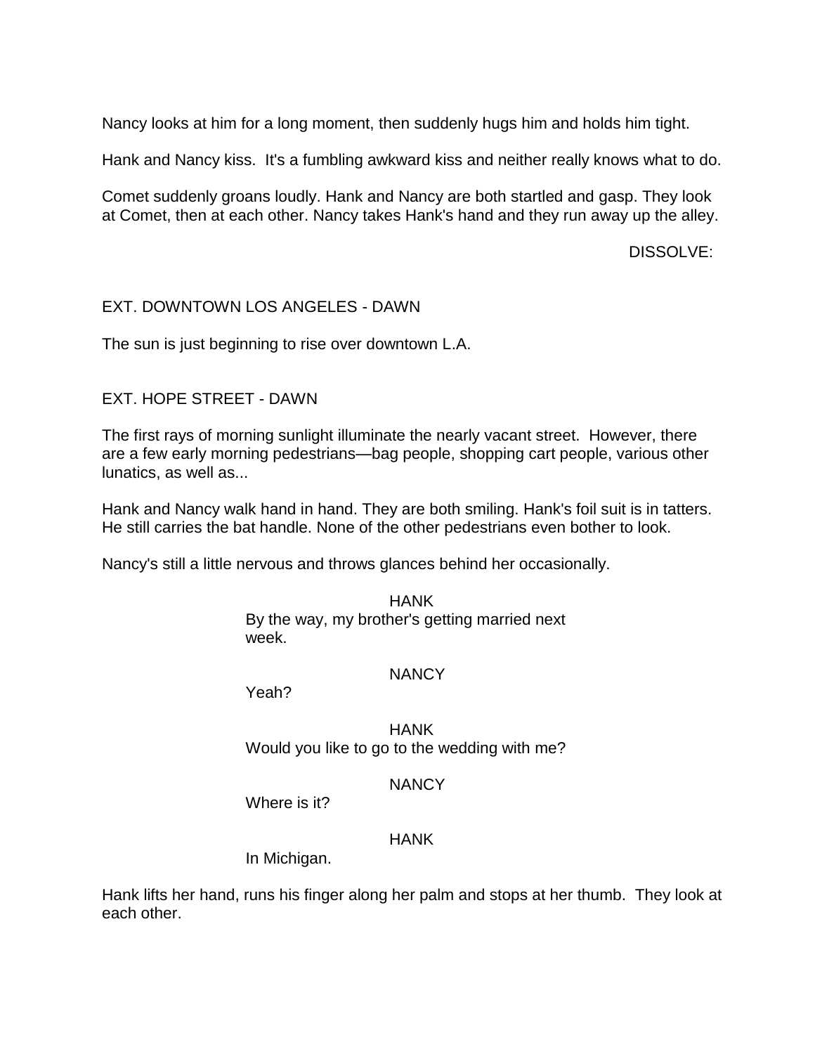Nancy looks at him for a long moment, then suddenly hugs him and holds him tight.

Hank and Nancy kiss. It's a fumbling awkward kiss and neither really knows what to do.

Comet suddenly groans loudly. Hank and Nancy are both startled and gasp. They look at Comet, then at each other. Nancy takes Hank's hand and they run away up the alley.

DISSOLVE:

EXT. DOWNTOWN LOS ANGELES - DAWN

The sun is just beginning to rise over downtown L.A.

EXT. HOPE STREET - DAWN

The first rays of morning sunlight illuminate the nearly vacant street. However, there are a few early morning pedestrians—bag people, shopping cart people, various other lunatics, as well as...

Hank and Nancy walk hand in hand. They are both smiling. Hank's foil suit is in tatters. He still carries the bat handle. None of the other pedestrians even bother to look.

Nancy's still a little nervous and throws glances behind her occasionally.

HANK
By the way, my brother's getting married next week.

NANCY
Yeah?

HANK
Would you like to go to the wedding with me?

NANCY
Where is it?

HANK
In Michigan.

Hank lifts her hand, runs his finger along her palm and stops at her thumb. They look at each other.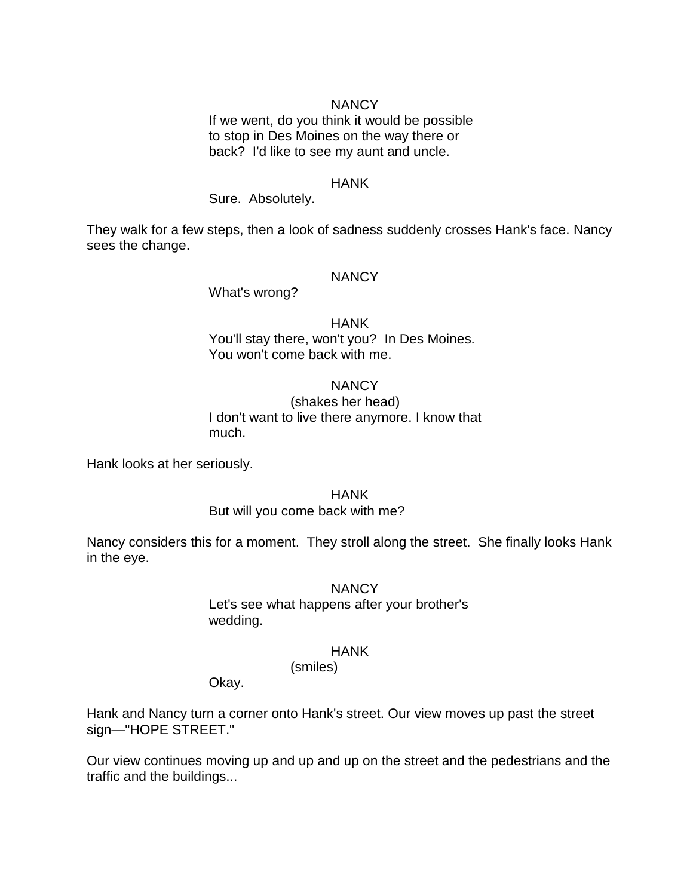NANCY

If we went, do you think it would be possible to stop in Des Moines on the way there or back? I'd like to see my aunt and uncle.

HANK

Sure. Absolutely.

They walk for a few steps, then a look of sadness suddenly crosses Hank's face. Nancy sees the change.

NANCY

What's wrong?

HANK

You'll stay there, won't you? In Des Moines. You won't come back with me.

NANCY

(shakes her head)

I don't want to live there anymore. I know that much.

Hank looks at her seriously.

HANK

But will you come back with me?

Nancy considers this for a moment. They stroll along the street. She finally looks Hank in the eye.

NANCY

Let's see what happens after your brother's wedding.

HANK

(smiles)

Okay.

Hank and Nancy turn a corner onto Hank's street. Our view moves up past the street sign—"HOPE STREET."

Our view continues moving up and up and up on the street and the pedestrians and the traffic and the buildings...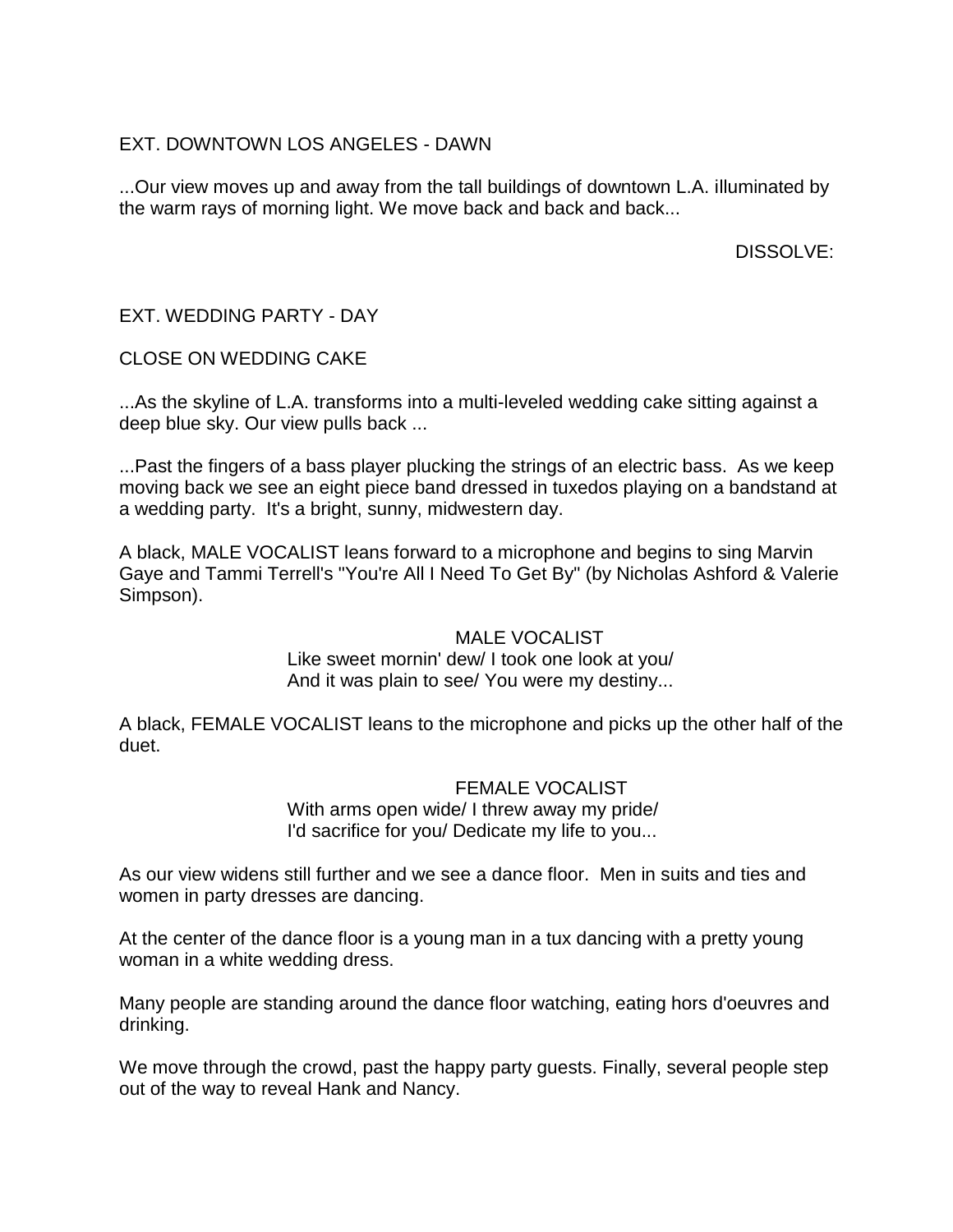EXT. DOWNTOWN LOS ANGELES - DAWN

...Our view moves up and away from the tall buildings of downtown L.A. illuminated by the warm rays of morning light. We move back and back and back...

DISSOLVE:

EXT. WEDDING PARTY - DAY

CLOSE ON WEDDING CAKE

...As the skyline of L.A. transforms into a multi-leveled wedding cake sitting against a deep blue sky. Our view pulls back ...

...Past the fingers of a bass player plucking the strings of an electric bass. As we keep moving back we see an eight piece band dressed in tuxedos playing on a bandstand at a wedding party. It's a bright, sunny, midwestern day.

A black, MALE VOCALIST leans forward to a microphone and begins to sing Marvin Gaye and Tammi Terrell's "You're All I Need To Get By" (by Nicholas Ashford & Valerie Simpson).

MALE VOCALIST
Like sweet mornin' dew/ I took one look at you/
And it was plain to see/ You were my destiny...

A black, FEMALE VOCALIST leans to the microphone and picks up the other half of the duet.

FEMALE VOCALIST
With arms open wide/ I threw away my pride/
I'd sacrifice for you/ Dedicate my life to you...

As our view widens still further and we see a dance floor. Men in suits and ties and women in party dresses are dancing.

At the center of the dance floor is a young man in a tux dancing with a pretty young woman in a white wedding dress.

Many people are standing around the dance floor watching, eating hors d'oeuvres and drinking.

We move through the crowd, past the happy party guests. Finally, several people step out of the way to reveal Hank and Nancy.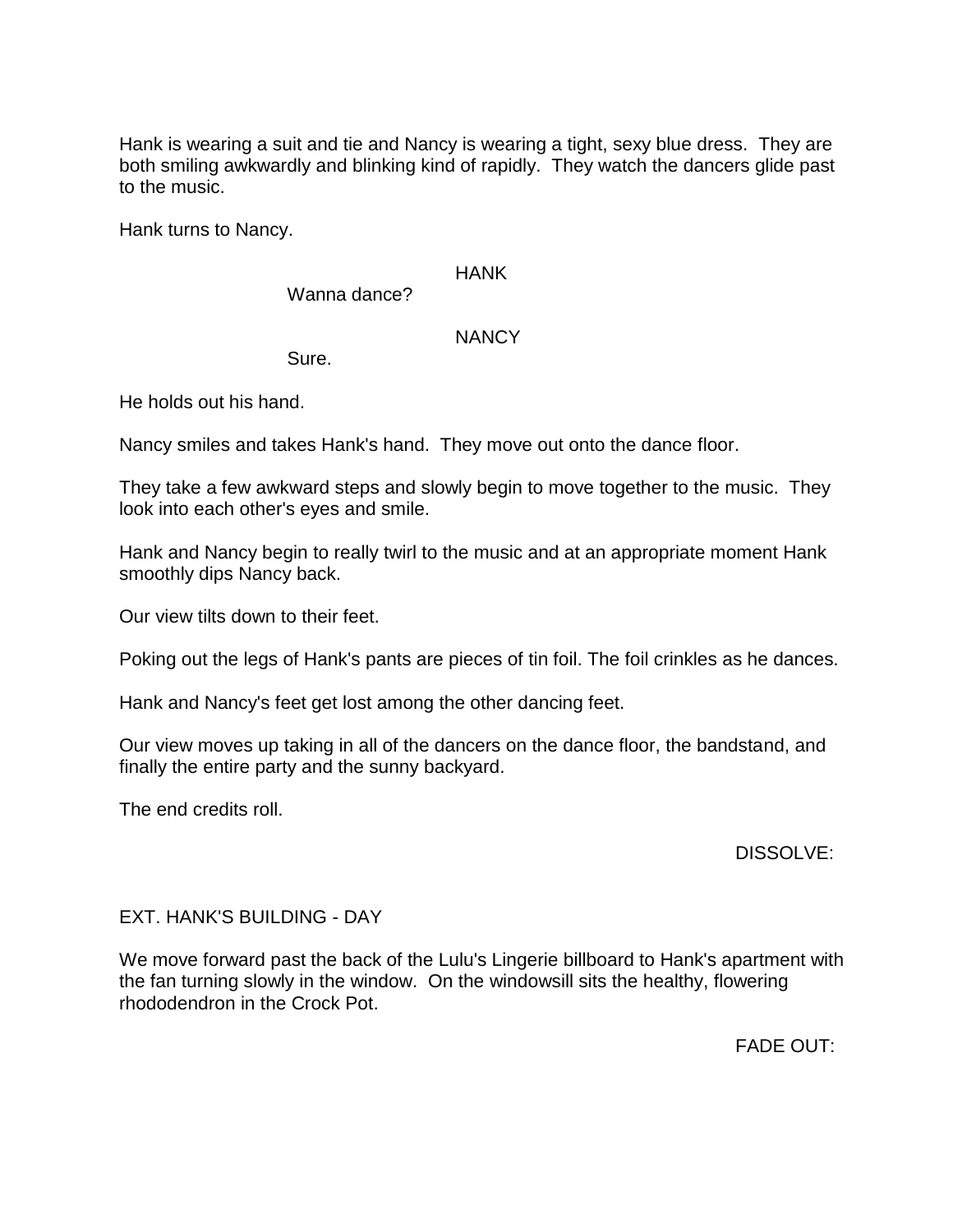Hank is wearing a suit and tie and Nancy is wearing a tight, sexy blue dress. They are both smiling awkwardly and blinking kind of rapidly. They watch the dancers glide past to the music.

Hank turns to Nancy.

HANK

Wanna dance?

NANCY

Sure.

He holds out his hand.

Nancy smiles and takes Hank's hand. They move out onto the dance floor.

They take a few awkward steps and slowly begin to move together to the music. They look into each other's eyes and smile.

Hank and Nancy begin to really twirl to the music and at an appropriate moment Hank smoothly dips Nancy back.

Our view tilts down to their feet.

Poking out the legs of Hank's pants are pieces of tin foil. The foil crinkles as he dances.

Hank and Nancy's feet get lost among the other dancing feet.

Our view moves up taking in all of the dancers on the dance floor, the bandstand, and finally the entire party and the sunny backyard.

The end credits roll.

DISSOLVE:

EXT. HANK'S BUILDING - DAY

We move forward past the back of the Lulu's Lingerie billboard to Hank's apartment with the fan turning slowly in the window. On the windowsill sits the healthy, flowering rhododendron in the Crock Pot.

FADE OUT: